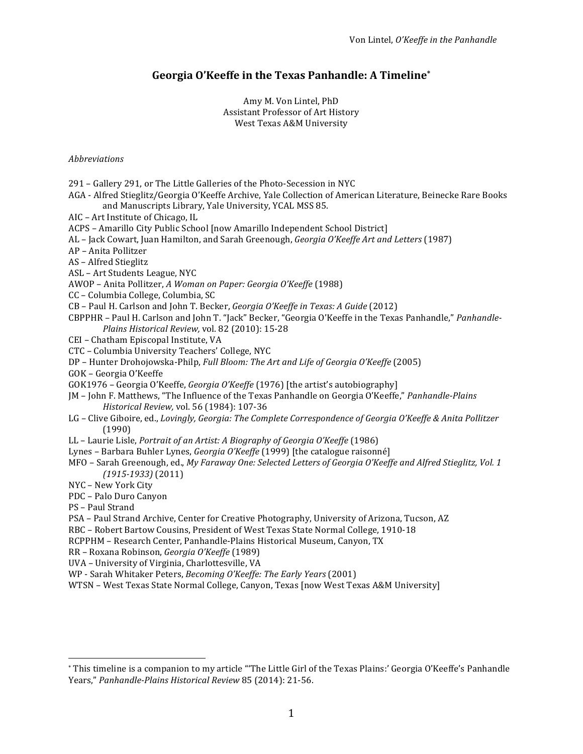# Georgia O'Keeffe in the Texas Panhandle: A Timeline*

Amy M. Von Lintel, PhD
Assistant Professor of Art History
West Texas A&M University

*Abbreviations*

291 – Gallery 291, or The Little Galleries of the Photo-Secession in NYC
AGA - Alfred Stieglitz/Georgia O'Keeffe Archive, Yale Collection of American Literature, Beinecke Rare Books and Manuscripts Library, Yale University, YCAL MSS 85.
AIC – Art Institute of Chicago, IL
ACPS – Amarillo City Public School [now Amarillo Independent School District]
AL – Jack Cowart, Juan Hamilton, and Sarah Greenough, *Georgia O'Keeffe Art and Letters* (1987)
AP – Anita Pollitzer
AS – Alfred Stieglitz
ASL – Art Students League, NYC
AWOP – Anita Pollitzer, *A Woman on Paper: Georgia O'Keeffe* (1988)
CC – Columbia College, Columbia, SC
CB – Paul H. Carlson and John T. Becker, *Georgia O'Keeffe in Texas: A Guide* (2012)
CBPPHR – Paul H. Carlson and John T. "Jack" Becker, "Georgia O'Keeffe in the Texas Panhandle," *Panhandle-Plains Historical Review,* vol. 82 (2010): 15-28
CEI – Chatham Episcopal Institute, VA
CTC – Columbia University Teachers' College, NYC
DP – Hunter Drohojowska-Philp, *Full Bloom: The Art and Life of Georgia O'Keeffe* (2005)
GOK – Georgia O'Keeffe
GOK1976 – Georgia O'Keeffe, *Georgia O'Keeffe* (1976) [the artist's autobiography]
JM – John F. Matthews, "The Influence of the Texas Panhandle on Georgia O'Keeffe," *Panhandle-Plains Historical Review,* vol. 56 (1984): 107-36
LG – Clive Giboire, ed., *Lovingly, Georgia: The Complete Correspondence of Georgia O'Keeffe & Anita Pollitzer* (1990)
LL – Laurie Lisle, *Portrait of an Artist: A Biography of Georgia O'Keeffe* (1986)
Lynes – Barbara Buhler Lynes, *Georgia O'Keeffe* (1999) [the catalogue raisonné]
MFO – Sarah Greenough, ed., *My Faraway One: Selected Letters of Georgia O'Keeffe and Alfred Stieglitz, Vol. 1 (1915-1933)* (2011)
NYC – New York City
PDC – Palo Duro Canyon
PS – Paul Strand
PSA – Paul Strand Archive, Center for Creative Photography, University of Arizona, Tucson, AZ
RBC – Robert Bartow Cousins, President of West Texas State Normal College, 1910-18
RCPPHM – Research Center, Panhandle-Plains Historical Museum, Canyon, TX
RR – Roxana Robinson, *Georgia O'Keeffe* (1989)
UVA – University of Virginia, Charlottesville, VA
WP - Sarah Whitaker Peters, *Becoming O'Keeffe: The Early Years* (2001)
WTSN – West Texas State Normal College, Canyon, Texas [now West Texas A&M University]

---

* This timeline is a companion to my article "'The Little Girl of the Texas Plains:' Georgia O'Keeffe's Panhandle Years," *Panhandle-Plains Historical Review* 85 (2014): 21-56.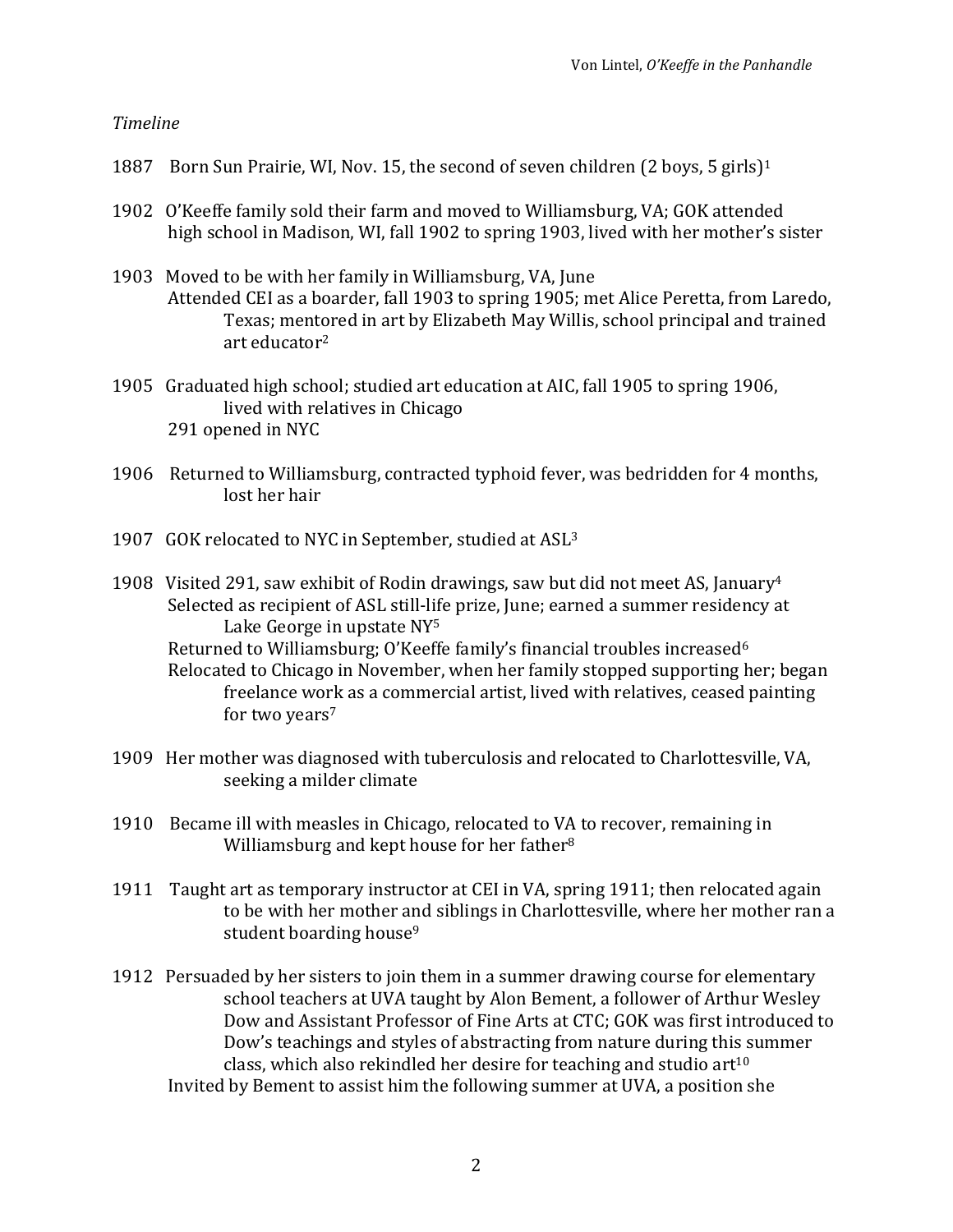*Timeline*

1887 Born Sun Prairie, WI, Nov. 15, the second of seven children (2 boys, 5 girls)[1]

1902 O'Keeffe family sold their farm and moved to Williamsburg, VA; GOK attended high school in Madison, WI, fall 1902 to spring 1903, lived with her mother's sister

1903 Moved to be with her family in Williamsburg, VA, June
Attended CEI as a boarder, fall 1903 to spring 1905; met Alice Peretta, from Laredo, Texas; mentored in art by Elizabeth May Willis, school principal and trained art educator[2]

1905 Graduated high school; studied art education at AIC, fall 1905 to spring 1906, lived with relatives in Chicago
291 opened in NYC

1906 Returned to Williamsburg, contracted typhoid fever, was bedridden for 4 months, lost her hair

1907 GOK relocated to NYC in September, studied at ASL[3]

1908 Visited 291, saw exhibit of Rodin drawings, saw but did not meet AS, January[4]
Selected as recipient of ASL still-life prize, June; earned a summer residency at Lake George in upstate NY[5]
Returned to Williamsburg; O'Keeffe family's financial troubles increased[6]
Relocated to Chicago in November, when her family stopped supporting her; began freelance work as a commercial artist, lived with relatives, ceased painting for two years[7]

1909 Her mother was diagnosed with tuberculosis and relocated to Charlottesville, VA, seeking a milder climate

1910 Became ill with measles in Chicago, relocated to VA to recover, remaining in Williamsburg and kept house for her father[8]

1911 Taught art as temporary instructor at CEI in VA, spring 1911; then relocated again to be with her mother and siblings in Charlottesville, where her mother ran a student boarding house[9]

1912 Persuaded by her sisters to join them in a summer drawing course for elementary school teachers at UVA taught by Alon Bement, a follower of Arthur Wesley Dow and Assistant Professor of Fine Arts at CTC; GOK was first introduced to Dow's teachings and styles of abstracting from nature during this summer class, which also rekindled her desire for teaching and studio art[10]
Invited by Bement to assist him the following summer at UVA, a position she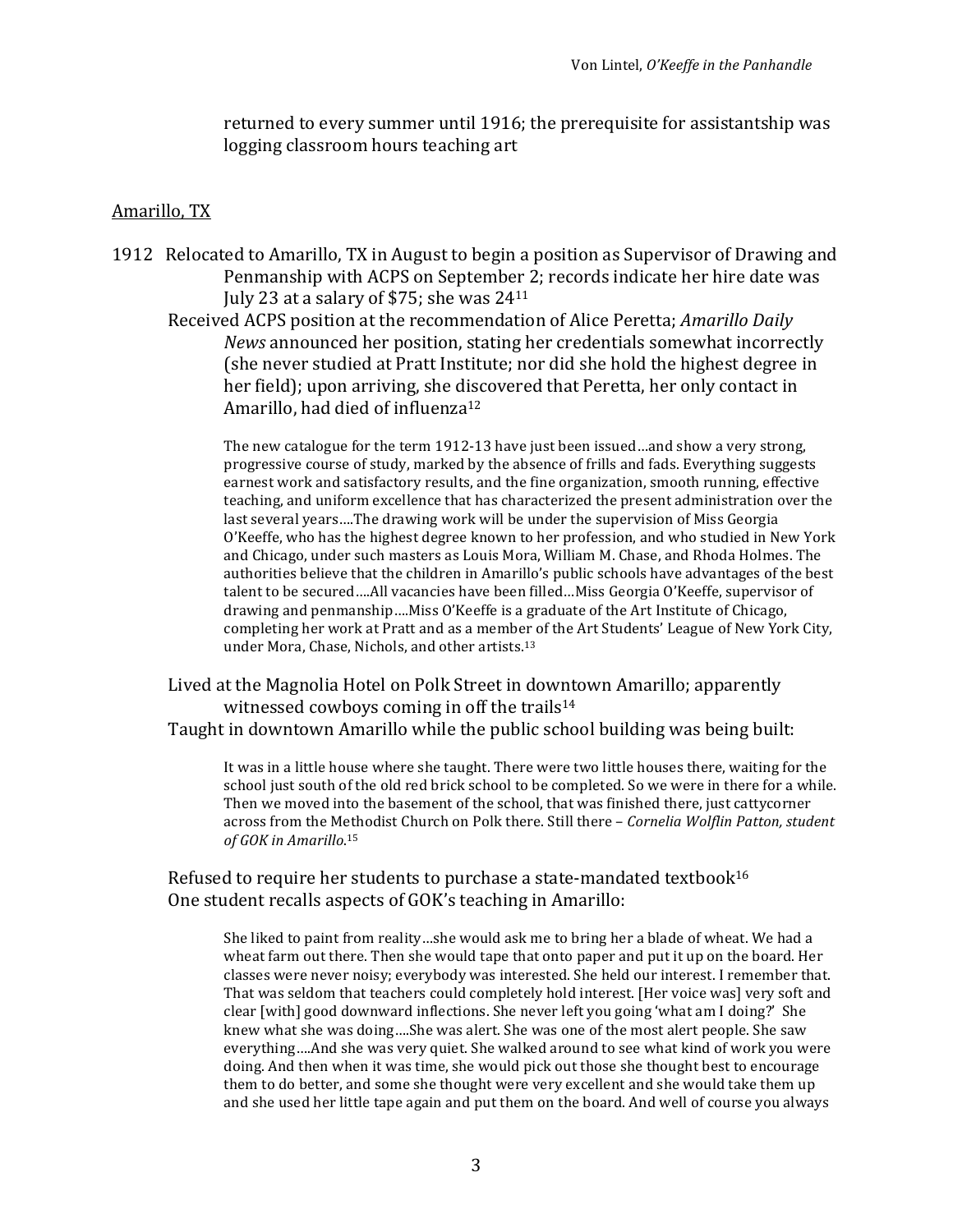returned to every summer until 1916; the prerequisite for assistantship was logging classroom hours teaching art

Amarillo, TX

1912 Relocated to Amarillo, TX in August to begin a position as Supervisor of Drawing and Penmanship with ACPS on September 2; records indicate her hire date was July 23 at a salary of $75; she was 24[11]

Received ACPS position at the recommendation of Alice Peretta; *Amarillo Daily News* announced her position, stating her credentials somewhat incorrectly (she never studied at Pratt Institute; nor did she hold the highest degree in her field); upon arriving, she discovered that Peretta, her only contact in Amarillo, had died of influenza[12]

> The new catalogue for the term 1912-13 have just been issued…and show a very strong, progressive course of study, marked by the absence of frills and fads. Everything suggests earnest work and satisfactory results, and the fine organization, smooth running, effective teaching, and uniform excellence that has characterized the present administration over the last several years….The drawing work will be under the supervision of Miss Georgia O'Keeffe, who has the highest degree known to her profession, and who studied in New York and Chicago, under such masters as Louis Mora, William M. Chase, and Rhoda Holmes. The authorities believe that the children in Amarillo's public schools have advantages of the best talent to be secured….All vacancies have been filled…Miss Georgia O'Keeffe, supervisor of drawing and penmanship….Miss O'Keeffe is a graduate of the Art Institute of Chicago, completing her work at Pratt and as a member of the Art Students' League of New York City, under Mora, Chase, Nichols, and other artists.[13]

Lived at the Magnolia Hotel on Polk Street in downtown Amarillo; apparently witnessed cowboys coming in off the trails[14]

Taught in downtown Amarillo while the public school building was being built:

> It was in a little house where she taught. There were two little houses there, waiting for the school just south of the old red brick school to be completed. So we were in there for a while. Then we moved into the basement of the school, that was finished there, just cattycorner across from the Methodist Church on Polk there. Still there – *Cornelia Wolflin Patton, student of GOK in Amarillo*.[15]

Refused to require her students to purchase a state-mandated textbook[16]

One student recalls aspects of GOK's teaching in Amarillo:

> She liked to paint from reality…she would ask me to bring her a blade of wheat. We had a wheat farm out there. Then she would tape that onto paper and put it up on the board. Her classes were never noisy; everybody was interested. She held our interest. I remember that. That was seldom that teachers could completely hold interest. [Her voice was] very soft and clear [with] good downward inflections. She never left you going 'what am I doing?' She knew what she was doing….She was alert. She was one of the most alert people. She saw everything….And she was very quiet. She walked around to see what kind of work you were doing. And then when it was time, she would pick out those she thought best to encourage them to do better, and some she thought were very excellent and she would take them up and she used her little tape again and put them on the board. And well of course you always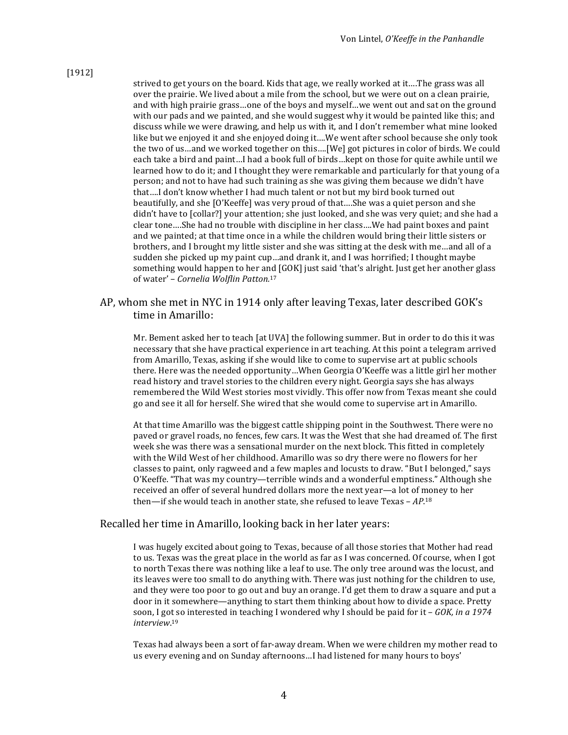[1912]

> strived to get yours on the board. Kids that age, we really worked at it….The grass was all over the prairie. We lived about a mile from the school, but we were out on a clean prairie, and with high prairie grass…one of the boys and myself…we went out and sat on the ground with our pads and we painted, and she would suggest why it would be painted like this; and discuss while we were drawing, and help us with it, and I don't remember what mine looked like but we enjoyed it and she enjoyed doing it….We went after school because she only took the two of us…and we worked together on this….[We] got pictures in color of birds. We could each take a bird and paint…I had a book full of birds…kept on those for quite awhile until we learned how to do it; and I thought they were remarkable and particularly for that young of a person; and not to have had such training as she was giving them because we didn't have that….I don't know whether I had much talent or not but my bird book turned out beautifully, and she [O'Keeffe] was very proud of that….She was a quiet person and she didn't have to [collar?] your attention; she just looked, and she was very quiet; and she had a clear tone….She had no trouble with discipline in her class….We had paint boxes and paint and we painted; at that time once in a while the children would bring their little sisters or brothers, and I brought my little sister and she was sitting at the desk with me…and all of a sudden she picked up my paint cup…and drank it, and I was horrified; I thought maybe something would happen to her and [GOK] just said 'that's alright. Just get her another glass of water' – *Cornelia Wolflin Patton.*[17]

AP, whom she met in NYC in 1914 only after leaving Texas, later described GOK's time in Amarillo:

> Mr. Bement asked her to teach [at UVA] the following summer. But in order to do this it was necessary that she have practical experience in art teaching. At this point a telegram arrived from Amarillo, Texas, asking if she would like to come to supervise art at public schools there. Here was the needed opportunity…When Georgia O'Keeffe was a little girl her mother read history and travel stories to the children every night. Georgia says she has always remembered the Wild West stories most vividly. This offer now from Texas meant she could go and see it all for herself. She wired that she would come to supervise art in Amarillo.
>
> At that time Amarillo was the biggest cattle shipping point in the Southwest. There were no paved or gravel roads, no fences, few cars. It was the West that she had dreamed of. The first week she was there was a sensational murder on the next block. This fitted in completely with the Wild West of her childhood. Amarillo was so dry there were no flowers for her classes to paint, only ragweed and a few maples and locusts to draw. "But I belonged," says O'Keeffe. "That was my country—terrible winds and a wonderful emptiness." Although she received an offer of several hundred dollars more the next year—a lot of money to her then—if she would teach in another state, she refused to leave Texas – *AP*.[18]

Recalled her time in Amarillo, looking back in her later years:

> I was hugely excited about going to Texas, because of all those stories that Mother had read to us. Texas was the great place in the world as far as I was concerned. Of course, when I got to north Texas there was nothing like a leaf to use. The only tree around was the locust, and its leaves were too small to do anything with. There was just nothing for the children to use, and they were too poor to go out and buy an orange. I'd get them to draw a square and put a door in it somewhere—anything to start them thinking about how to divide a space. Pretty soon, I got so interested in teaching I wondered why I should be paid for it – *GOK, in a 1974 interview*.[19]
>
> Texas had always been a sort of far-away dream. When we were children my mother read to us every evening and on Sunday afternoons…I had listened for many hours to boys'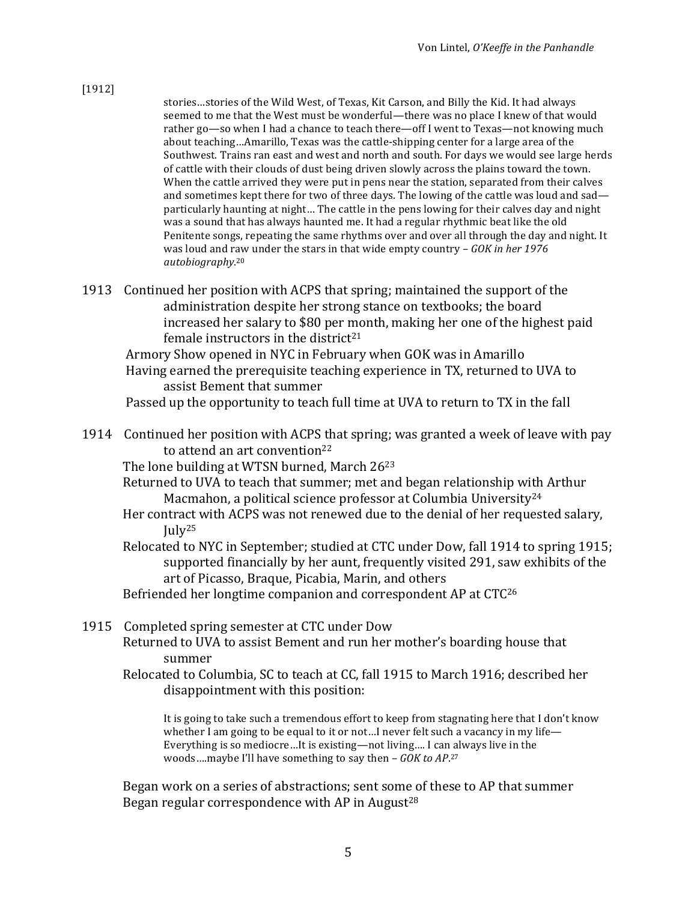[1912]

> stories…stories of the Wild West, of Texas, Kit Carson, and Billy the Kid. It had always seemed to me that the West must be wonderful—there was no place I knew of that would rather go—so when I had a chance to teach there—off I went to Texas—not knowing much about teaching…Amarillo, Texas was the cattle-shipping center for a large area of the Southwest. Trains ran east and west and north and south. For days we would see large herds of cattle with their clouds of dust being driven slowly across the plains toward the town. When the cattle arrived they were put in pens near the station, separated from their calves and sometimes kept there for two of three days. The lowing of the cattle was loud and sad—particularly haunting at night… The cattle in the pens lowing for their calves day and night was a sound that has always haunted me. It had a regular rhythmic beat like the old Penitente songs, repeating the same rhythms over and over all through the day and night. It was loud and raw under the stars in that wide empty country – *GOK in her 1976 autobiography*.[20]

1913 Continued her position with ACPS that spring; maintained the support of the administration despite her strong stance on textbooks; the board increased her salary to $80 per month, making her one of the highest paid female instructors in the district[21]

Armory Show opened in NYC in February when GOK was in Amarillo

Having earned the prerequisite teaching experience in TX, returned to UVA to assist Bement that summer

Passed up the opportunity to teach full time at UVA to return to TX in the fall

1914 Continued her position with ACPS that spring; was granted a week of leave with pay to attend an art convention[22]

The lone building at WTSN burned, March 26[23]

Returned to UVA to teach that summer; met and began relationship with Arthur Macmahon, a political science professor at Columbia University[24]

Her contract with ACPS was not renewed due to the denial of her requested salary, July[25]

Relocated to NYC in September; studied at CTC under Dow, fall 1914 to spring 1915; supported financially by her aunt, frequently visited 291, saw exhibits of the art of Picasso, Braque, Picabia, Marin, and others

Befriended her longtime companion and correspondent AP at CTC[26]

1915 Completed spring semester at CTC under Dow

Returned to UVA to assist Bement and run her mother's boarding house that summer

Relocated to Columbia, SC to teach at CC, fall 1915 to March 1916; described her disappointment with this position:

> It is going to take such a tremendous effort to keep from stagnating here that I don't know whether I am going to be equal to it or not…I never felt such a vacancy in my life—Everything is so mediocre…It is existing—not living…. I can always live in the woods….maybe I'll have something to say then – *GOK to AP*.[27]

Began work on a series of abstractions; sent some of these to AP that summer

Began regular correspondence with AP in August[28]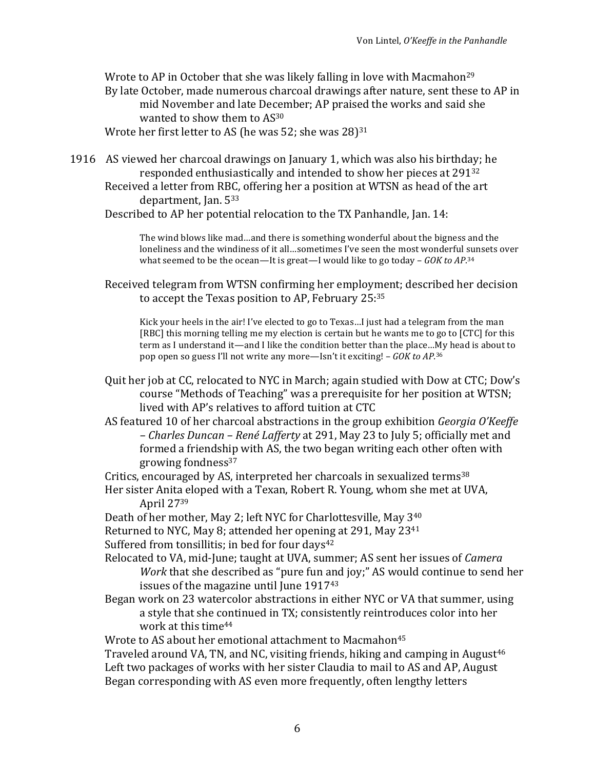Wrote to AP in October that she was likely falling in love with Macmahon[29]

By late October, made numerous charcoal drawings after nature, sent these to AP in mid November and late December; AP praised the works and said she wanted to show them to AS[30]

Wrote her first letter to AS (he was 52; she was 28)[31]

1916 AS viewed her charcoal drawings on January 1, which was also his birthday; he responded enthusiastically and intended to show her pieces at 291[32]

Received a letter from RBC, offering her a position at WTSN as head of the art department, Jan. 5[33]

Described to AP her potential relocation to the TX Panhandle, Jan. 14:

> The wind blows like mad…and there is something wonderful about the bigness and the loneliness and the windiness of it all…sometimes I've seen the most wonderful sunsets over what seemed to be the ocean—It is great—I would like to go today – *GOK to AP*.[34]

Received telegram from WTSN confirming her employment; described her decision to accept the Texas position to AP, February 25:[35]

> Kick your heels in the air! I've elected to go to Texas…I just had a telegram from the man [RBC] this morning telling me my election is certain but he wants me to go to [CTC] for this term as I understand it—and I like the condition better than the place…My head is about to pop open so guess I'll not write any more—Isn't it exciting! – *GOK to AP*.[36]

Quit her job at CC, relocated to NYC in March; again studied with Dow at CTC; Dow's course "Methods of Teaching" was a prerequisite for her position at WTSN; lived with AP's relatives to afford tuition at CTC

AS featured 10 of her charcoal abstractions in the group exhibition *Georgia O'Keeffe – Charles Duncan – René Lafferty* at 291, May 23 to July 5; officially met and formed a friendship with AS, the two began writing each other often with growing fondness[37]

Critics, encouraged by AS, interpreted her charcoals in sexualized terms[38]

Her sister Anita eloped with a Texan, Robert R. Young, whom she met at UVA, April 27[39]

Death of her mother, May 2; left NYC for Charlottesville, May 3[40]

Returned to NYC, May 8; attended her opening at 291, May 23[41]

Suffered from tonsillitis; in bed for four days[42]

Relocated to VA, mid-June; taught at UVA, summer; AS sent her issues of *Camera Work* that she described as "pure fun and joy;" AS would continue to send her issues of the magazine until June 1917[43]

Began work on 23 watercolor abstractions in either NYC or VA that summer, using a style that she continued in TX; consistently reintroduces color into her work at this time[44]

Wrote to AS about her emotional attachment to Macmahon[45]

Traveled around VA, TN, and NC, visiting friends, hiking and camping in August[46]

Left two packages of works with her sister Claudia to mail to AS and AP, August

Began corresponding with AS even more frequently, often lengthy letters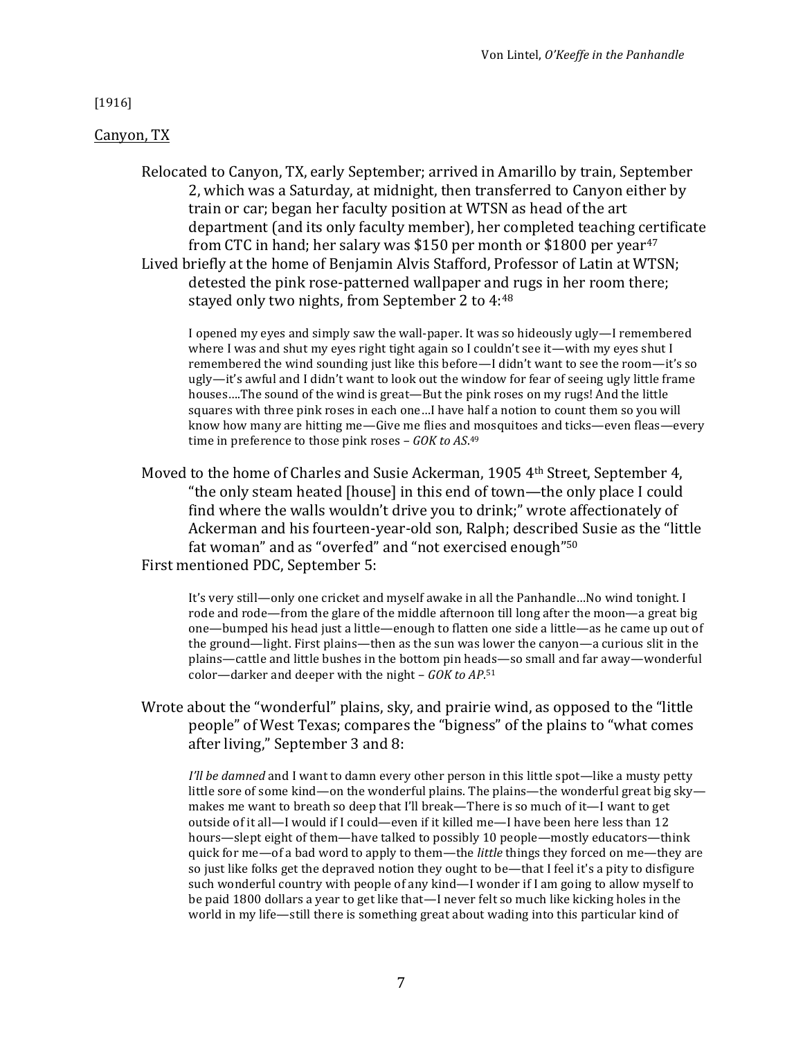[1916]

Canyon, TX

Relocated to Canyon, TX, early September; arrived in Amarillo by train, September 2, which was a Saturday, at midnight, then transferred to Canyon either by train or car; began her faculty position at WTSN as head of the art department (and its only faculty member), her completed teaching certificate from CTC in hand; her salary was $150 per month or $1800 per year[47]

Lived briefly at the home of Benjamin Alvis Stafford, Professor of Latin at WTSN; detested the pink rose-patterned wallpaper and rugs in her room there; stayed only two nights, from September 2 to 4:[48]

> I opened my eyes and simply saw the wall-paper. It was so hideously ugly—I remembered where I was and shut my eyes right tight again so I couldn't see it—with my eyes shut I remembered the wind sounding just like this before—I didn't want to see the room—it's so ugly—it's awful and I didn't want to look out the window for fear of seeing ugly little frame houses....The sound of the wind is great—But the pink roses on my rugs! And the little squares with three pink roses in each one…I have half a notion to count them so you will know how many are hitting me—Give me flies and mosquitoes and ticks—even fleas—every time in preference to those pink roses – *GOK to AS*.[49]

Moved to the home of Charles and Susie Ackerman, 1905 4th Street, September 4, "the only steam heated [house] in this end of town—the only place I could find where the walls wouldn't drive you to drink;" wrote affectionately of Ackerman and his fourteen-year-old son, Ralph; described Susie as the "little fat woman" and as "overfed" and "not exercised enough"[50]

First mentioned PDC, September 5:

> It's very still—only one cricket and myself awake in all the Panhandle…No wind tonight. I rode and rode—from the glare of the middle afternoon till long after the moon—a great big one—bumped his head just a little—enough to flatten one side a little—as he came up out of the ground—light. First plains—then as the sun was lower the canyon—a curious slit in the plains—cattle and little bushes in the bottom pin heads—so small and far away—wonderful color—darker and deeper with the night – *GOK to AP*.[51]

Wrote about the "wonderful" plains, sky, and prairie wind, as opposed to the "little people" of West Texas; compares the "bigness" of the plains to "what comes after living," September 3 and 8:

> *I'll be damned* and I want to damn every other person in this little spot—like a musty petty little sore of some kind—on the wonderful plains. The plains—the wonderful great big sky—makes me want to breath so deep that I'll break—There is so much of it—I want to get outside of it all—I would if I could—even if it killed me—I have been here less than 12 hours—slept eight of them—have talked to possibly 10 people—mostly educators—think quick for me—of a bad word to apply to them—the *little* things they forced on me—they are so just like folks get the depraved notion they ought to be—that I feel it's a pity to disfigure such wonderful country with people of any kind—I wonder if I am going to allow myself to be paid 1800 dollars a year to get like that—I never felt so much like kicking holes in the world in my life—still there is something great about wading into this particular kind of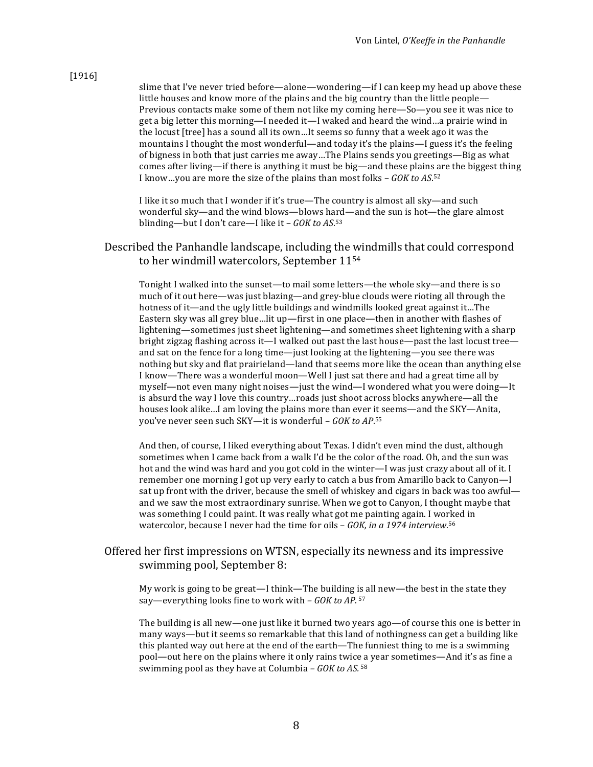[1916]

> slime that I've never tried before—alone—wondering—if I can keep my head up above these little houses and know more of the plains and the big country than the little people—Previous contacts make some of them not like my coming here—So—you see it was nice to get a big letter this morning—I needed it—I waked and heard the wind…a prairie wind in the locust [tree] has a sound all its own…It seems so funny that a week ago it was the mountains I thought the most wonderful—and today it's the plains—I guess it's the feeling of bigness in both that just carries me away…The Plains sends you greetings—Big as what comes after living—if there is anything it must be big—and these plains are the biggest thing I know…you are more the size of the plains than most folks – *GOK to AS*.[52]

> I like it so much that I wonder if it's true—The country is almost all sky—and such wonderful sky—and the wind blows—blows hard—and the sun is hot—the glare almost blinding—but I don't care—I like it – *GOK to AS*.[53]

## Described the Panhandle landscape, including the windmills that could correspond to her windmill watercolors, September 11[54]

> Tonight I walked into the sunset—to mail some letters—the whole sky—and there is so much of it out here—was just blazing—and grey-blue clouds were rioting all through the hotness of it—and the ugly little buildings and windmills looked great against it…The Eastern sky was all grey blue…lit up—first in one place—then in another with flashes of lightening—sometimes just sheet lightening—and sometimes sheet lightening with a sharp bright zigzag flashing across it—I walked out past the last house—past the last locust tree—and sat on the fence for a long time—just looking at the lightening—you see there was nothing but sky and flat prairieland—land that seems more like the ocean than anything else I know—There was a wonderful moon—Well I just sat there and had a great time all by myself—not even many night noises—just the wind—I wondered what you were doing—It is absurd the way I love this country…roads just shoot across blocks anywhere—all the houses look alike…I am loving the plains more than ever it seems—and the SKY—Anita, you've never seen such SKY—it is wonderful – *GOK to AP*.[55]

> And then, of course, I liked everything about Texas. I didn't even mind the dust, although sometimes when I came back from a walk I'd be the color of the road. Oh, and the sun was hot and the wind was hard and you got cold in the winter—I was just crazy about all of it. I remember one morning I got up very early to catch a bus from Amarillo back to Canyon—I sat up front with the driver, because the smell of whiskey and cigars in back was too awful—and we saw the most extraordinary sunrise. When we got to Canyon, I thought maybe that was something I could paint. It was really what got me painting again. I worked in watercolor, because I never had the time for oils – *GOK, in a 1974 interview*.[56]

## Offered her first impressions on WTSN, especially its newness and its impressive swimming pool, September 8:

> My work is going to be great—I think—The building is all new—the best in the state they say—everything looks fine to work with – *GOK to AP*.[57]

> The building is all new—one just like it burned two years ago—of course this one is better in many ways—but it seems so remarkable that this land of nothingness can get a building like this planted way out here at the end of the earth—The funniest thing to me is a swimming pool—out here on the plains where it only rains twice a year sometimes—And it's as fine a swimming pool as they have at Columbia – *GOK to AS*.[58]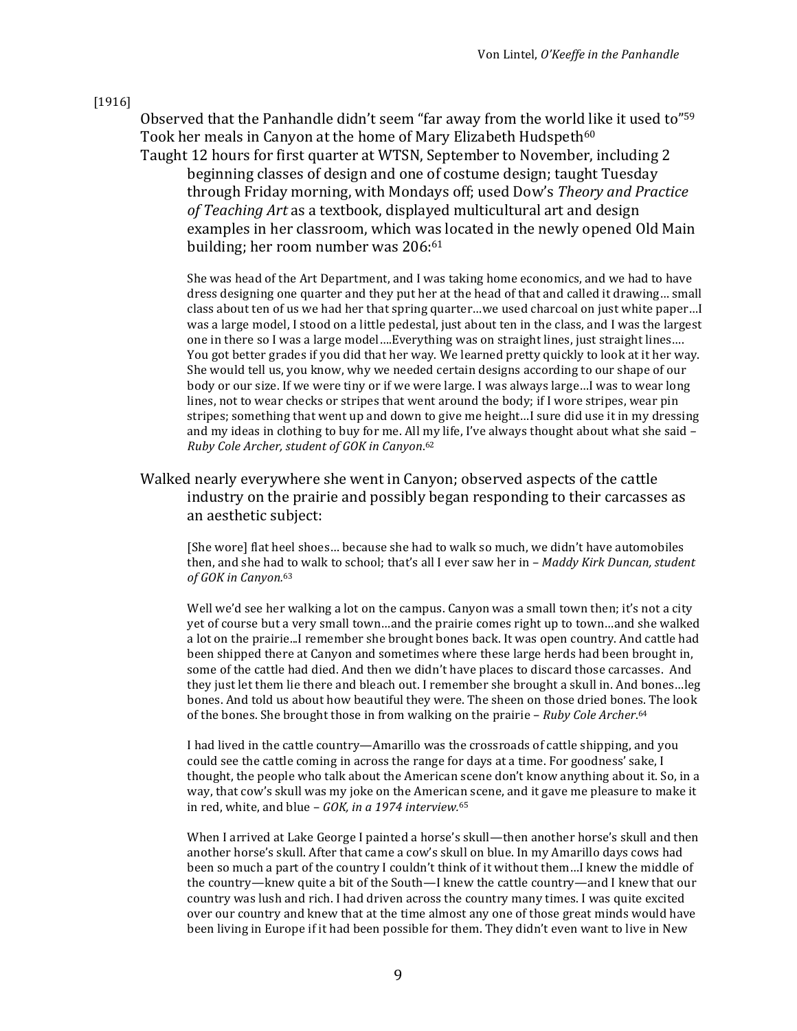[1916]

Observed that the Panhandle didn't seem "far away from the world like it used to"[59]

Took her meals in Canyon at the home of Mary Elizabeth Hudspeth[60]

Taught 12 hours for first quarter at WTSN, September to November, including 2 beginning classes of design and one of costume design; taught Tuesday through Friday morning, with Mondays off; used Dow's *Theory and Practice of Teaching Art* as a textbook, displayed multicultural art and design examples in her classroom, which was located in the newly opened Old Main building; her room number was 206:[61]

> She was head of the Art Department, and I was taking home economics, and we had to have dress designing one quarter and they put her at the head of that and called it drawing… small class about ten of us we had her that spring quarter…we used charcoal on just white paper…I was a large model, I stood on a little pedestal, just about ten in the class, and I was the largest one in there so I was a large model….Everything was on straight lines, just straight lines…. You got better grades if you did that her way. We learned pretty quickly to look at it her way. She would tell us, you know, why we needed certain designs according to our shape of our body or our size. If we were tiny or if we were large. I was always large…I was to wear long lines, not to wear checks or stripes that went around the body; if I wore stripes, wear pin stripes; something that went up and down to give me height…I sure did use it in my dressing and my ideas in clothing to buy for me. All my life, I've always thought about what she said – *Ruby Cole Archer, student of GOK in Canyon.*[62]

Walked nearly everywhere she went in Canyon; observed aspects of the cattle industry on the prairie and possibly began responding to their carcasses as an aesthetic subject:

> [She wore] flat heel shoes… because she had to walk so much, we didn't have automobiles then, and she had to walk to school; that's all I ever saw her in – *Maddy Kirk Duncan, student of GOK in Canyon.*[63]

> Well we'd see her walking a lot on the campus. Canyon was a small town then; it's not a city yet of course but a very small town…and the prairie comes right up to town…and she walked a lot on the prairie...I remember she brought bones back. It was open country. And cattle had been shipped there at Canyon and sometimes where these large herds had been brought in, some of the cattle had died. And then we didn't have places to discard those carcasses. And they just let them lie there and bleach out. I remember she brought a skull in. And bones…leg bones. And told us about how beautiful they were. The sheen on those dried bones. The look of the bones. She brought those in from walking on the prairie – *Ruby Cole Archer*.[64]

> I had lived in the cattle country—Amarillo was the crossroads of cattle shipping, and you could see the cattle coming in across the range for days at a time. For goodness' sake, I thought, the people who talk about the American scene don't know anything about it. So, in a way, that cow's skull was my joke on the American scene, and it gave me pleasure to make it in red, white, and blue – *GOK, in a 1974 interview.*[65]

> When I arrived at Lake George I painted a horse's skull—then another horse's skull and then another horse's skull. After that came a cow's skull on blue. In my Amarillo days cows had been so much a part of the country I couldn't think of it without them…I knew the middle of the country—knew quite a bit of the South—I knew the cattle country—and I knew that our country was lush and rich. I had driven across the country many times. I was quite excited over our country and knew that at the time almost any one of those great minds would have been living in Europe if it had been possible for them. They didn't even want to live in New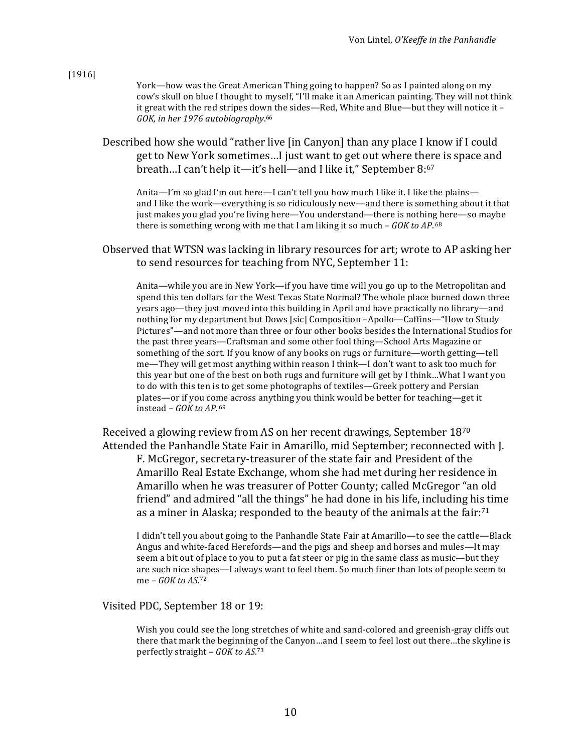[1916]

> York—how was the Great American Thing going to happen? So as I painted along on my cow's skull on blue I thought to myself, "I'll make it an American painting. They will not think it great with the red stripes down the sides—Red, White and Blue—but they will notice it – *GOK, in her 1976 autobiography*.[66]

Described how she would "rather live [in Canyon] than any place I know if I could get to New York sometimes…I just want to get out where there is space and breath…I can't help it—it's hell—and I like it," September 8:[67]

> Anita—I'm so glad I'm out here—I can't tell you how much I like it. I like the plains—and I like the work—everything is so ridiculously new—and there is something about it that just makes you glad you're living here—You understand—there is nothing here—so maybe there is something wrong with me that I am liking it so much – *GOK to AP*.[68]

Observed that WTSN was lacking in library resources for art; wrote to AP asking her to send resources for teaching from NYC, September 11:

> Anita—while you are in New York—if you have time will you go up to the Metropolitan and spend this ten dollars for the West Texas State Normal? The whole place burned down three years ago—they just moved into this building in April and have practically no library—and nothing for my department but Dows [sic] Composition –Apollo—Caffins—"How to Study Pictures"—and not more than three or four other books besides the International Studios for the past three years—Craftsman and some other fool thing—School Arts Magazine or something of the sort. If you know of any books on rugs or furniture—worth getting—tell me—They will get most anything within reason I think—I don't want to ask too much for this year but one of the best on both rugs and furniture will get by I think…What I want you to do with this ten is to get some photographs of textiles—Greek pottery and Persian plates—or if you come across anything you think would be better for teaching—get it instead – *GOK to AP*.[69]

Received a glowing review from AS on her recent drawings, September 18[70]

Attended the Panhandle State Fair in Amarillo, mid September; reconnected with J. F. McGregor, secretary-treasurer of the state fair and President of the Amarillo Real Estate Exchange, whom she had met during her residence in Amarillo when he was treasurer of Potter County; called McGregor "an old friend" and admired "all the things" he had done in his life, including his time as a miner in Alaska; responded to the beauty of the animals at the fair:[71]

> I didn't tell you about going to the Panhandle State Fair at Amarillo—to see the cattle—Black Angus and white-faced Herefords—and the pigs and sheep and horses and mules—It may seem a bit out of place to you to put a fat steer or pig in the same class as music—but they are such nice shapes—I always want to feel them. So much finer than lots of people seem to me – *GOK to AS*.[72]

Visited PDC, September 18 or 19:

> Wish you could see the long stretches of white and sand-colored and greenish-gray cliffs out there that mark the beginning of the Canyon…and I seem to feel lost out there…the skyline is perfectly straight – *GOK to AS*.[73]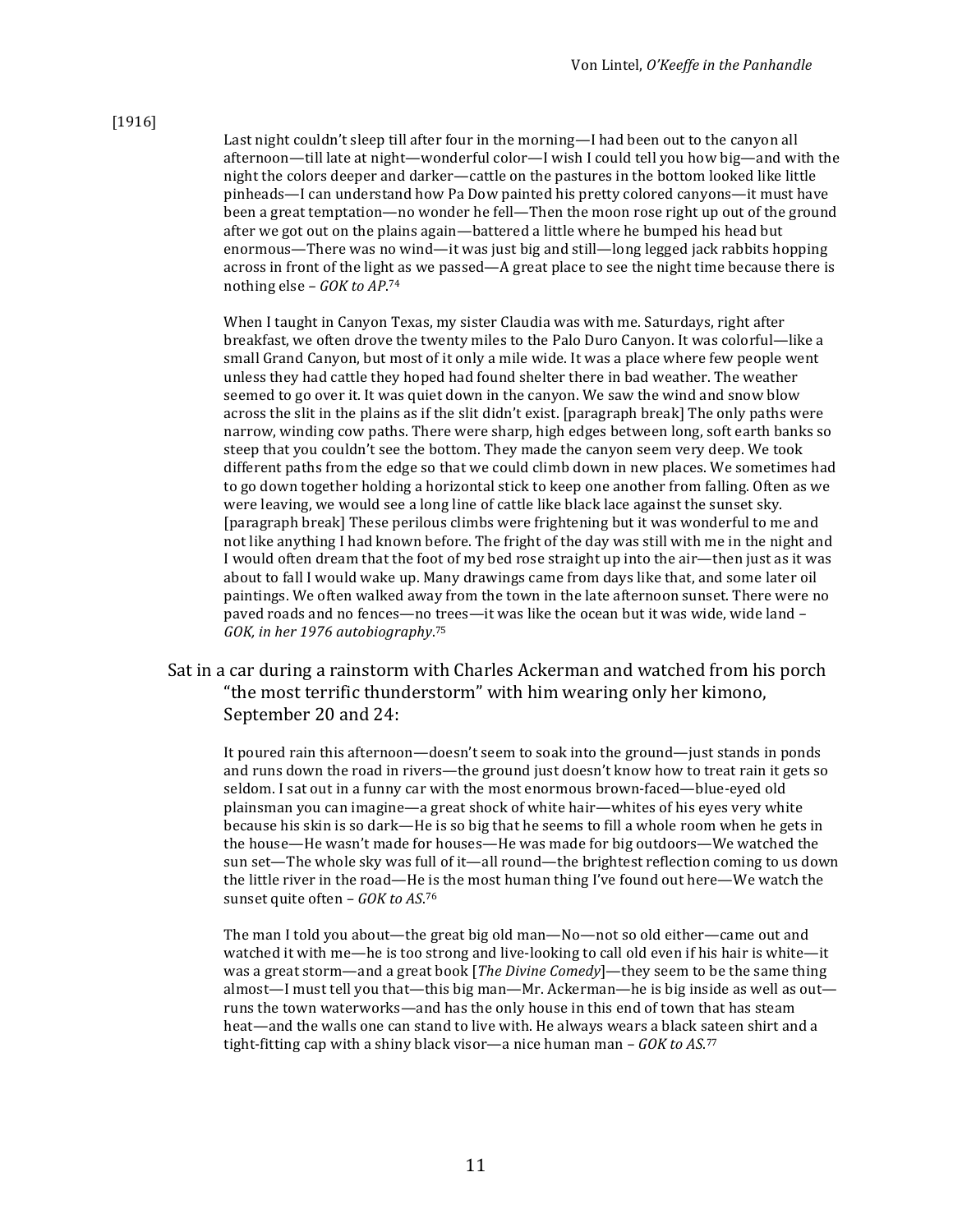[1916]

Last night couldn't sleep till after four in the morning—I had been out to the canyon all afternoon—till late at night—wonderful color—I wish I could tell you how big—and with the night the colors deeper and darker—cattle on the pastures in the bottom looked like little pinheads—I can understand how Pa Dow painted his pretty colored canyons—it must have been a great temptation—no wonder he fell—Then the moon rose right up out of the ground after we got out on the plains again—battered a little where he bumped his head but enormous—There was no wind—it was just big and still—long legged jack rabbits hopping across in front of the light as we passed—A great place to see the night time because there is nothing else – *GOK to AP*.[74]

When I taught in Canyon Texas, my sister Claudia was with me. Saturdays, right after breakfast, we often drove the twenty miles to the Palo Duro Canyon. It was colorful—like a small Grand Canyon, but most of it only a mile wide. It was a place where few people went unless they had cattle they hoped had found shelter there in bad weather. The weather seemed to go over it. It was quiet down in the canyon. We saw the wind and snow blow across the slit in the plains as if the slit didn't exist. [paragraph break] The only paths were narrow, winding cow paths. There were sharp, high edges between long, soft earth banks so steep that you couldn't see the bottom. They made the canyon seem very deep. We took different paths from the edge so that we could climb down in new places. We sometimes had to go down together holding a horizontal stick to keep one another from falling. Often as we were leaving, we would see a long line of cattle like black lace against the sunset sky. [paragraph break] These perilous climbs were frightening but it was wonderful to me and not like anything I had known before. The fright of the day was still with me in the night and I would often dream that the foot of my bed rose straight up into the air—then just as it was about to fall I would wake up. Many drawings came from days like that, and some later oil paintings. We often walked away from the town in the late afternoon sunset. There were no paved roads and no fences—no trees—it was like the ocean but it was wide, wide land – *GOK, in her 1976 autobiography*.[75]

## Sat in a car during a rainstorm with Charles Ackerman and watched from his porch "the most terrific thunderstorm" with him wearing only her kimono, September 20 and 24:

It poured rain this afternoon—doesn't seem to soak into the ground—just stands in ponds and runs down the road in rivers—the ground just doesn't know how to treat rain it gets so seldom. I sat out in a funny car with the most enormous brown-faced—blue-eyed old plainsman you can imagine—a great shock of white hair—whites of his eyes very white because his skin is so dark—He is so big that he seems to fill a whole room when he gets in the house—He wasn't made for houses—He was made for big outdoors—We watched the sun set—The whole sky was full of it—all round—the brightest reflection coming to us down the little river in the road—He is the most human thing I've found out here—We watch the sunset quite often – *GOK to AS*.[76]

The man I told you about—the great big old man—No—not so old either—came out and watched it with me—he is too strong and live-looking to call old even if his hair is white—it was a great storm—and a great book [*The Divine Comedy*]—they seem to be the same thing almost—I must tell you that—this big man—Mr. Ackerman—he is big inside as well as out—runs the town waterworks—and has the only house in this end of town that has steam heat—and the walls one can stand to live with. He always wears a black sateen shirt and a tight-fitting cap with a shiny black visor—a nice human man – *GOK to AS*.[77]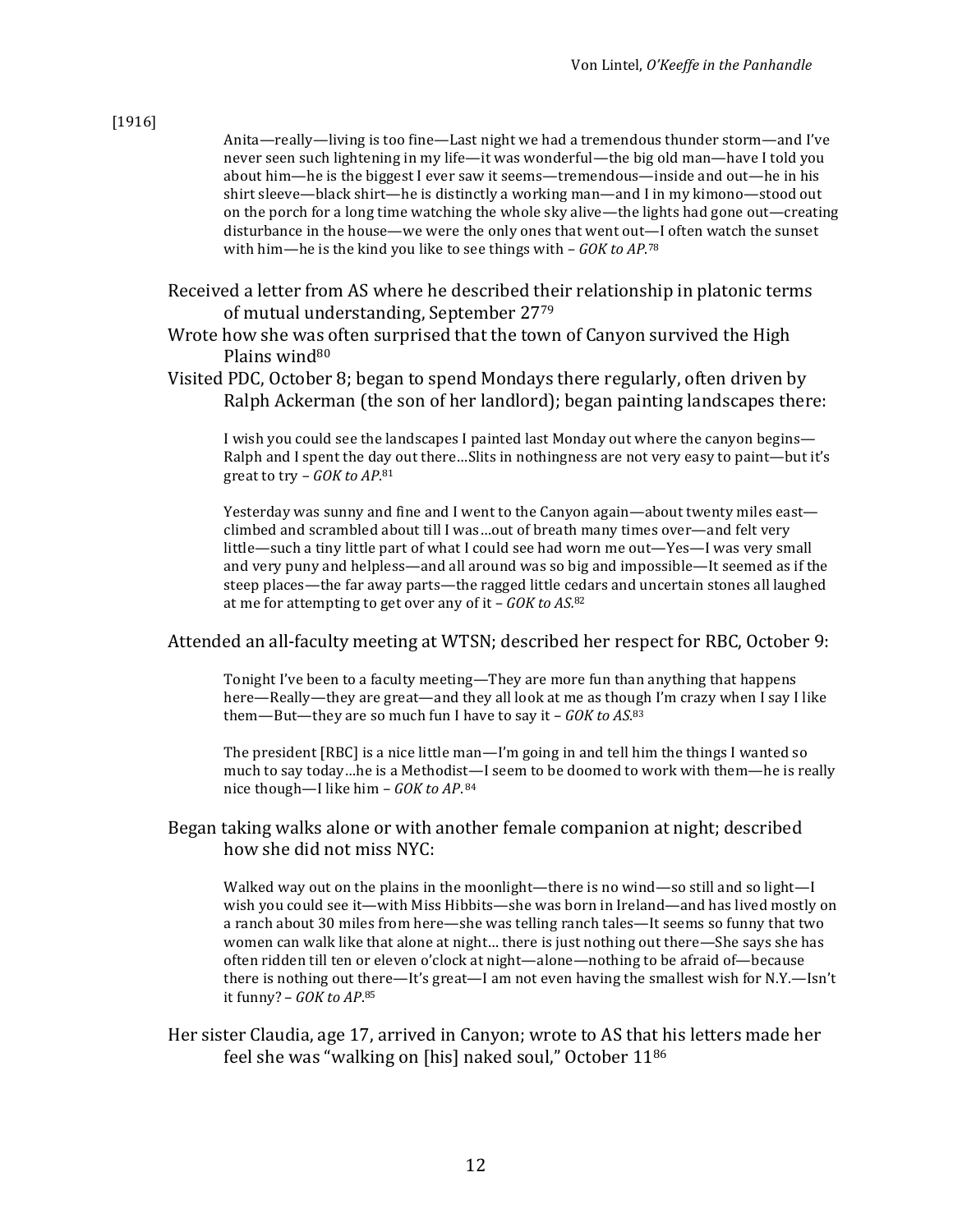[1916]

> Anita—really—living is too fine—Last night we had a tremendous thunder storm—and I've never seen such lightening in my life—it was wonderful—the big old man—have I told you about him—he is the biggest I ever saw it seems—tremendous—inside and out—he in his shirt sleeve—black shirt—he is distinctly a working man—and I in my kimono—stood out on the porch for a long time watching the whole sky alive—the lights had gone out—creating disturbance in the house—we were the only ones that went out—I often watch the sunset with him—he is the kind you like to see things with – *GOK to AP*.[78]

Received a letter from AS where he described their relationship in platonic terms of mutual understanding, September 27[79]

Wrote how she was often surprised that the town of Canyon survived the High Plains wind[80]

Visited PDC, October 8; began to spend Mondays there regularly, often driven by Ralph Ackerman (the son of her landlord); began painting landscapes there:

> I wish you could see the landscapes I painted last Monday out where the canyon begins—Ralph and I spent the day out there…Slits in nothingness are not very easy to paint—but it's great to try – *GOK to AP*.[81]

> Yesterday was sunny and fine and I went to the Canyon again—about twenty miles east—climbed and scrambled about till I was…out of breath many times over—and felt very little—such a tiny little part of what I could see had worn me out—Yes—I was very small and very puny and helpless—and all around was so big and impossible—It seemed as if the steep places—the far away parts—the ragged little cedars and uncertain stones all laughed at me for attempting to get over any of it – *GOK to AS*.[82]

Attended an all-faculty meeting at WTSN; described her respect for RBC, October 9:

> Tonight I've been to a faculty meeting—They are more fun than anything that happens here—Really—they are great—and they all look at me as though I'm crazy when I say I like them—But—they are so much fun I have to say it – *GOK to AS*.[83]

> The president [RBC] is a nice little man—I'm going in and tell him the things I wanted so much to say today…he is a Methodist—I seem to be doomed to work with them—he is really nice though—I like him – *GOK to AP*.[84]

Began taking walks alone or with another female companion at night; described how she did not miss NYC:

> Walked way out on the plains in the moonlight—there is no wind—so still and so light—I wish you could see it—with Miss Hibbits—she was born in Ireland—and has lived mostly on a ranch about 30 miles from here—she was telling ranch tales—It seems so funny that two women can walk like that alone at night… there is just nothing out there—She says she has often ridden till ten or eleven o'clock at night—alone—nothing to be afraid of—because there is nothing out there—It's great—I am not even having the smallest wish for N.Y.—Isn't it funny? – *GOK to AP*.[85]

Her sister Claudia, age 17, arrived in Canyon; wrote to AS that his letters made her feel she was "walking on [his] naked soul," October 11[86]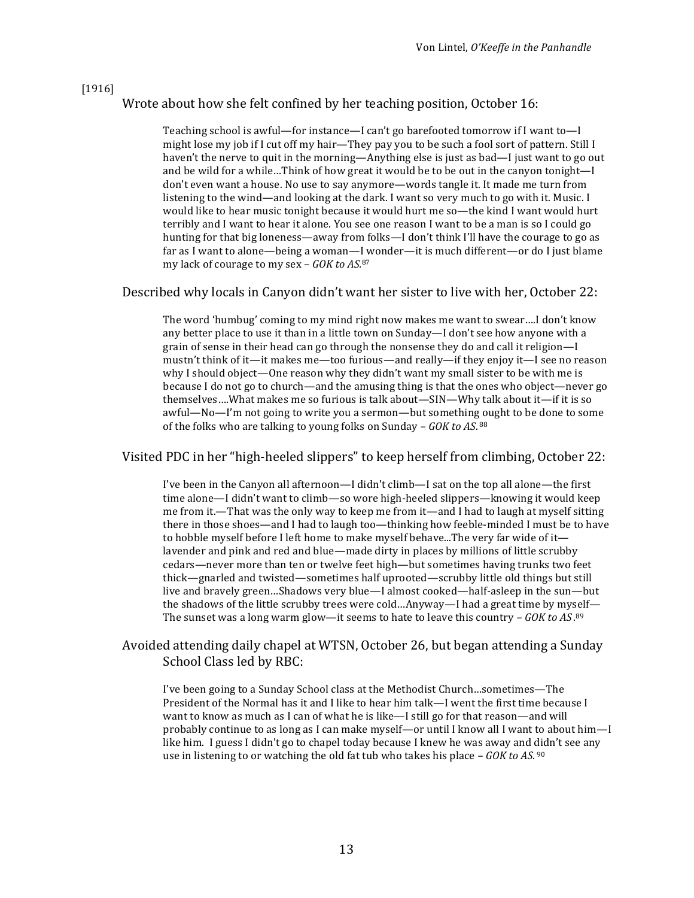[1916]

Wrote about how she felt confined by her teaching position, October 16:

> Teaching school is awful—for instance—I can't go barefooted tomorrow if I want to—I might lose my job if I cut off my hair—They pay you to be such a fool sort of pattern. Still I haven't the nerve to quit in the morning—Anything else is just as bad—I just want to go out and be wild for a while…Think of how great it would be to be out in the canyon tonight—I don't even want a house. No use to say anymore—words tangle it. It made me turn from listening to the wind—and looking at the dark. I want so very much to go with it. Music. I would like to hear music tonight because it would hurt me so—the kind I want would hurt terribly and I want to hear it alone. You see one reason I want to be a man is so I could go hunting for that big loneness—away from folks—I don't think I'll have the courage to go as far as I want to alone—being a woman—I wonder—it is much different—or do I just blame my lack of courage to my sex – *GOK to AS.*[87]

Described why locals in Canyon didn't want her sister to live with her, October 22:

> The word 'humbug' coming to my mind right now makes me want to swear….I don't know any better place to use it than in a little town on Sunday—I don't see how anyone with a grain of sense in their head can go through the nonsense they do and call it religion—I mustn't think of it—it makes me—too furious—and really—if they enjoy it—I see no reason why I should object—One reason why they didn't want my small sister to be with me is because I do not go to church—and the amusing thing is that the ones who object—never go themselves….What makes me so furious is talk about—SIN—Why talk about it—if it is so awful—No—I'm not going to write you a sermon—but something ought to be done to some of the folks who are talking to young folks on Sunday – *GOK to AS.*[88]

Visited PDC in her "high-heeled slippers" to keep herself from climbing, October 22:

> I've been in the Canyon all afternoon—I didn't climb—I sat on the top all alone—the first time alone—I didn't want to climb—so wore high-heeled slippers—knowing it would keep me from it.—That was the only way to keep me from it—and I had to laugh at myself sitting there in those shoes—and I had to laugh too—thinking how feeble-minded I must be to have to hobble myself before I left home to make myself behave...The very far wide of it—lavender and pink and red and blue—made dirty in places by millions of little scrubby cedars—never more than ten or twelve feet high—but sometimes having trunks two feet thick—gnarled and twisted—sometimes half uprooted—scrubby little old things but still live and bravely green…Shadows very blue—I almost cooked—half-asleep in the sun—but the shadows of the little scrubby trees were cold…Anyway—I had a great time by myself—The sunset was a long warm glow—it seems to hate to leave this country – *GOK to AS*.[89]

Avoided attending daily chapel at WTSN, October 26, but began attending a Sunday School Class led by RBC:

> I've been going to a Sunday School class at the Methodist Church…sometimes—The President of the Normal has it and I like to hear him talk—I went the first time because I want to know as much as I can of what he is like—I still go for that reason—and will probably continue to as long as I can make myself—or until I know all I want to about him—I like him. I guess I didn't go to chapel today because I knew he was away and didn't see any use in listening to or watching the old fat tub who takes his place – *GOK to AS.*[90]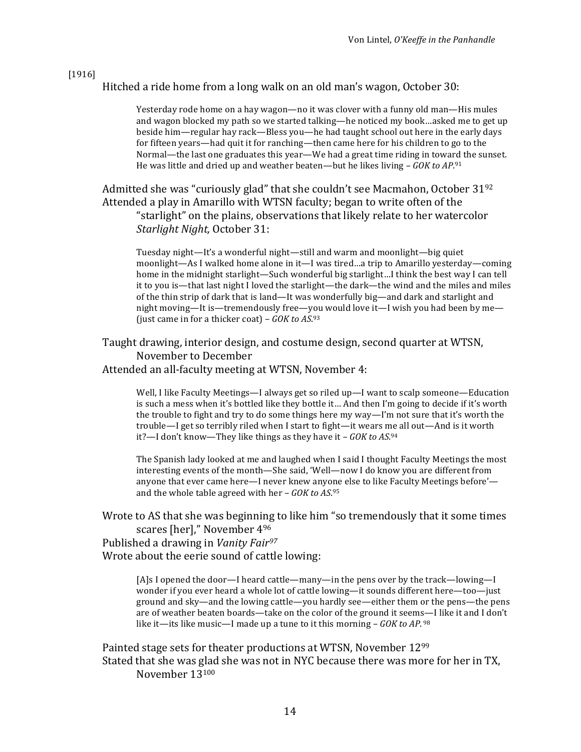[1916]

Hitched a ride home from a long walk on an old man's wagon, October 30:

> Yesterday rode home on a hay wagon—no it was clover with a funny old man—His mules and wagon blocked my path so we started talking—he noticed my book…asked me to get up beside him—regular hay rack—Bless you—he had taught school out here in the early days for fifteen years—had quit it for ranching—then came here for his children to go to the Normal—the last one graduates this year—We had a great time riding in toward the sunset. He was little and dried up and weather beaten—but he likes living – *GOK to AP*.[91]

Admitted she was "curiously glad" that she couldn't see Macmahon, October 31[92]

Attended a play in Amarillo with WTSN faculty; began to write often of the "starlight" on the plains, observations that likely relate to her watercolor *Starlight Night,* October 31:

> Tuesday night—It's a wonderful night—still and warm and moonlight—big quiet moonlight—As I walked home alone in it—I was tired…a trip to Amarillo yesterday—coming home in the midnight starlight—Such wonderful big starlight…I think the best way I can tell it to you is—that last night I loved the starlight—the dark—the wind and the miles and miles of the thin strip of dark that is land—It was wonderfully big—and dark and starlight and night moving—It is—tremendously free—you would love it—I wish you had been by me—(just came in for a thicker coat) – *GOK to AS*.[93]

Taught drawing, interior design, and costume design, second quarter at WTSN, November to December

Attended an all-faculty meeting at WTSN, November 4:

> Well, I like Faculty Meetings—I always get so riled up—I want to scalp someone—Education is such a mess when it's bottled like they bottle it… And then I'm going to decide if it's worth the trouble to fight and try to do some things here my way—I'm not sure that it's worth the trouble—I get so terribly riled when I start to fight—it wears me all out—And is it worth it?—I don't know—They like things as they have it – *GOK to AS*.[94]
>
> The Spanish lady looked at me and laughed when I said I thought Faculty Meetings the most interesting events of the month—She said, 'Well—now I do know you are different from anyone that ever came here—I never knew anyone else to like Faculty Meetings before'—and the whole table agreed with her – *GOK to AS*.[95]

Wrote to AS that she was beginning to like him "so tremendously that it some times scares [her]," November 4[96]

Published a drawing in *Vanity Fair*[97]

Wrote about the eerie sound of cattle lowing:

> [A]s I opened the door—I heard cattle—many—in the pens over by the track—lowing—I wonder if you ever heard a whole lot of cattle lowing—it sounds different here—too—just ground and sky—and the lowing cattle—you hardly see—either them or the pens—the pens are of weather beaten boards—take on the color of the ground it seems—I like it and I don't like it—its like music—I made up a tune to it this morning – *GOK to AP*.[98]

Painted stage sets for theater productions at WTSN, November 12[99]

Stated that she was glad she was not in NYC because there was more for her in TX, November 13[100]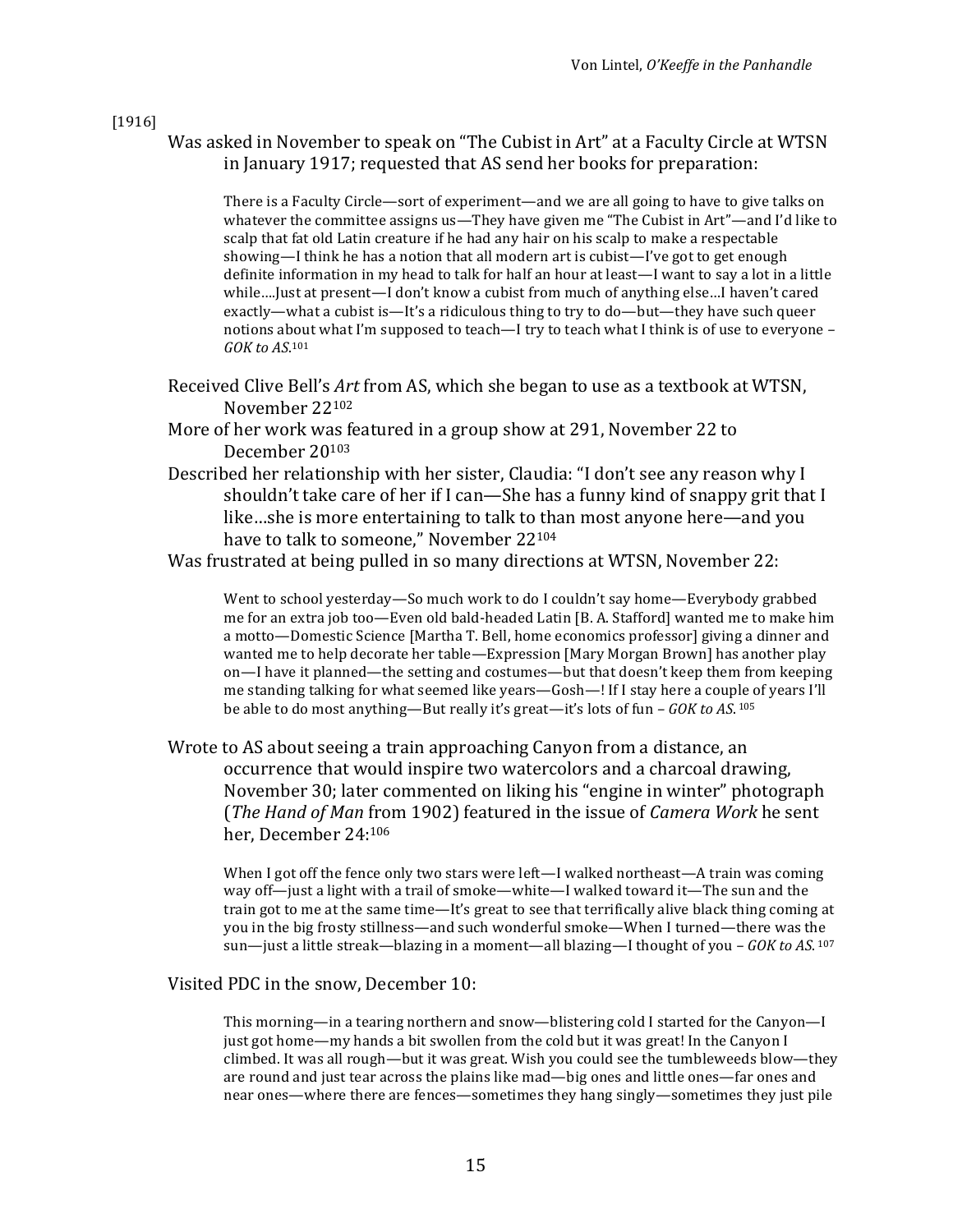[1916]

Was asked in November to speak on "The Cubist in Art" at a Faculty Circle at WTSN in January 1917; requested that AS send her books for preparation:

> There is a Faculty Circle—sort of experiment—and we are all going to have to give talks on whatever the committee assigns us—They have given me "The Cubist in Art"—and I'd like to scalp that fat old Latin creature if he had any hair on his scalp to make a respectable showing—I think he has a notion that all modern art is cubist—I've got to get enough definite information in my head to talk for half an hour at least—I want to say a lot in a little while....Just at present—I don't know a cubist from much of anything else…I haven't cared exactly—what a cubist is—It's a ridiculous thing to try to do—but—they have such queer notions about what I'm supposed to teach—I try to teach what I think is of use to everyone – *GOK to AS*.[101]

Received Clive Bell's *Art* from AS, which she began to use as a textbook at WTSN, November 22[102]

More of her work was featured in a group show at 291, November 22 to December 20[103]

Described her relationship with her sister, Claudia: "I don't see any reason why I shouldn't take care of her if I can—She has a funny kind of snappy grit that I like…she is more entertaining to talk to than most anyone here—and you have to talk to someone," November 22[104]

Was frustrated at being pulled in so many directions at WTSN, November 22:

> Went to school yesterday—So much work to do I couldn't say home—Everybody grabbed me for an extra job too—Even old bald-headed Latin [B. A. Stafford] wanted me to make him a motto—Domestic Science [Martha T. Bell, home economics professor] giving a dinner and wanted me to help decorate her table—Expression [Mary Morgan Brown] has another play on—I have it planned—the setting and costumes—but that doesn't keep them from keeping me standing talking for what seemed like years—Gosh—! If I stay here a couple of years I'll be able to do most anything—But really it's great—it's lots of fun – *GOK to AS*.[105]

Wrote to AS about seeing a train approaching Canyon from a distance, an occurrence that would inspire two watercolors and a charcoal drawing, November 30; later commented on liking his "engine in winter" photograph (*The Hand of Man* from 1902) featured in the issue of *Camera Work* he sent her, December 24:[106]

> When I got off the fence only two stars were left—I walked northeast—A train was coming way off—just a light with a trail of smoke—white—I walked toward it—The sun and the train got to me at the same time—It's great to see that terrifically alive black thing coming at you in the big frosty stillness—and such wonderful smoke—When I turned—there was the sun—just a little streak—blazing in a moment—all blazing—I thought of you – *GOK to AS*.[107]

Visited PDC in the snow, December 10:

> This morning—in a tearing northern and snow—blistering cold I started for the Canyon—I just got home—my hands a bit swollen from the cold but it was great! In the Canyon I climbed. It was all rough—but it was great. Wish you could see the tumbleweeds blow—they are round and just tear across the plains like mad—big ones and little ones—far ones and near ones—where there are fences—sometimes they hang singly—sometimes they just pile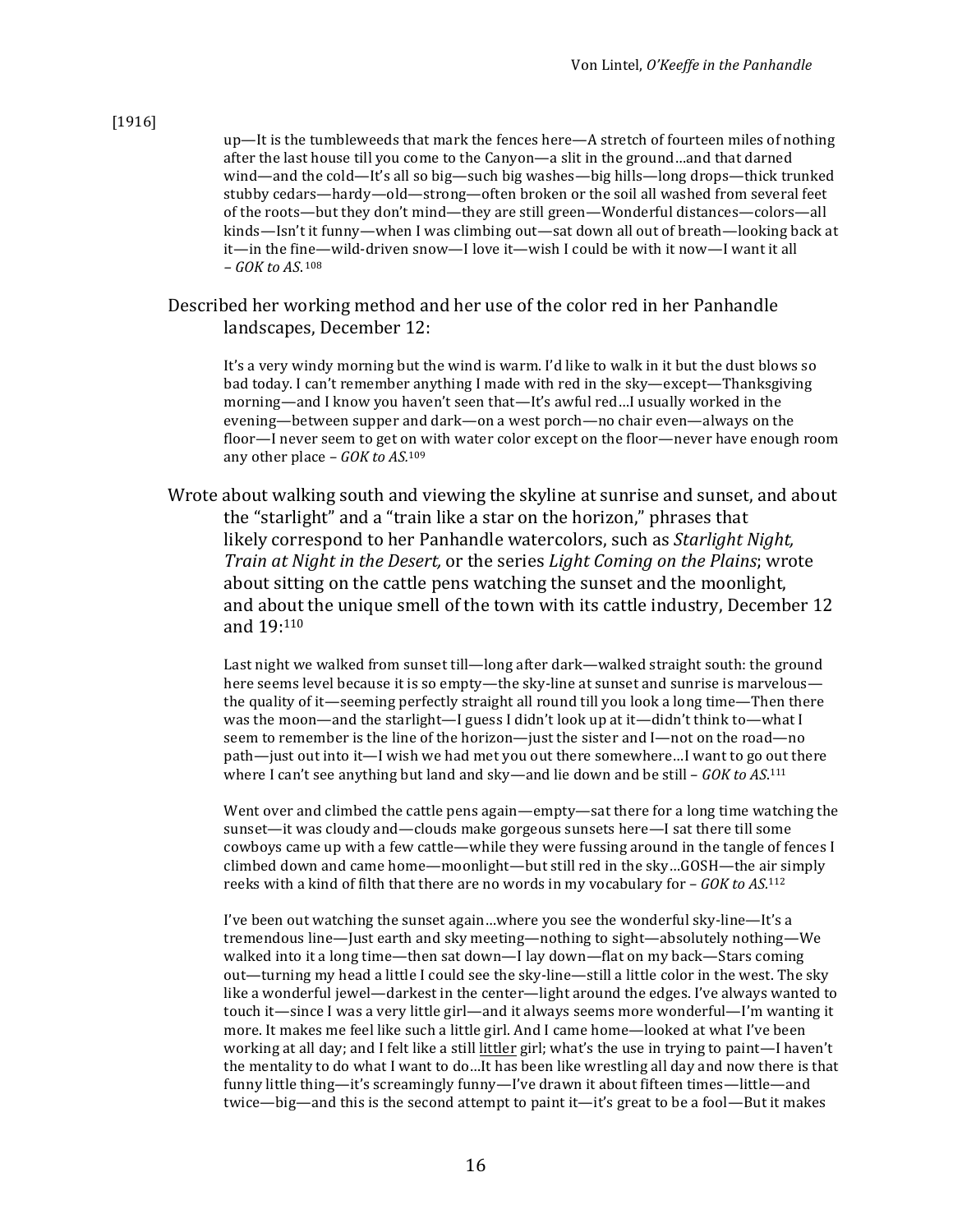[1916]

> up—It is the tumbleweeds that mark the fences here—A stretch of fourteen miles of nothing after the last house till you come to the Canyon—a slit in the ground…and that darned wind—and the cold—It's all so big—such big washes—big hills—long drops—thick trunked stubby cedars—hardy—old—strong—often broken or the soil all washed from several feet of the roots—but they don't mind—they are still green—Wonderful distances—colors—all kinds—Isn't it funny—when I was climbing out—sat down all out of breath—looking back at it—in the fine—wild-driven snow—I love it—wish I could be with it now—I want it all – *GOK to AS*.[108]

Described her working method and her use of the color red in her Panhandle landscapes, December 12:

> It's a very windy morning but the wind is warm. I'd like to walk in it but the dust blows so bad today. I can't remember anything I made with red in the sky—except—Thanksgiving morning—and I know you haven't seen that—It's awful red…I usually worked in the evening—between supper and dark—on a west porch—no chair even—always on the floor—I never seem to get on with water color except on the floor—never have enough room any other place – *GOK to AS*.[109]

Wrote about walking south and viewing the skyline at sunrise and sunset, and about the "starlight" and a "train like a star on the horizon," phrases that likely correspond to her Panhandle watercolors, such as *Starlight Night, Train at Night in the Desert,* or the series *Light Coming on the Plains*; wrote about sitting on the cattle pens watching the sunset and the moonlight, and about the unique smell of the town with its cattle industry, December 12 and 19:[110]

> Last night we walked from sunset till—long after dark—walked straight south: the ground here seems level because it is so empty—the sky-line at sunset and sunrise is marvelous—the quality of it—seeming perfectly straight all round till you look a long time—Then there was the moon—and the starlight—I guess I didn't look up at it—didn't think to—what I seem to remember is the line of the horizon—just the sister and I—not on the road—no path—just out into it—I wish we had met you out there somewhere…I want to go out there where I can't see anything but land and sky—and lie down and be still – *GOK to AS*.[111]

> Went over and climbed the cattle pens again—empty—sat there for a long time watching the sunset—it was cloudy and—clouds make gorgeous sunsets here—I sat there till some cowboys came up with a few cattle—while they were fussing around in the tangle of fences I climbed down and came home—moonlight—but still red in the sky…GOSH—the air simply reeks with a kind of filth that there are no words in my vocabulary for – *GOK to AS*.[112]

> I've been out watching the sunset again…where you see the wonderful sky-line—It's a tremendous line—Just earth and sky meeting—nothing to sight—absolutely nothing—We walked into it a long time—then sat down—I lay down—flat on my back—Stars coming out—turning my head a little I could see the sky-line—still a little color in the west. The sky like a wonderful jewel—darkest in the center—light around the edges. I've always wanted to touch it—since I was a very little girl—and it always seems more wonderful—I'm wanting it more. It makes me feel like such a little girl. And I came home—looked at what I've been working at all day; and I felt like a still <u>littler</u> girl; what's the use in trying to paint—I haven't the mentality to do what I want to do…It has been like wrestling all day and now there is that funny little thing—it's screamingly funny—I've drawn it about fifteen times—little—and twice—big—and this is the second attempt to paint it—it's great to be a fool—But it makes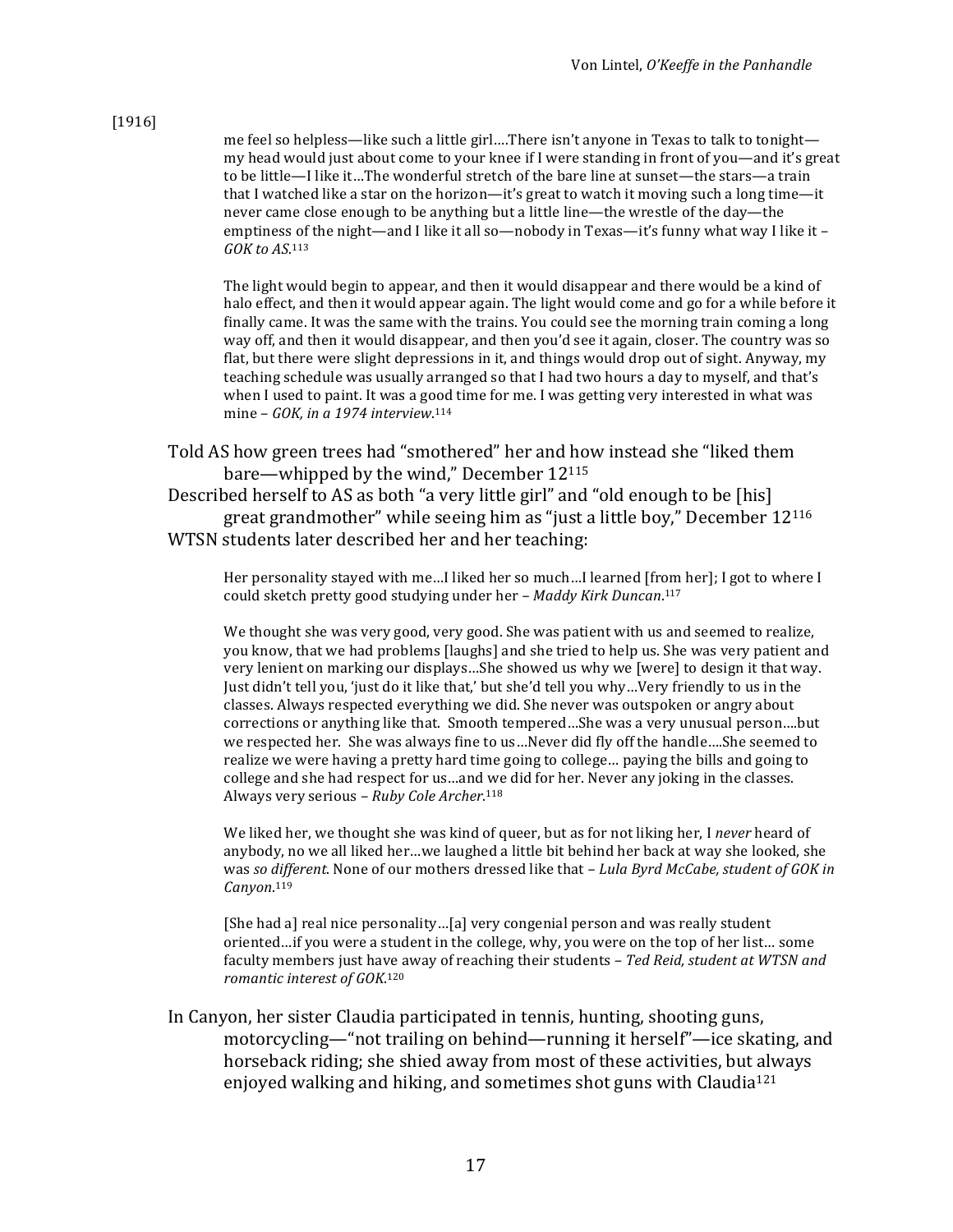[1916]

> me feel so helpless—like such a little girl….There isn't anyone in Texas to talk to tonight—my head would just about come to your knee if I were standing in front of you—and it's great to be little—I like it…The wonderful stretch of the bare line at sunset—the stars—a train that I watched like a star on the horizon—it's great to watch it moving such a long time—it never came close enough to be anything but a little line—the wrestle of the day—the emptiness of the night—and I like it all so—nobody in Texas—it's funny what way I like it – *GOK to AS*.[113]

> The light would begin to appear, and then it would disappear and there would be a kind of halo effect, and then it would appear again. The light would come and go for a while before it finally came. It was the same with the trains. You could see the morning train coming a long way off, and then it would disappear, and then you'd see it again, closer. The country was so flat, but there were slight depressions in it, and things would drop out of sight. Anyway, my teaching schedule was usually arranged so that I had two hours a day to myself, and that's when I used to paint. It was a good time for me. I was getting very interested in what was mine – *GOK, in a 1974 interview*.[114]

Told AS how green trees had "smothered" her and how instead she "liked them bare—whipped by the wind," December 12[115]

Described herself to AS as both "a very little girl" and "old enough to be [his] great grandmother" while seeing him as "just a little boy," December 12[116]

WTSN students later described her and her teaching:

> Her personality stayed with me…I liked her so much…I learned [from her]; I got to where I could sketch pretty good studying under her – *Maddy Kirk Duncan*.[117]

> We thought she was very good, very good. She was patient with us and seemed to realize, you know, that we had problems [laughs] and she tried to help us. She was very patient and very lenient on marking our displays…She showed us why we [were] to design it that way. Just didn't tell you, 'just do it like that,' but she'd tell you why…Very friendly to us in the classes. Always respected everything we did. She never was outspoken or angry about corrections or anything like that. Smooth tempered…She was a very unusual person….but we respected her. She was always fine to us…Never did fly off the handle….She seemed to realize we were having a pretty hard time going to college… paying the bills and going to college and she had respect for us…and we did for her. Never any joking in the classes. Always very serious – *Ruby Cole Archer*.[118]

> We liked her, we thought she was kind of queer, but as for not liking her, I *never* heard of anybody, no we all liked her…we laughed a little bit behind her back at way she looked, she was *so different*. None of our mothers dressed like that – *Lula Byrd McCabe, student of GOK in Canyon*.[119]

> [She had a] real nice personality…[a] very congenial person and was really student oriented…if you were a student in the college, why, you were on the top of her list… some faculty members just have away of reaching their students – *Ted Reid, student at WTSN and romantic interest of GOK*.[120]

In Canyon, her sister Claudia participated in tennis, hunting, shooting guns, motorcycling—"not trailing on behind—running it herself"—ice skating, and horseback riding; she shied away from most of these activities, but always enjoyed walking and hiking, and sometimes shot guns with Claudia[121]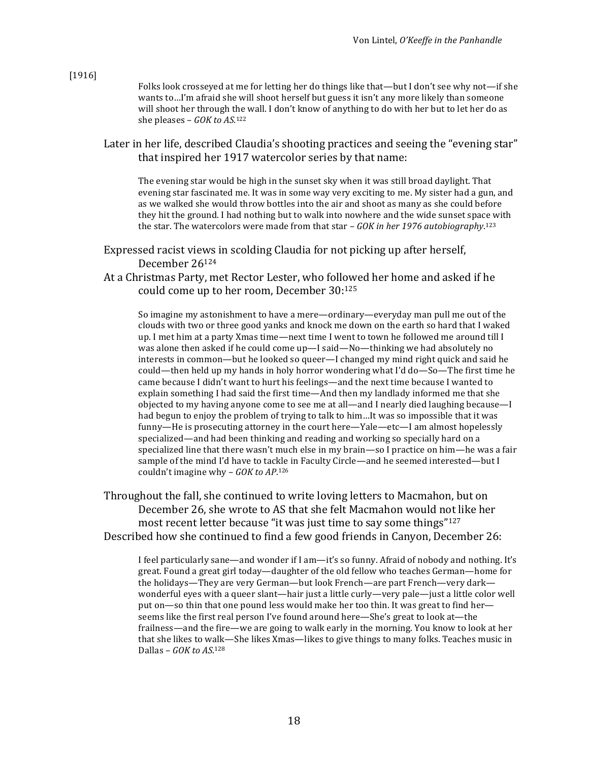[1916]

> Folks look crosseyed at me for letting her do things like that—but I don't see why not—if she wants to…I'm afraid she will shoot herself but guess it isn't any more likely than someone will shoot her through the wall. I don't know of anything to do with her but to let her do as she pleases – *GOK to AS.*[122]

Later in her life, described Claudia's shooting practices and seeing the "evening star" that inspired her 1917 watercolor series by that name:

> The evening star would be high in the sunset sky when it was still broad daylight. That evening star fascinated me. It was in some way very exciting to me. My sister had a gun, and as we walked she would throw bottles into the air and shoot as many as she could before they hit the ground. I had nothing but to walk into nowhere and the wide sunset space with the star. The watercolors were made from that star – *GOK in her 1976 autobiography*.[123]

Expressed racist views in scolding Claudia for not picking up after herself, December 26[124]

At a Christmas Party, met Rector Lester, who followed her home and asked if he could come up to her room, December 30:[125]

> So imagine my astonishment to have a mere—ordinary—everyday man pull me out of the clouds with two or three good yanks and knock me down on the earth so hard that I waked up. I met him at a party Xmas time—next time I went to town he followed me around till I was alone then asked if he could come up—I said—No—thinking we had absolutely no interests in common—but he looked so queer—I changed my mind right quick and said he could—then held up my hands in holy horror wondering what I'd do—So—The first time he came because I didn't want to hurt his feelings—and the next time because I wanted to explain something I had said the first time—And then my landlady informed me that she objected to my having anyone come to see me at all—and I nearly died laughing because—I had begun to enjoy the problem of trying to talk to him…It was so impossible that it was funny—He is prosecuting attorney in the court here—Yale—etc—I am almost hopelessly specialized—and had been thinking and reading and working so specially hard on a specialized line that there wasn't much else in my brain—so I practice on him—he was a fair sample of the mind I'd have to tackle in Faculty Circle—and he seemed interested—but I couldn't imagine why – *GOK to AP*.[126]

Throughout the fall, she continued to write loving letters to Macmahon, but on December 26, she wrote to AS that she felt Macmahon would not like her most recent letter because "it was just time to say some things"[127]

Described how she continued to find a few good friends in Canyon, December 26:

> I feel particularly sane—and wonder if I am—it's so funny. Afraid of nobody and nothing. It's great. Found a great girl today—daughter of the old fellow who teaches German—home for the holidays—They are very German—but look French—are part French—very dark—wonderful eyes with a queer slant—hair just a little curly—very pale—just a little color well put on—so thin that one pound less would make her too thin. It was great to find her—seems like the first real person I've found around here—She's great to look at—the frailness—and the fire—we are going to walk early in the morning. You know to look at her that she likes to walk—She likes Xmas—likes to give things to many folks. Teaches music in Dallas – *GOK to AS.*[128]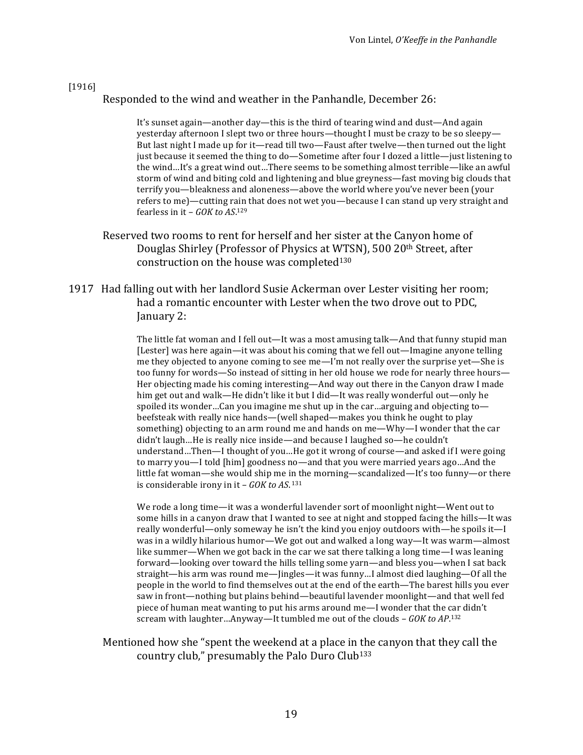[1916]

Responded to the wind and weather in the Panhandle, December 26:

> It's sunset again—another day—this is the third of tearing wind and dust—And again yesterday afternoon I slept two or three hours—thought I must be crazy to be so sleepy—But last night I made up for it—read till two—Faust after twelve—then turned out the light just because it seemed the thing to do—Sometime after four I dozed a little—just listening to the wind…It's a great wind out…There seems to be something almost terrible—like an awful storm of wind and biting cold and lightening and blue greyness—fast moving big clouds that terrify you—bleakness and aloneness—above the world where you've never been (your refers to me)—cutting rain that does not wet you—because I can stand up very straight and fearless in it – *GOK to AS*.[129]

Reserved two rooms to rent for herself and her sister at the Canyon home of Douglas Shirley (Professor of Physics at WTSN), 500 20th Street, after construction on the house was completed[130]

1917 Had falling out with her landlord Susie Ackerman over Lester visiting her room; had a romantic encounter with Lester when the two drove out to PDC, January 2:

> The little fat woman and I fell out—It was a most amusing talk—And that funny stupid man [Lester] was here again—it was about his coming that we fell out—Imagine anyone telling me they objected to anyone coming to see me—I'm not really over the surprise yet—She is too funny for words—So instead of sitting in her old house we rode for nearly three hours—Her objecting made his coming interesting—And way out there in the Canyon draw I made him get out and walk—He didn't like it but I did—It was really wonderful out—only he spoiled its wonder…Can you imagine me shut up in the car…arguing and objecting to—beefsteak with really nice hands—(well shaped—makes you think he ought to play something) objecting to an arm round me and hands on me—Why—I wonder that the car didn't laugh…He is really nice inside—and because I laughed so—he couldn't understand…Then—I thought of you…He got it wrong of course—and asked if I were going to marry you—I told [him] goodness no—and that you were married years ago…And the little fat woman—she would ship me in the morning—scandalized—It's too funny—or there is considerable irony in it – *GOK to AS*.[131]

> We rode a long time—it was a wonderful lavender sort of moonlight night—Went out to some hills in a canyon draw that I wanted to see at night and stopped facing the hills—It was really wonderful—only someway he isn't the kind you enjoy outdoors with—he spoils it—I was in a wildly hilarious humor—We got out and walked a long way—It was warm—almost like summer—When we got back in the car we sat there talking a long time—I was leaning forward—looking over toward the hills telling some yarn—and bless you—when I sat back straight—his arm was round me—Jingles—it was funny…I almost died laughing—Of all the people in the world to find themselves out at the end of the earth—The barest hills you ever saw in front—nothing but plains behind—beautiful lavender moonlight—and that well fed piece of human meat wanting to put his arms around me—I wonder that the car didn't scream with laughter…Anyway—It tumbled me out of the clouds – *GOK to AP*.[132]

Mentioned how she "spent the weekend at a place in the canyon that they call the country club," presumably the Palo Duro Club[133]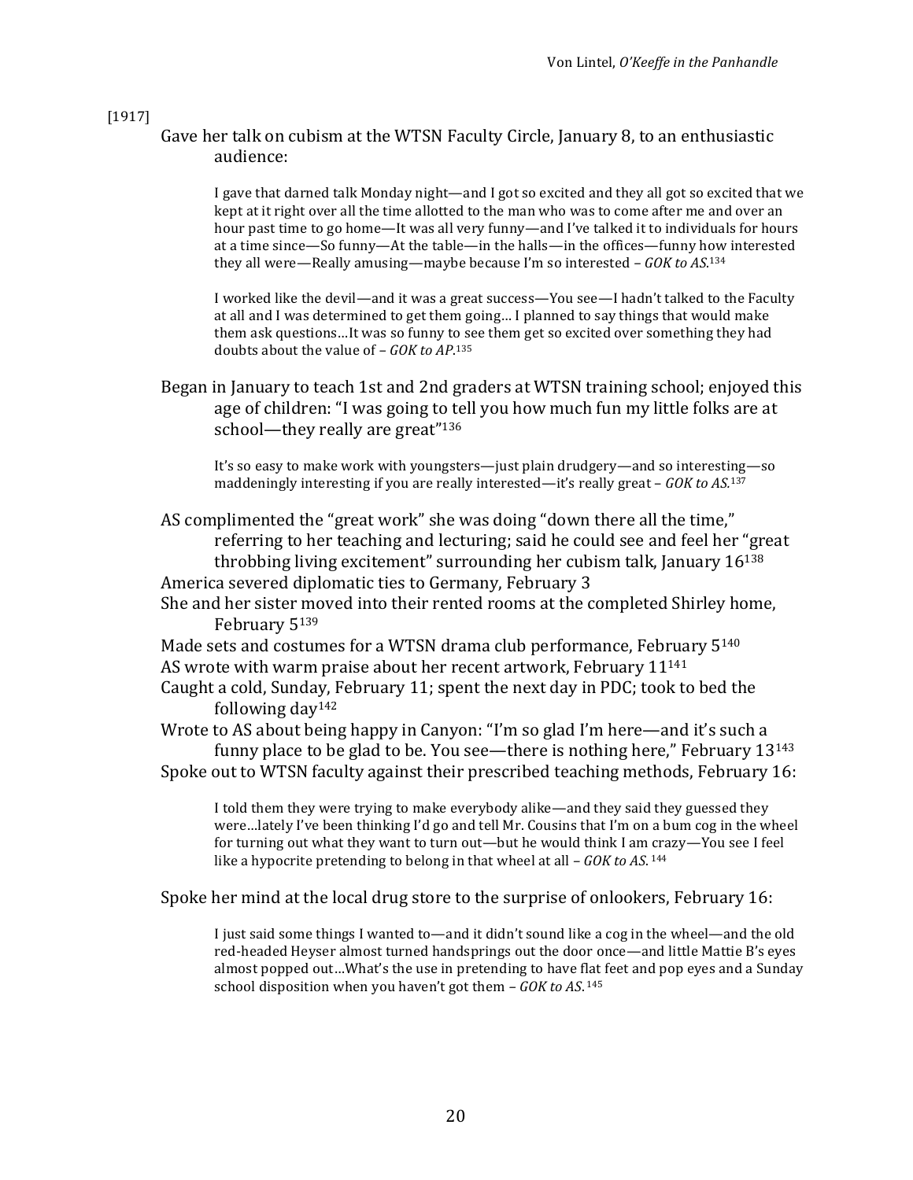[1917]

Gave her talk on cubism at the WTSN Faculty Circle, January 8, to an enthusiastic audience:

> I gave that darned talk Monday night—and I got so excited and they all got so excited that we kept at it right over all the time allotted to the man who was to come after me and over an hour past time to go home—It was all very funny—and I've talked it to individuals for hours at a time since—So funny—At the table—in the halls—in the offices—funny how interested they all were—Really amusing—maybe because I'm so interested – *GOK to AS*.[134]

> I worked like the devil—and it was a great success—You see—I hadn't talked to the Faculty at all and I was determined to get them going… I planned to say things that would make them ask questions…It was so funny to see them get so excited over something they had doubts about the value of – *GOK to AP*.[135]

Began in January to teach 1st and 2nd graders at WTSN training school; enjoyed this age of children: "I was going to tell you how much fun my little folks are at school—they really are great"[136]

> It's so easy to make work with youngsters—just plain drudgery—and so interesting—so maddeningly interesting if you are really interested—it's really great – *GOK to AS.*[137]

AS complimented the "great work" she was doing "down there all the time," referring to her teaching and lecturing; said he could see and feel her "great throbbing living excitement" surrounding her cubism talk, January 16[138]

America severed diplomatic ties to Germany, February 3

She and her sister moved into their rented rooms at the completed Shirley home, February 5[139]

Made sets and costumes for a WTSN drama club performance, February 5[140]

AS wrote with warm praise about her recent artwork, February 11[141]

Caught a cold, Sunday, February 11; spent the next day in PDC; took to bed the following day[142]

Wrote to AS about being happy in Canyon: "I'm so glad I'm here—and it's such a funny place to be glad to be. You see—there is nothing here," February 13[143]

Spoke out to WTSN faculty against their prescribed teaching methods, February 16:

> I told them they were trying to make everybody alike—and they said they guessed they were…lately I've been thinking I'd go and tell Mr. Cousins that I'm on a bum cog in the wheel for turning out what they want to turn out—but he would think I am crazy—You see I feel like a hypocrite pretending to belong in that wheel at all – *GOK to AS*.[144]

Spoke her mind at the local drug store to the surprise of onlookers, February 16:

> I just said some things I wanted to—and it didn't sound like a cog in the wheel—and the old red-headed Heyser almost turned handsprings out the door once—and little Mattie B's eyes almost popped out…What's the use in pretending to have flat feet and pop eyes and a Sunday school disposition when you haven't got them – *GOK to AS*.[145]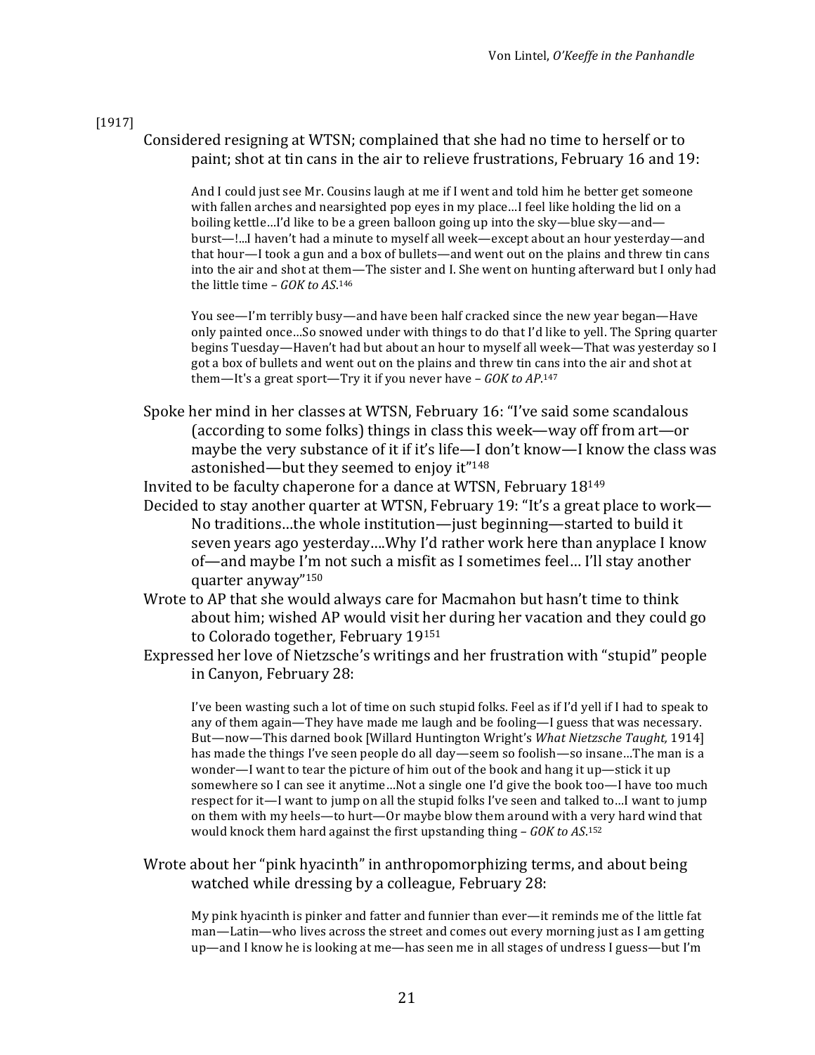[1917]

Considered resigning at WTSN; complained that she had no time to herself or to paint; shot at tin cans in the air to relieve frustrations, February 16 and 19:

> And I could just see Mr. Cousins laugh at me if I went and told him he better get someone with fallen arches and nearsighted pop eyes in my place…I feel like holding the lid on a boiling kettle…I'd like to be a green balloon going up into the sky—blue sky—and—burst—!...I haven't had a minute to myself all week—except about an hour yesterday—and that hour—I took a gun and a box of bullets—and went out on the plains and threw tin cans into the air and shot at them—The sister and I. She went on hunting afterward but I only had the little time – *GOK to AS*.[146]

> You see—I'm terribly busy—and have been half cracked since the new year began—Have only painted once…So snowed under with things to do that I'd like to yell. The Spring quarter begins Tuesday—Haven't had but about an hour to myself all week—That was yesterday so I got a box of bullets and went out on the plains and threw tin cans into the air and shot at them—It's a great sport—Try it if you never have – *GOK to AP*.[147]

Spoke her mind in her classes at WTSN, February 16: "I've said some scandalous (according to some folks) things in class this week—way off from art—or maybe the very substance of it if it's life—I don't know—I know the class was astonished—but they seemed to enjoy it"[148]

Invited to be faculty chaperone for a dance at WTSN, February 18[149]

Decided to stay another quarter at WTSN, February 19: "It's a great place to work—No traditions…the whole institution—just beginning—started to build it seven years ago yesterday….Why I'd rather work here than anyplace I know of—and maybe I'm not such a misfit as I sometimes feel… I'll stay another quarter anyway"[150]

Wrote to AP that she would always care for Macmahon but hasn't time to think about him; wished AP would visit her during her vacation and they could go to Colorado together, February 19[151]

Expressed her love of Nietzsche's writings and her frustration with "stupid" people in Canyon, February 28:

> I've been wasting such a lot of time on such stupid folks. Feel as if I'd yell if I had to speak to any of them again—They have made me laugh and be fooling—I guess that was necessary. But—now—This darned book [Willard Huntington Wright's *What Nietzsche Taught,* 1914] has made the things I've seen people do all day—seem so foolish—so insane…The man is a wonder—I want to tear the picture of him out of the book and hang it up—stick it up somewhere so I can see it anytime…Not a single one I'd give the book too—I have too much respect for it—I want to jump on all the stupid folks I've seen and talked to…I want to jump on them with my heels—to hurt—Or maybe blow them around with a very hard wind that would knock them hard against the first upstanding thing – *GOK to AS*.[152]

Wrote about her "pink hyacinth" in anthropomorphizing terms, and about being watched while dressing by a colleague, February 28:

> My pink hyacinth is pinker and fatter and funnier than ever—it reminds me of the little fat man—Latin—who lives across the street and comes out every morning just as I am getting up—and I know he is looking at me—has seen me in all stages of undress I guess—but I'm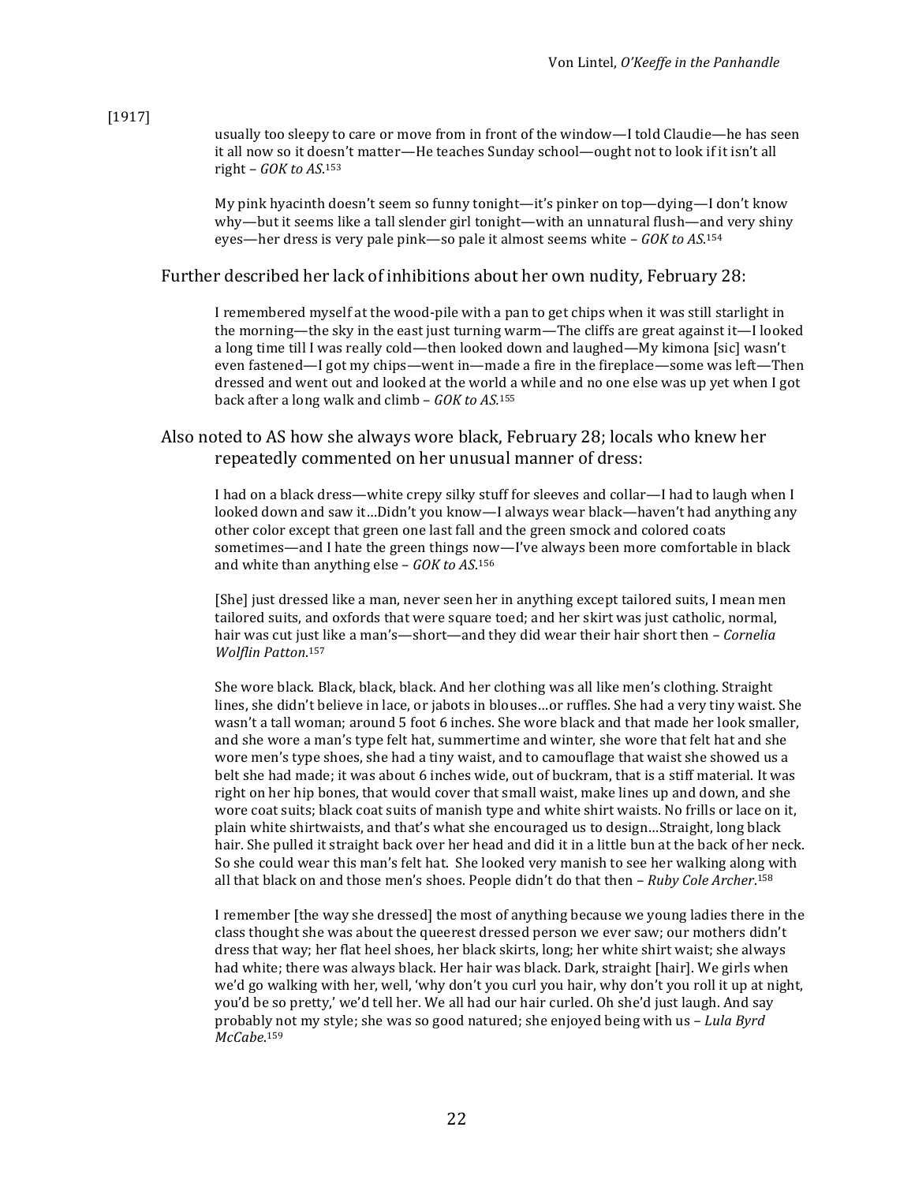[1917]

> usually too sleepy to care or move from in front of the window—I told Claudie—he has seen it all now so it doesn't matter—He teaches Sunday school—ought not to look if it isn't all right – *GOK to AS*.[153]

> My pink hyacinth doesn't seem so funny tonight—it's pinker on top—dying—I don't know why—but it seems like a tall slender girl tonight—with an unnatural flush—and very shiny eyes—her dress is very pale pink—so pale it almost seems white – *GOK to AS*.[154]

Further described her lack of inhibitions about her own nudity, February 28:

> I remembered myself at the wood-pile with a pan to get chips when it was still starlight in the morning—the sky in the east just turning warm—The cliffs are great against it—I looked a long time till I was really cold—then looked down and laughed—My kimona [sic] wasn't even fastened—I got my chips—went in—made a fire in the fireplace—some was left—Then dressed and went out and looked at the world a while and no one else was up yet when I got back after a long walk and climb – *GOK to AS*.[155]

Also noted to AS how she always wore black, February 28; locals who knew her repeatedly commented on her unusual manner of dress:

> I had on a black dress—white crepy silky stuff for sleeves and collar—I had to laugh when I looked down and saw it…Didn't you know—I always wear black—haven't had anything any other color except that green one last fall and the green smock and colored coats sometimes—and I hate the green things now—I've always been more comfortable in black and white than anything else – *GOK to AS*.[156]

> [She] just dressed like a man, never seen her in anything except tailored suits, I mean men tailored suits, and oxfords that were square toed; and her skirt was just catholic, normal, hair was cut just like a man's—short—and they did wear their hair short then – *Cornelia Wolflin Patton*.[157]

> She wore black. Black, black, black. And her clothing was all like men's clothing. Straight lines, she didn't believe in lace, or jabots in blouses…or ruffles. She had a very tiny waist. She wasn't a tall woman; around 5 foot 6 inches. She wore black and that made her look smaller, and she wore a man's type felt hat, summertime and winter, she wore that felt hat and she wore men's type shoes, she had a tiny waist, and to camouflage that waist she showed us a belt she had made; it was about 6 inches wide, out of buckram, that is a stiff material. It was right on her hip bones, that would cover that small waist, make lines up and down, and she wore coat suits; black coat suits of manish type and white shirt waists. No frills or lace on it, plain white shirtwaists, and that's what she encouraged us to design…Straight, long black hair. She pulled it straight back over her head and did it in a little bun at the back of her neck. So she could wear this man's felt hat. She looked very manish to see her walking along with all that black on and those men's shoes. People didn't do that then – *Ruby Cole Archer*.[158]

> I remember [the way she dressed] the most of anything because we young ladies there in the class thought she was about the queerest dressed person we ever saw; our mothers didn't dress that way; her flat heel shoes, her black skirts, long; her white shirt waist; she always had white; there was always black. Her hair was black. Dark, straight [hair]. We girls when we'd go walking with her, well, 'why don't you curl you hair, why don't you roll it up at night, you'd be so pretty,' we'd tell her. We all had our hair curled. Oh she'd just laugh. And say probably not my style; she was so good natured; she enjoyed being with us – *Lula Byrd McCabe*.[159]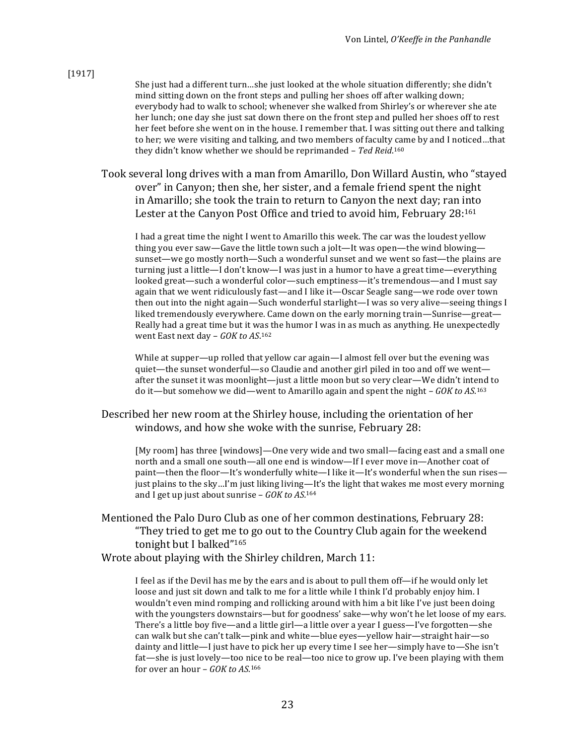[1917]

> She just had a different turn…she just looked at the whole situation differently; she didn't mind sitting down on the front steps and pulling her shoes off after walking down; everybody had to walk to school; whenever she walked from Shirley's or wherever she ate her lunch; one day she just sat down there on the front step and pulled her shoes off to rest her feet before she went on in the house. I remember that. I was sitting out there and talking to her; we were visiting and talking, and two members of faculty came by and I noticed…that they didn't know whether we should be reprimanded – *Ted Reid*.[160]

Took several long drives with a man from Amarillo, Don Willard Austin, who "stayed over" in Canyon; then she, her sister, and a female friend spent the night in Amarillo; she took the train to return to Canyon the next day; ran into Lester at the Canyon Post Office and tried to avoid him, February 28:[161]

> I had a great time the night I went to Amarillo this week. The car was the loudest yellow thing you ever saw—Gave the little town such a jolt—It was open—the wind blowing—sunset—we go mostly north—Such a wonderful sunset and we went so fast—the plains are turning just a little—I don't know—I was just in a humor to have a great time—everything looked great—such a wonderful color—such emptiness—it's tremendous—and I must say again that we went ridiculously fast—and I like it—Oscar Seagle sang—we rode over town then out into the night again—Such wonderful starlight—I was so very alive—seeing things I liked tremendously everywhere. Came down on the early morning train—Sunrise—great—Really had a great time but it was the humor I was in as much as anything. He unexpectedly went East next day – *GOK to AS*.[162]

> While at supper—up rolled that yellow car again—I almost fell over but the evening was quiet—the sunset wonderful—so Claudie and another girl piled in too and off we went—after the sunset it was moonlight—just a little moon but so very clear—We didn't intend to do it—but somehow we did—went to Amarillo again and spent the night – *GOK to AS*.[163]

Described her new room at the Shirley house, including the orientation of her windows, and how she woke with the sunrise, February 28:

> [My room] has three [windows]—One very wide and two small—facing east and a small one north and a small one south—all one end is window—If I ever move in—Another coat of paint—then the floor—It's wonderfully white—I like it—It's wonderful when the sun rises—just plains to the sky…I'm just liking living—It's the light that wakes me most every morning and I get up just about sunrise – *GOK to AS*.[164]

Mentioned the Palo Duro Club as one of her common destinations, February 28: "They tried to get me to go out to the Country Club again for the weekend tonight but I balked"[165]

Wrote about playing with the Shirley children, March 11:

> I feel as if the Devil has me by the ears and is about to pull them off—if he would only let loose and just sit down and talk to me for a little while I think I'd probably enjoy him. I wouldn't even mind romping and rollicking around with him a bit like I've just been doing with the youngsters downstairs—but for goodness' sake—why won't he let loose of my ears. There's a little boy five—and a little girl—a little over a year I guess—I've forgotten—she can walk but she can't talk—pink and white—blue eyes—yellow hair—straight hair—so dainty and little—I just have to pick her up every time I see her—simply have to—She isn't fat—she is just lovely—too nice to be real—too nice to grow up. I've been playing with them for over an hour – *GOK to AS*.[166]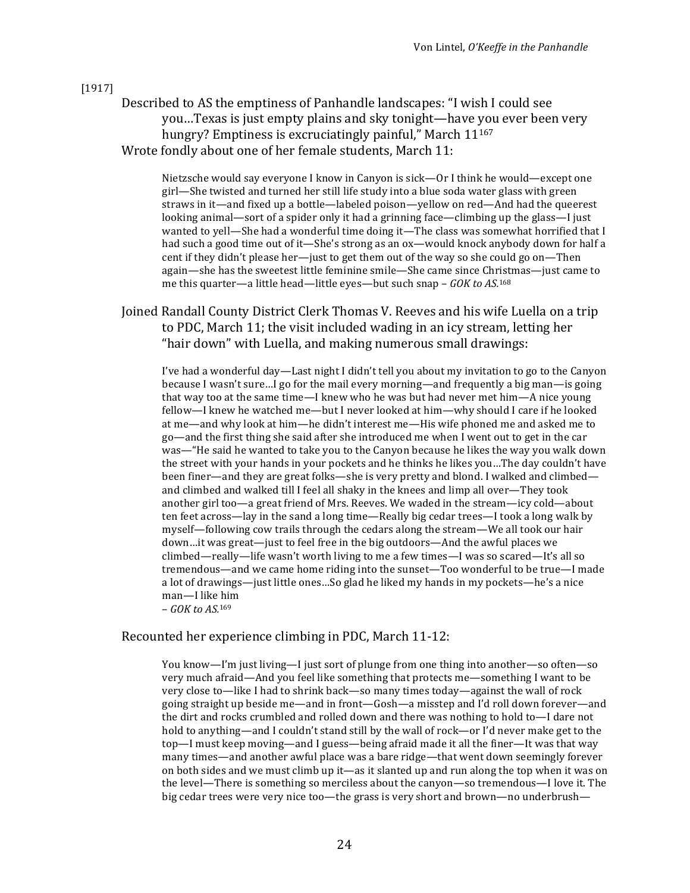[1917]

Described to AS the emptiness of Panhandle landscapes: "I wish I could see you…Texas is just empty plains and sky tonight—have you ever been very hungry? Emptiness is excruciatingly painful," March 11[167]

Wrote fondly about one of her female students, March 11:

> Nietzsche would say everyone I know in Canyon is sick—Or I think he would—except one girl—She twisted and turned her still life study into a blue soda water glass with green straws in it—and fixed up a bottle—labeled poison—yellow on red—And had the queerest looking animal—sort of a spider only it had a grinning face—climbing up the glass—I just wanted to yell—She had a wonderful time doing it—The class was somewhat horrified that I had such a good time out of it—She's strong as an ox—would knock anybody down for half a cent if they didn't please her—just to get them out of the way so she could go on—Then again—she has the sweetest little feminine smile—She came since Christmas—just came to me this quarter—a little head—little eyes—but such snap – *GOK to AS.*[168]

Joined Randall County District Clerk Thomas V. Reeves and his wife Luella on a trip to PDC, March 11; the visit included wading in an icy stream, letting her "hair down" with Luella, and making numerous small drawings:

> I've had a wonderful day—Last night I didn't tell you about my invitation to go to the Canyon because I wasn't sure…I go for the mail every morning—and frequently a big man—is going that way too at the same time—I knew who he was but had never met him—A nice young fellow—I knew he watched me—but I never looked at him—why should I care if he looked at me—and why look at him—he didn't interest me—His wife phoned me and asked me to go—and the first thing she said after she introduced me when I went out to get in the car was—"He said he wanted to take you to the Canyon because he likes the way you walk down the street with your hands in your pockets and he thinks he likes you…The day couldn't have been finer—and they are great folks—she is very pretty and blond. I walked and climbed—and climbed and walked till I feel all shaky in the knees and limp all over—They took another girl too—a great friend of Mrs. Reeves. We waded in the stream—icy cold—about ten feet across—lay in the sand a long time—Really big cedar trees—I took a long walk by myself—following cow trails through the cedars along the stream—We all took our hair down…it was great—just to feel free in the big outdoors—And the awful places we climbed—really—life wasn't worth living to me a few times—I was so scared—It's all so tremendous—and we came home riding into the sunset—Too wonderful to be true—I made a lot of drawings—just little ones…So glad he liked my hands in my pockets—he's a nice man—I like him
> – *GOK to AS.*[169]

Recounted her experience climbing in PDC, March 11-12:

> You know—I'm just living—I just sort of plunge from one thing into another—so often—so very much afraid—And you feel like something that protects me—something I want to be very close to—like I had to shrink back—so many times today—against the wall of rock going straight up beside me—and in front—Gosh—a misstep and I'd roll down forever—and the dirt and rocks crumbled and rolled down and there was nothing to hold to—I dare not hold to anything—and I couldn't stand still by the wall of rock—or I'd never make get to the top—I must keep moving—and I guess—being afraid made it all the finer—It was that way many times—and another awful place was a bare ridge—that went down seemingly forever on both sides and we must climb up it—as it slanted up and run along the top when it was on the level—There is something so merciless about the canyon—so tremendous—I love it. The big cedar trees were very nice too—the grass is very short and brown—no underbrush—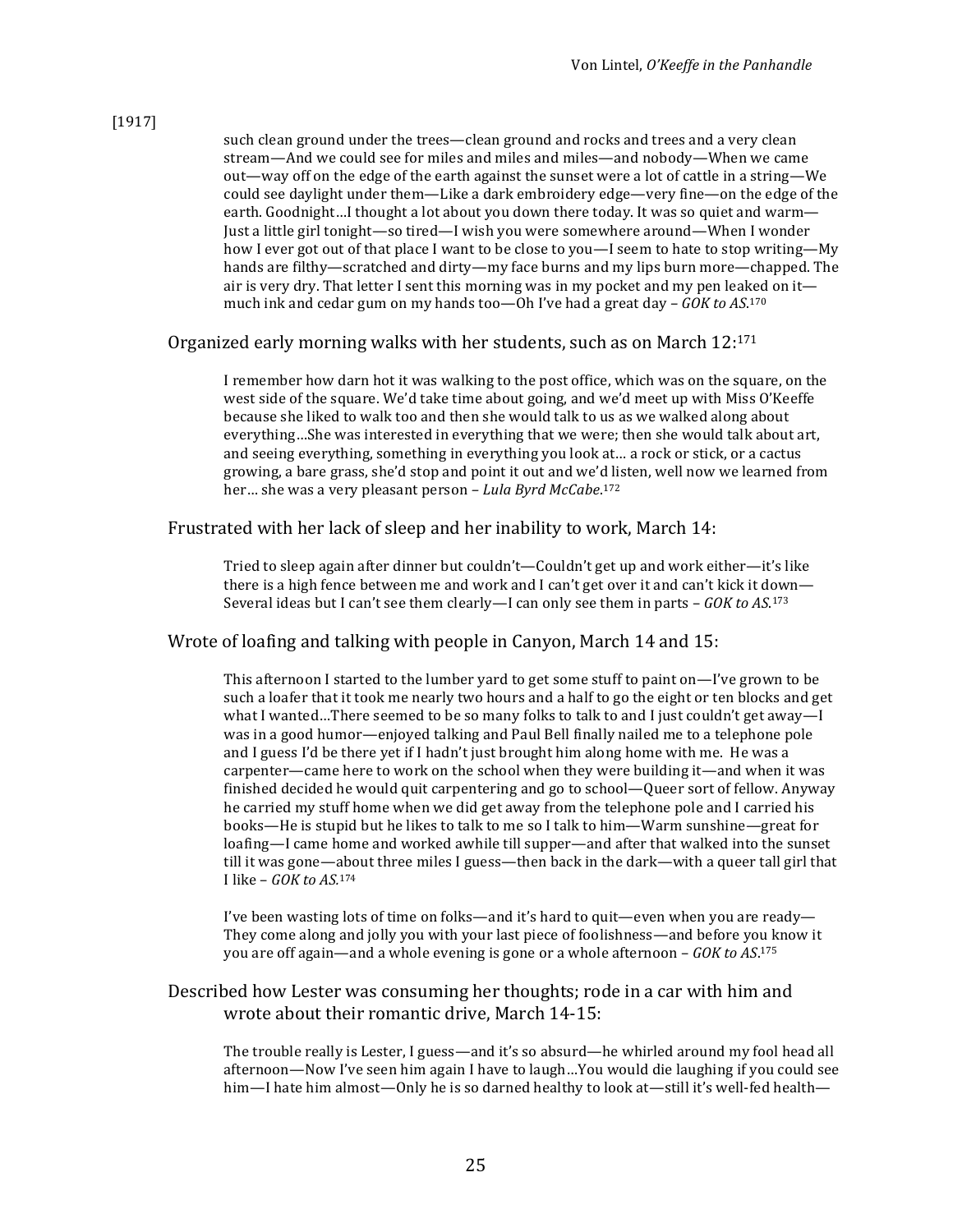[1917]

> such clean ground under the trees—clean ground and rocks and trees and a very clean stream—And we could see for miles and miles and miles—and nobody—When we came out—way off on the edge of the earth against the sunset were a lot of cattle in a string—We could see daylight under them—Like a dark embroidery edge—very fine—on the edge of the earth. Goodnight…I thought a lot about you down there today. It was so quiet and warm—Just a little girl tonight—so tired—I wish you were somewhere around—When I wonder how I ever got out of that place I want to be close to you—I seem to hate to stop writing—My hands are filthy—scratched and dirty—my face burns and my lips burn more—chapped. The air is very dry. That letter I sent this morning was in my pocket and my pen leaked on it—much ink and cedar gum on my hands too—Oh I've had a great day – *GOK to AS*.[170]

Organized early morning walks with her students, such as on March 12:[171]

> I remember how darn hot it was walking to the post office, which was on the square, on the west side of the square. We'd take time about going, and we'd meet up with Miss O'Keeffe because she liked to walk too and then she would talk to us as we walked along about everything…She was interested in everything that we were; then she would talk about art, and seeing everything, something in everything you look at… a rock or stick, or a cactus growing, a bare grass, she'd stop and point it out and we'd listen, well now we learned from her… she was a very pleasant person – *Lula Byrd McCabe*.[172]

Frustrated with her lack of sleep and her inability to work, March 14:

> Tried to sleep again after dinner but couldn't—Couldn't get up and work either—it's like there is a high fence between me and work and I can't get over it and can't kick it down—Several ideas but I can't see them clearly—I can only see them in parts – *GOK to AS*.[173]

Wrote of loafing and talking with people in Canyon, March 14 and 15:

> This afternoon I started to the lumber yard to get some stuff to paint on—I've grown to be such a loafer that it took me nearly two hours and a half to go the eight or ten blocks and get what I wanted…There seemed to be so many folks to talk to and I just couldn't get away—I was in a good humor—enjoyed talking and Paul Bell finally nailed me to a telephone pole and I guess I'd be there yet if I hadn't just brought him along home with me. He was a carpenter—came here to work on the school when they were building it—and when it was finished decided he would quit carpentering and go to school—Queer sort of fellow. Anyway he carried my stuff home when we did get away from the telephone pole and I carried his books—He is stupid but he likes to talk to me so I talk to him—Warm sunshine—great for loafing—I came home and worked awhile till supper—and after that walked into the sunset till it was gone—about three miles I guess—then back in the dark—with a queer tall girl that I like – *GOK to AS*.[174]
>
> I've been wasting lots of time on folks—and it's hard to quit—even when you are ready—They come along and jolly you with your last piece of foolishness—and before you know it you are off again—and a whole evening is gone or a whole afternoon – *GOK to AS*.[175]

Described how Lester was consuming her thoughts; rode in a car with him and wrote about their romantic drive, March 14-15:

> The trouble really is Lester, I guess—and it's so absurd—he whirled around my fool head all afternoon—Now I've seen him again I have to laugh…You would die laughing if you could see him—I hate him almost—Only he is so darned healthy to look at—still it's well-fed health—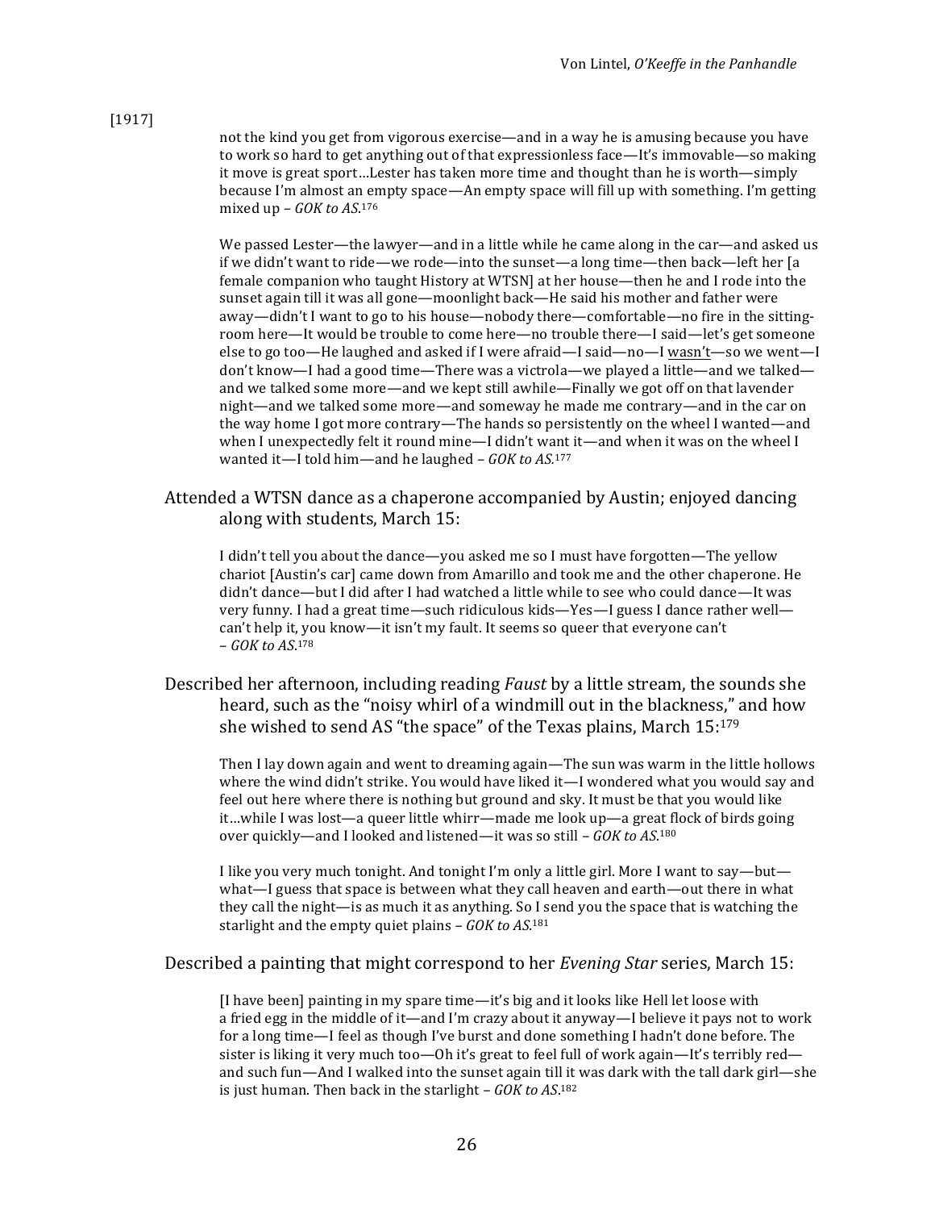[1917]

> not the kind you get from vigorous exercise—and in a way he is amusing because you have to work so hard to get anything out of that expressionless face—It's immovable—so making it move is great sport…Lester has taken more time and thought than he is worth—simply because I'm almost an empty space—An empty space will fill up with something. I'm getting mixed up – *GOK to AS*.[176]

> We passed Lester—the lawyer—and in a little while he came along in the car—and asked us if we didn't want to ride—we rode—into the sunset—a long time—then back—left her [a female companion who taught History at WTSN] at her house—then he and I rode into the sunset again till it was all gone—moonlight back—He said his mother and father were away—didn't I want to go to his house—nobody there—comfortable—no fire in the sitting-room here—It would be trouble to come here—no trouble there—I said—let's get someone else to go too—He laughed and asked if I were afraid—I said—no—I <u>wasn't</u>—so we went—I don't know—I had a good time—There was a victrola—we played a little—and we talked—and we talked some more—and we kept still awhile—Finally we got off on that lavender night—and we talked some more—and someway he made me contrary—and in the car on the way home I got more contrary—The hands so persistently on the wheel I wanted—and when I unexpectedly felt it round mine—I didn't want it—and when it was on the wheel I wanted it—I told him—and he laughed – *GOK to AS*.[177]

Attended a WTSN dance as a chaperone accompanied by Austin; enjoyed dancing along with students, March 15:

> I didn't tell you about the dance—you asked me so I must have forgotten—The yellow chariot [Austin's car] came down from Amarillo and took me and the other chaperone. He didn't dance—but I did after I had watched a little while to see who could dance—It was very funny. I had a great time—such ridiculous kids—Yes—I guess I dance rather well—can't help it, you know—it isn't my fault. It seems so queer that everyone can't – *GOK to AS*.[178]

Described her afternoon, including reading *Faust* by a little stream, the sounds she heard, such as the "noisy whirl of a windmill out in the blackness," and how she wished to send AS "the space" of the Texas plains, March 15:[179]

> Then I lay down again and went to dreaming again—The sun was warm in the little hollows where the wind didn't strike. You would have liked it—I wondered what you would say and feel out here where there is nothing but ground and sky. It must be that you would like it…while I was lost—a queer little whirr—made me look up—a great flock of birds going over quickly—and I looked and listened—it was so still – *GOK to AS*.[180]

> I like you very much tonight. And tonight I'm only a little girl. More I want to say—but—what—I guess that space is between what they call heaven and earth—out there in what they call the night—is as much it as anything. So I send you the space that is watching the starlight and the empty quiet plains – *GOK to AS*.[181]

Described a painting that might correspond to her *Evening Star* series, March 15:

> [I have been] painting in my spare time—it's big and it looks like Hell let loose with a fried egg in the middle of it—and I'm crazy about it anyway—I believe it pays not to work for a long time—I feel as though I've burst and done something I hadn't done before. The sister is liking it very much too—Oh it's great to feel full of work again—It's terribly red—and such fun—And I walked into the sunset again till it was dark with the tall dark girl—she is just human. Then back in the starlight – *GOK to AS*.[182]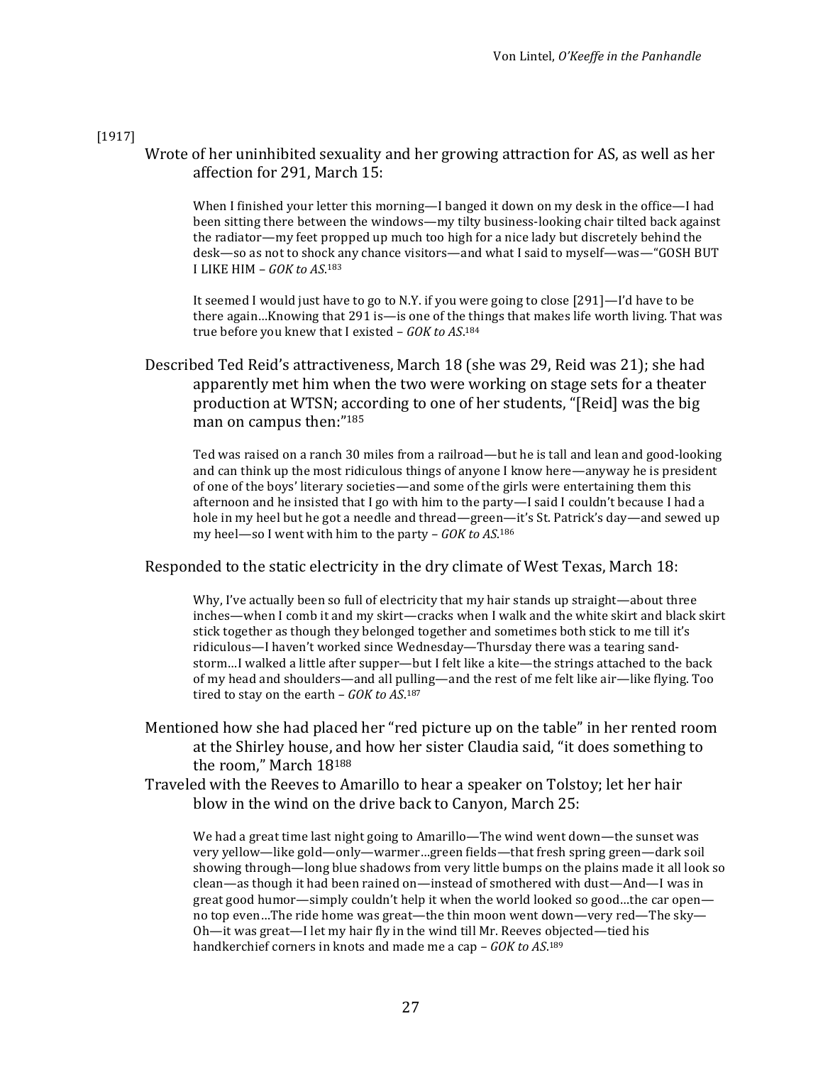[1917]

Wrote of her uninhibited sexuality and her growing attraction for AS, as well as her affection for 291, March 15:

> When I finished your letter this morning—I banged it down on my desk in the office—I had been sitting there between the windows—my tilty business-looking chair tilted back against the radiator—my feet propped up much too high for a nice lady but discretely behind the desk—so as not to shock any chance visitors—and what I said to myself—was—"GOSH BUT I LIKE HIM – *GOK to AS*.[183]

> It seemed I would just have to go to N.Y. if you were going to close [291]—I'd have to be there again…Knowing that 291 is—is one of the things that makes life worth living. That was true before you knew that I existed – *GOK to AS*.[184]

Described Ted Reid's attractiveness, March 18 (she was 29, Reid was 21); she had apparently met him when the two were working on stage sets for a theater production at WTSN; according to one of her students, "[Reid] was the big man on campus then:"[185]

> Ted was raised on a ranch 30 miles from a railroad—but he is tall and lean and good-looking and can think up the most ridiculous things of anyone I know here—anyway he is president of one of the boys' literary societies—and some of the girls were entertaining them this afternoon and he insisted that I go with him to the party—I said I couldn't because I had a hole in my heel but he got a needle and thread—green—it's St. Patrick's day—and sewed up my heel—so I went with him to the party – *GOK to AS*.[186]

Responded to the static electricity in the dry climate of West Texas, March 18:

> Why, I've actually been so full of electricity that my hair stands up straight—about three inches—when I comb it and my skirt—cracks when I walk and the white skirt and black skirt stick together as though they belonged together and sometimes both stick to me till it's ridiculous—I haven't worked since Wednesday—Thursday there was a tearing sand-storm…I walked a little after supper—but I felt like a kite—the strings attached to the back of my head and shoulders—and all pulling—and the rest of me felt like air—like flying. Too tired to stay on the earth – *GOK to AS*.[187]

Mentioned how she had placed her "red picture up on the table" in her rented room at the Shirley house, and how her sister Claudia said, "it does something to the room," March 18[188]

Traveled with the Reeves to Amarillo to hear a speaker on Tolstoy; let her hair blow in the wind on the drive back to Canyon, March 25:

> We had a great time last night going to Amarillo—The wind went down—the sunset was very yellow—like gold—only—warmer…green fields—that fresh spring green—dark soil showing through—long blue shadows from very little bumps on the plains made it all look so clean—as though it had been rained on—instead of smothered with dust—And—I was in great good humor—simply couldn't help it when the world looked so good…the car open—no top even…The ride home was great—the thin moon went down—very red—The sky—Oh—it was great—I let my hair fly in the wind till Mr. Reeves objected—tied his handkerchief corners in knots and made me a cap – *GOK to AS*.[189]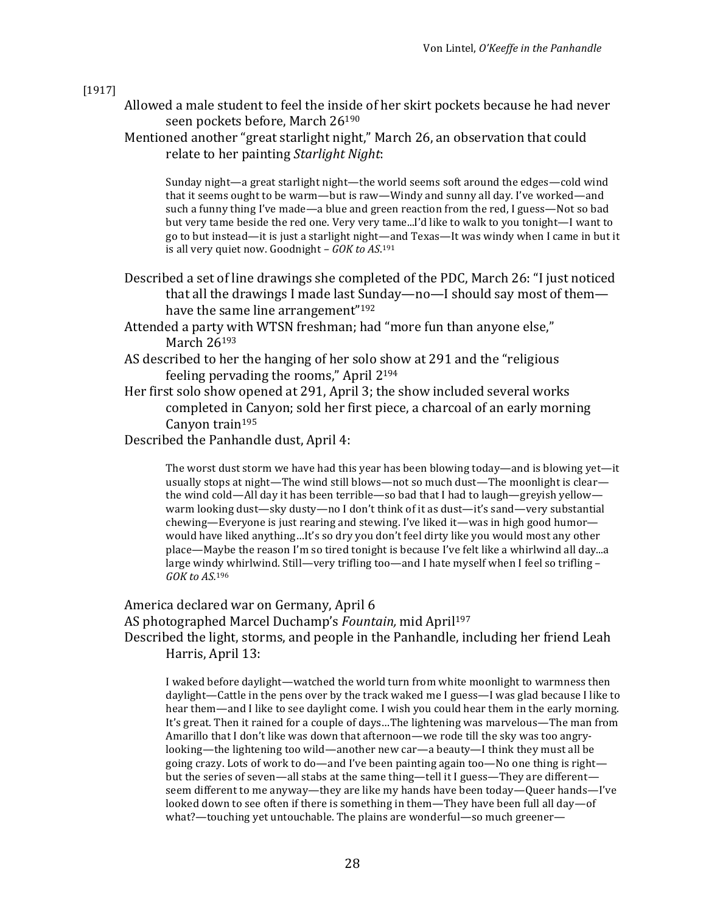[1917]

Allowed a male student to feel the inside of her skirt pockets because he had never seen pockets before, March 26[190]

Mentioned another "great starlight night," March 26, an observation that could relate to her painting *Starlight Night*:

> Sunday night—a great starlight night—the world seems soft around the edges—cold wind that it seems ought to be warm—but is raw—Windy and sunny all day. I've worked—and such a funny thing I've made—a blue and green reaction from the red, I guess—Not so bad but very tame beside the red one. Very very tame...I'd like to walk to you tonight—I want to go to but instead—it is just a starlight night—and Texas—It was windy when I came in but it is all very quiet now. Goodnight – *GOK to AS*.[191]

Described a set of line drawings she completed of the PDC, March 26: "I just noticed that all the drawings I made last Sunday—no—I should say most of them—have the same line arrangement"[192]

Attended a party with WTSN freshman; had "more fun than anyone else," March 26[193]

AS described to her the hanging of her solo show at 291 and the "religious feeling pervading the rooms," April 2[194]

Her first solo show opened at 291, April 3; the show included several works completed in Canyon; sold her first piece, a charcoal of an early morning Canyon train[195]

Described the Panhandle dust, April 4:

> The worst dust storm we have had this year has been blowing today—and is blowing yet—it usually stops at night—The wind still blows—not so much dust—The moonlight is clear—the wind cold—All day it has been terrible—so bad that I had to laugh—greyish yellow—warm looking dust—sky dusty—no I don't think of it as dust—it's sand—very substantial chewing—Everyone is just rearing and stewing. I've liked it—was in high good humor—would have liked anything…It's so dry you don't feel dirty like you would most any other place—Maybe the reason I'm so tired tonight is because I've felt like a whirlwind all day...a large windy whirlwind. Still—very trifling too—and I hate myself when I feel so trifling – *GOK to AS*.[196]

America declared war on Germany, April 6

AS photographed Marcel Duchamp's *Fountain,* mid April[197]

Described the light, storms, and people in the Panhandle, including her friend Leah Harris, April 13:

> I waked before daylight—watched the world turn from white moonlight to warmness then daylight—Cattle in the pens over by the track waked me I guess—I was glad because I like to hear them—and I like to see daylight come. I wish you could hear them in the early morning. It's great. Then it rained for a couple of days…The lightening was marvelous—The man from Amarillo that I don't like was down that afternoon—we rode till the sky was too angry-looking—the lightening too wild—another new car—a beauty—I think they must all be going crazy. Lots of work to do—and I've been painting again too—No one thing is right—but the series of seven—all stabs at the same thing—tell it I guess—They are different—seem different to me anyway—they are like my hands have been today—Queer hands—I've looked down to see often if there is something in them—They have been full all day—of what?—touching yet untouchable. The plains are wonderful—so much greener—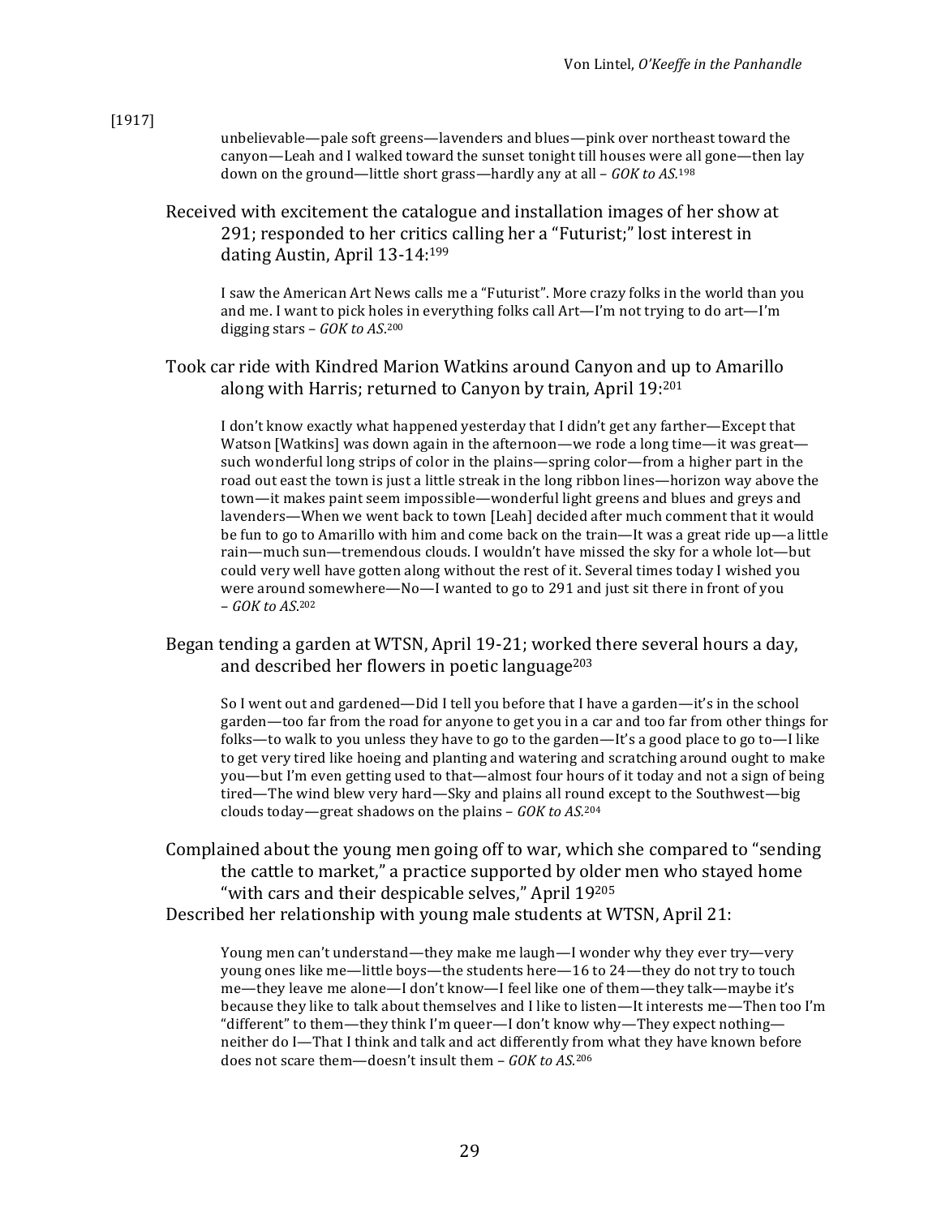[1917]

> unbelievable—pale soft greens—lavenders and blues—pink over northeast toward the canyon—Leah and I walked toward the sunset tonight till houses were all gone—then lay down on the ground—little short grass—hardly any at all – *GOK to AS*.[198]

Received with excitement the catalogue and installation images of her show at 291; responded to her critics calling her a "Futurist;" lost interest in dating Austin, April 13-14:[199]

> I saw the American Art News calls me a "Futurist". More crazy folks in the world than you and me. I want to pick holes in everything folks call Art—I'm not trying to do art—I'm digging stars – *GOK to AS*.[200]

Took car ride with Kindred Marion Watkins around Canyon and up to Amarillo along with Harris; returned to Canyon by train, April 19:[201]

> I don't know exactly what happened yesterday that I didn't get any farther—Except that Watson [Watkins] was down again in the afternoon—we rode a long time—it was great—such wonderful long strips of color in the plains—spring color—from a higher part in the road out east the town is just a little streak in the long ribbon lines—horizon way above the town—it makes paint seem impossible—wonderful light greens and blues and greys and lavenders—When we went back to town [Leah] decided after much comment that it would be fun to go to Amarillo with him and come back on the train—It was a great ride up—a little rain—much sun—tremendous clouds. I wouldn't have missed the sky for a whole lot—but could very well have gotten along without the rest of it. Several times today I wished you were around somewhere—No—I wanted to go to 291 and just sit there in front of you – *GOK to AS*.[202]

Began tending a garden at WTSN, April 19-21; worked there several hours a day, and described her flowers in poetic language[203]

> So I went out and gardened—Did I tell you before that I have a garden—it's in the school garden—too far from the road for anyone to get you in a car and too far from other things for folks—to walk to you unless they have to go to the garden—It's a good place to go to—I like to get very tired like hoeing and planting and watering and scratching around ought to make you—but I'm even getting used to that—almost four hours of it today and not a sign of being tired—The wind blew very hard—Sky and plains all round except to the Southwest—big clouds today—great shadows on the plains – *GOK to AS*.[204]

Complained about the young men going off to war, which she compared to "sending the cattle to market," a practice supported by older men who stayed home "with cars and their despicable selves," April 19[205]

Described her relationship with young male students at WTSN, April 21:

> Young men can't understand—they make me laugh—I wonder why they ever try—very young ones like me—little boys—the students here—16 to 24—they do not try to touch me—they leave me alone—I don't know—I feel like one of them—they talk—maybe it's because they like to talk about themselves and I like to listen—It interests me—Then too I'm "different" to them—they think I'm queer—I don't know why—They expect nothing—neither do I—That I think and talk and act differently from what they have known before does not scare them—doesn't insult them – *GOK to AS*.[206]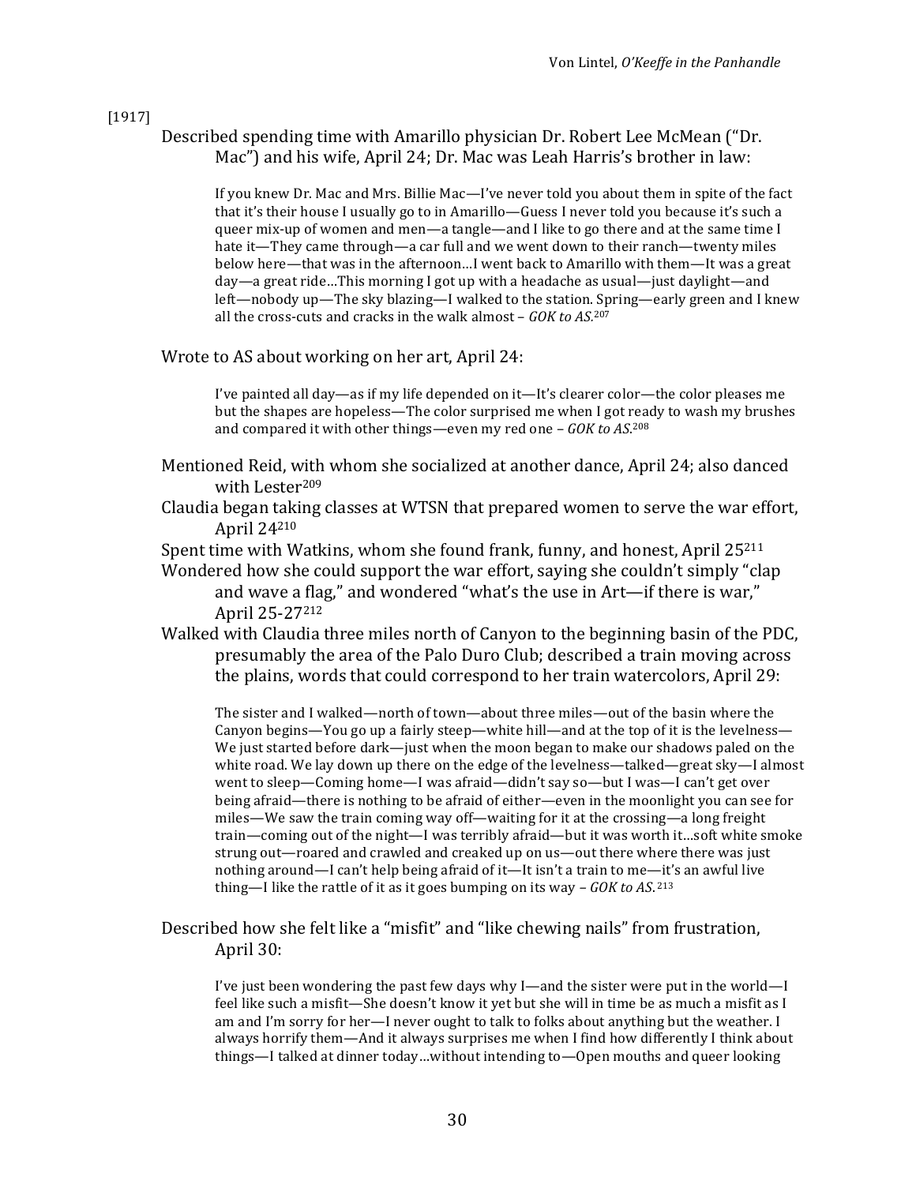[1917]

Described spending time with Amarillo physician Dr. Robert Lee McMean ("Dr. Mac") and his wife, April 24; Dr. Mac was Leah Harris's brother in law:

> If you knew Dr. Mac and Mrs. Billie Mac—I've never told you about them in spite of the fact that it's their house I usually go to in Amarillo—Guess I never told you because it's such a queer mix-up of women and men—a tangle—and I like to go there and at the same time I hate it—They came through—a car full and we went down to their ranch—twenty miles below here—that was in the afternoon…I went back to Amarillo with them—It was a great day—a great ride…This morning I got up with a headache as usual—just daylight—and left—nobody up—The sky blazing—I walked to the station. Spring—early green and I knew all the cross-cuts and cracks in the walk almost – *GOK to AS*.[207]

Wrote to AS about working on her art, April 24:

> I've painted all day—as if my life depended on it—It's clearer color—the color pleases me but the shapes are hopeless—The color surprised me when I got ready to wash my brushes and compared it with other things—even my red one – *GOK to AS*.[208]

Mentioned Reid, with whom she socialized at another dance, April 24; also danced with Lester[209]

Claudia began taking classes at WTSN that prepared women to serve the war effort, April 24[210]

Spent time with Watkins, whom she found frank, funny, and honest, April 25[211]

Wondered how she could support the war effort, saying she couldn't simply "clap and wave a flag," and wondered "what's the use in Art—if there is war," April 25-27[212]

Walked with Claudia three miles north of Canyon to the beginning basin of the PDC, presumably the area of the Palo Duro Club; described a train moving across the plains, words that could correspond to her train watercolors, April 29:

> The sister and I walked—north of town—about three miles—out of the basin where the Canyon begins—You go up a fairly steep—white hill—and at the top of it is the levelness—We just started before dark—just when the moon began to make our shadows paled on the white road. We lay down up there on the edge of the levelness—talked—great sky—I almost went to sleep—Coming home—I was afraid—didn't say so—but I was—I can't get over being afraid—there is nothing to be afraid of either—even in the moonlight you can see for miles—We saw the train coming way off—waiting for it at the crossing—a long freight train—coming out of the night—I was terribly afraid—but it was worth it…soft white smoke strung out—roared and crawled and creaked up on us—out there where there was just nothing around—I can't help being afraid of it—It isn't a train to me—it's an awful live thing—I like the rattle of it as it goes bumping on its way – *GOK to AS*.[213]

Described how she felt like a "misfit" and "like chewing nails" from frustration, April 30:

> I've just been wondering the past few days why I—and the sister were put in the world—I feel like such a misfit—She doesn't know it yet but she will in time be as much a misfit as I am and I'm sorry for her—I never ought to talk to folks about anything but the weather. I always horrify them—And it always surprises me when I find how differently I think about things—I talked at dinner today…without intending to—Open mouths and queer looking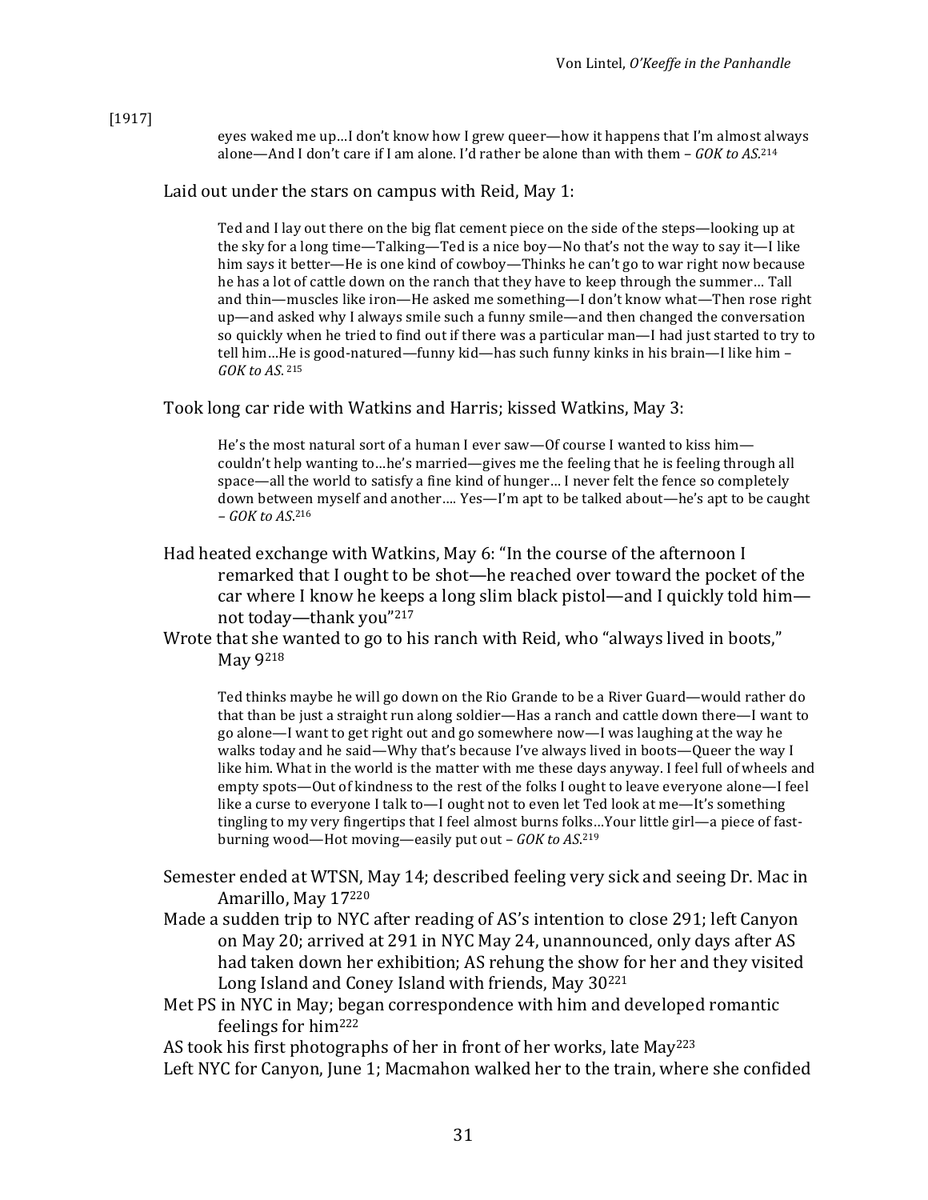[1917]

> eyes waked me up…I don't know how I grew queer—how it happens that I'm almost always alone—And I don't care if I am alone. I'd rather be alone than with them – *GOK to AS*.[214]

Laid out under the stars on campus with Reid, May 1:

> Ted and I lay out there on the big flat cement piece on the side of the steps—looking up at the sky for a long time—Talking—Ted is a nice boy—No that's not the way to say it—I like him says it better—He is one kind of cowboy—Thinks he can't go to war right now because he has a lot of cattle down on the ranch that they have to keep through the summer… Tall and thin—muscles like iron—He asked me something—I don't know what—Then rose right up—and asked why I always smile such a funny smile—and then changed the conversation so quickly when he tried to find out if there was a particular man—I had just started to try to tell him…He is good-natured—funny kid—has such funny kinks in his brain—I like him – *GOK to AS*. [215]

Took long car ride with Watkins and Harris; kissed Watkins, May 3:

> He's the most natural sort of a human I ever saw—Of course I wanted to kiss him—couldn't help wanting to…he's married—gives me the feeling that he is feeling through all space—all the world to satisfy a fine kind of hunger… I never felt the fence so completely down between myself and another…. Yes—I'm apt to be talked about—he's apt to be caught – *GOK to AS*.[216]

Had heated exchange with Watkins, May 6: "In the course of the afternoon I remarked that I ought to be shot—he reached over toward the pocket of the car where I know he keeps a long slim black pistol—and I quickly told him—not today—thank you"[217]

Wrote that she wanted to go to his ranch with Reid, who "always lived in boots," May 9[218]

> Ted thinks maybe he will go down on the Rio Grande to be a River Guard—would rather do that than be just a straight run along soldier—Has a ranch and cattle down there—I want to go alone—I want to get right out and go somewhere now—I was laughing at the way he walks today and he said—Why that's because I've always lived in boots—Queer the way I like him. What in the world is the matter with me these days anyway. I feel full of wheels and empty spots—Out of kindness to the rest of the folks I ought to leave everyone alone—I feel like a curse to everyone I talk to—I ought not to even let Ted look at me—It's something tingling to my very fingertips that I feel almost burns folks…Your little girl—a piece of fast-burning wood—Hot moving—easily put out – *GOK to AS*.[219]

Semester ended at WTSN, May 14; described feeling very sick and seeing Dr. Mac in Amarillo, May 17[220]

Made a sudden trip to NYC after reading of AS's intention to close 291; left Canyon on May 20; arrived at 291 in NYC May 24, unannounced, only days after AS had taken down her exhibition; AS rehung the show for her and they visited Long Island and Coney Island with friends, May 30[221]

Met PS in NYC in May; began correspondence with him and developed romantic feelings for him[222]

AS took his first photographs of her in front of her works, late May[223]

Left NYC for Canyon, June 1; Macmahon walked her to the train, where she confided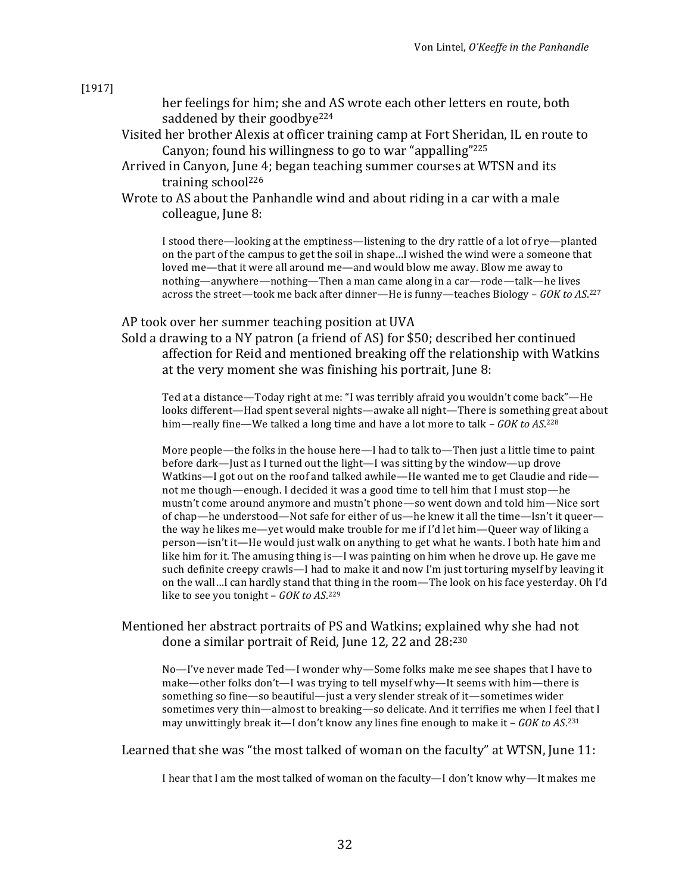[1917]

her feelings for him; she and AS wrote each other letters en route, both saddened by their goodbye[224]

Visited her brother Alexis at officer training camp at Fort Sheridan, IL en route to Canyon; found his willingness to go to war "appalling"[225]

Arrived in Canyon, June 4; began teaching summer courses at WTSN and its training school[226]

Wrote to AS about the Panhandle wind and about riding in a car with a male colleague, June 8:

> I stood there—looking at the emptiness—listening to the dry rattle of a lot of rye—planted on the part of the campus to get the soil in shape…I wished the wind were a someone that loved me—that it were all around me—and would blow me away. Blow me away to nothing—anywhere—nothing—Then a man came along in a car—rode—talk—he lives across the street—took me back after dinner—He is funny—teaches Biology – *GOK to AS*.[227]

AP took over her summer teaching position at UVA

Sold a drawing to a NY patron (a friend of AS) for $50; described her continued affection for Reid and mentioned breaking off the relationship with Watkins at the very moment she was finishing his portrait, June 8:

> Ted at a distance—Today right at me: "I was terribly afraid you wouldn't come back"—He looks different—Had spent several nights—awake all night—There is something great about him—really fine—We talked a long time and have a lot more to talk – *GOK to AS*.[228]

> More people—the folks in the house here—I had to talk to—Then just a little time to paint before dark—Just as I turned out the light—I was sitting by the window—up drove Watkins—I got out on the roof and talked awhile—He wanted me to get Claudie and ride—not me though—enough. I decided it was a good time to tell him that I must stop—he mustn't come around anymore and mustn't phone—so went down and told him—Nice sort of chap—he understood—Not safe for either of us—he knew it all the time—Isn't it queer—the way he likes me—yet would make trouble for me if I'd let him—Queer way of liking a person—isn't it—He would just walk on anything to get what he wants. I both hate him and like him for it. The amusing thing is—I was painting on him when he drove up. He gave me such definite creepy crawls—I had to make it and now I'm just torturing myself by leaving it on the wall…I can hardly stand that thing in the room—The look on his face yesterday. Oh I'd like to see you tonight – *GOK to AS*.[229]

Mentioned her abstract portraits of PS and Watkins; explained why she had not done a similar portrait of Reid, June 12, 22 and 28:[230]

> No—I've never made Ted—I wonder why—Some folks make me see shapes that I have to make—other folks don't—I was trying to tell myself why—It seems with him—there is something so fine—so beautiful—just a very slender streak of it—sometimes wider sometimes very thin—almost to breaking—so delicate. And it terrifies me when I feel that I may unwittingly break it—I don't know any lines fine enough to make it – *GOK to AS*.[231]

Learned that she was "the most talked of woman on the faculty" at WTSN, June 11:

> I hear that I am the most talked of woman on the faculty—I don't know why—It makes me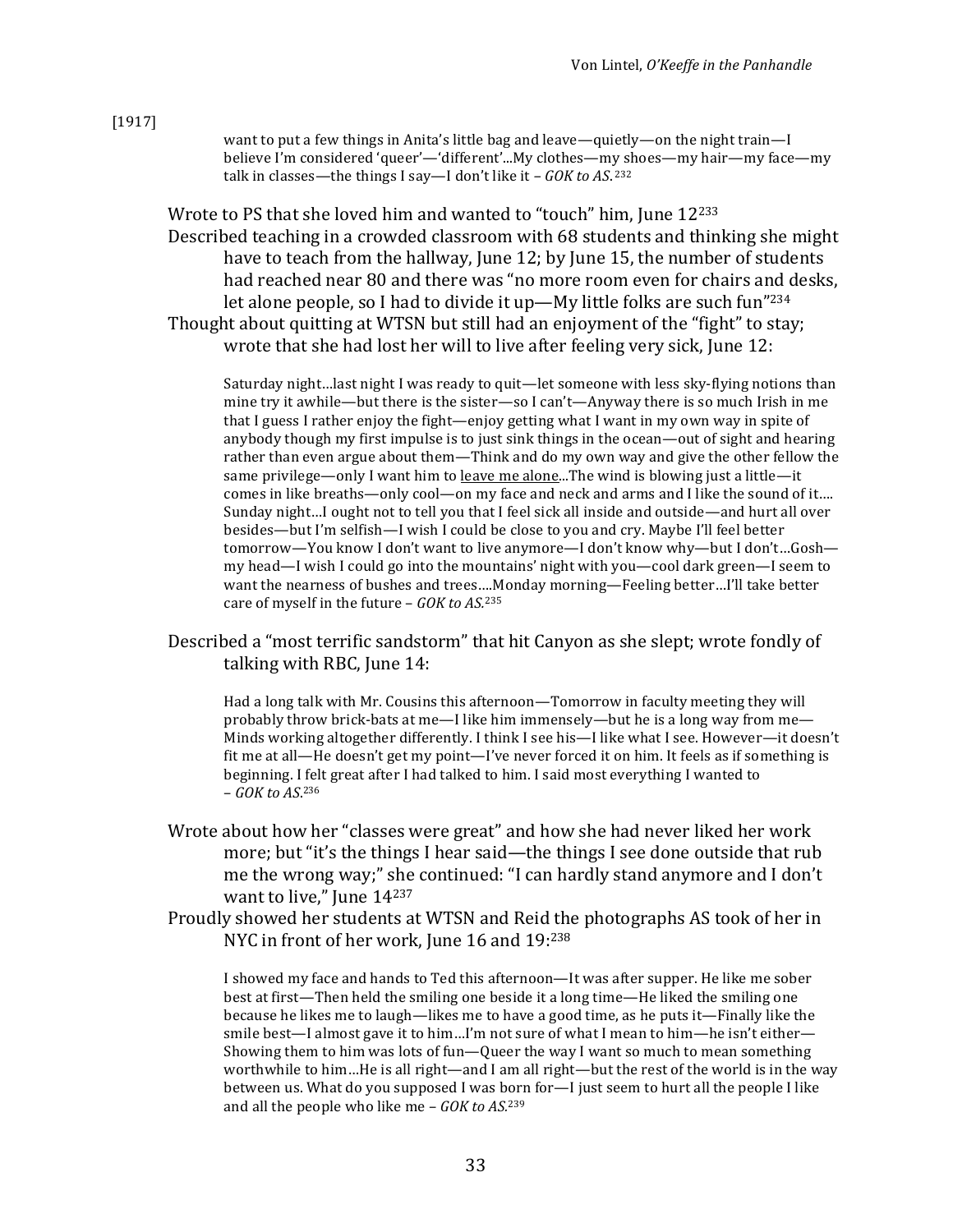[1917]

> want to put a few things in Anita's little bag and leave—quietly—on the night train—I believe I'm considered 'queer'—'different'...My clothes—my shoes—my hair—my face—my talk in classes—the things I say—I don't like it – *GOK to AS*.[232]

Wrote to PS that she loved him and wanted to "touch" him, June 12[233]

Described teaching in a crowded classroom with 68 students and thinking she might have to teach from the hallway, June 12; by June 15, the number of students had reached near 80 and there was "no more room even for chairs and desks, let alone people, so I had to divide it up—My little folks are such fun"[234]

Thought about quitting at WTSN but still had an enjoyment of the "fight" to stay; wrote that she had lost her will to live after feeling very sick, June 12:

> Saturday night…last night I was ready to quit—let someone with less sky-flying notions than mine try it awhile—but there is the sister—so I can't—Anyway there is so much Irish in me that I guess I rather enjoy the fight—enjoy getting what I want in my own way in spite of anybody though my first impulse is to just sink things in the ocean—out of sight and hearing rather than even argue about them—Think and do my own way and give the other fellow the same privilege—only I want him to <u>leave me alone</u>...The wind is blowing just a little—it comes in like breaths—only cool—on my face and neck and arms and I like the sound of it…. Sunday night…I ought not to tell you that I feel sick all inside and outside—and hurt all over besides—but I'm selfish—I wish I could be close to you and cry. Maybe I'll feel better tomorrow—You know I don't want to live anymore—I don't know why—but I don't…Gosh—my head—I wish I could go into the mountains' night with you—cool dark green—I seem to want the nearness of bushes and trees….Monday morning—Feeling better…I'll take better care of myself in the future – *GOK to AS*.[235]

Described a "most terrific sandstorm" that hit Canyon as she slept; wrote fondly of talking with RBC, June 14:

> Had a long talk with Mr. Cousins this afternoon—Tomorrow in faculty meeting they will probably throw brick-bats at me—I like him immensely—but he is a long way from me—Minds working altogether differently. I think I see his—I like what I see. However—it doesn't fit me at all—He doesn't get my point—I've never forced it on him. It feels as if something is beginning. I felt great after I had talked to him. I said most everything I wanted to – *GOK to AS*.[236]

Wrote about how her "classes were great" and how she had never liked her work more; but "it's the things I hear said—the things I see done outside that rub me the wrong way;" she continued: "I can hardly stand anymore and I don't want to live," June 14[237]

Proudly showed her students at WTSN and Reid the photographs AS took of her in NYC in front of her work, June 16 and 19:[238]

> I showed my face and hands to Ted this afternoon—It was after supper. He like me sober best at first—Then held the smiling one beside it a long time—He liked the smiling one because he likes me to laugh—likes me to have a good time, as he puts it—Finally like the smile best—I almost gave it to him…I'm not sure of what I mean to him—he isn't either—Showing them to him was lots of fun—Queer the way I want so much to mean something worthwhile to him…He is all right—and I am all right—but the rest of the world is in the way between us. What do you supposed I was born for—I just seem to hurt all the people I like and all the people who like me – *GOK to AS*.[239]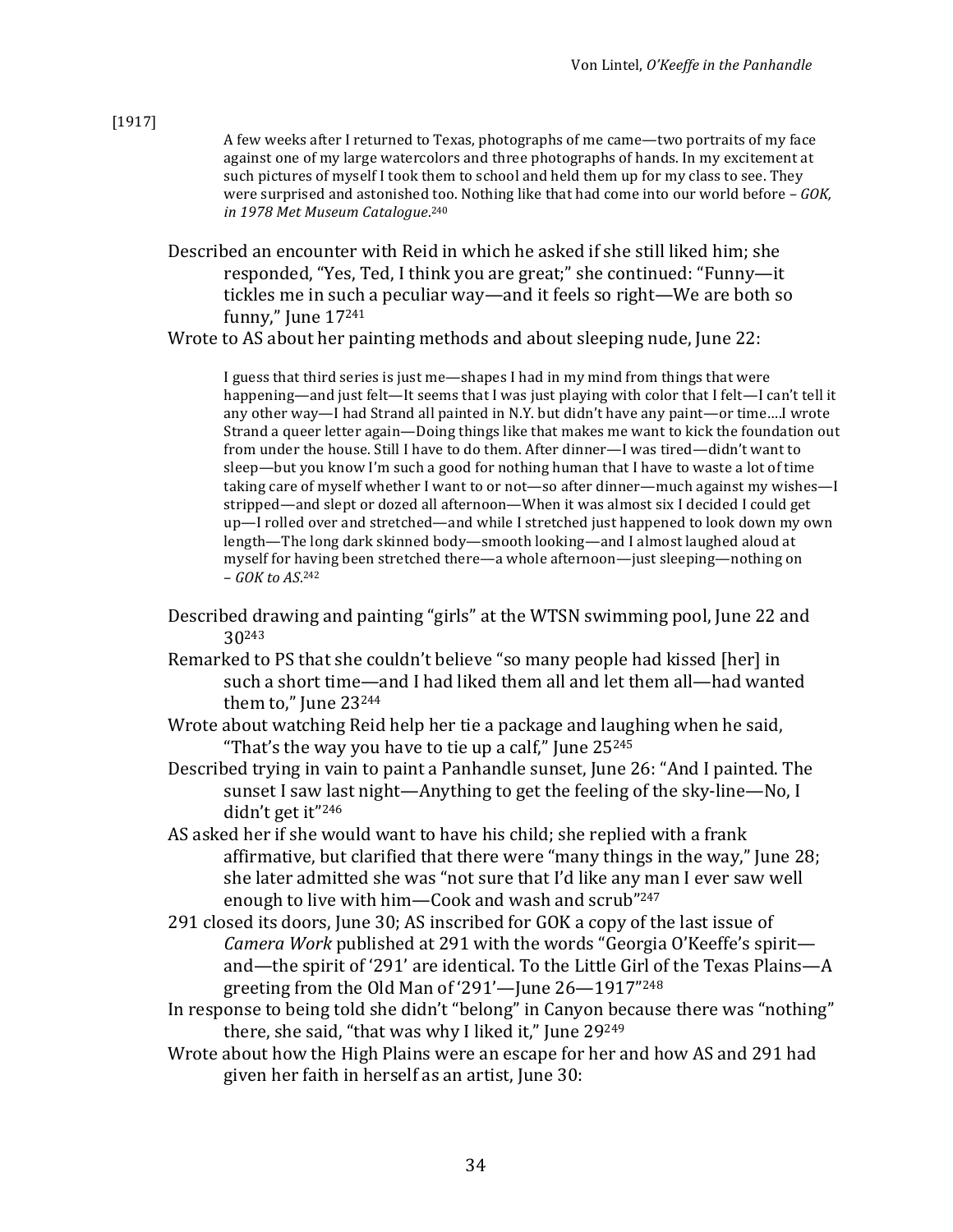[1917]

> A few weeks after I returned to Texas, photographs of me came—two portraits of my face against one of my large watercolors and three photographs of hands. In my excitement at such pictures of myself I took them to school and held them up for my class to see. They were surprised and astonished too. Nothing like that had come into our world before – *GOK, in 1978 Met Museum Catalogue*.[240]

Described an encounter with Reid in which he asked if she still liked him; she responded, "Yes, Ted, I think you are great;" she continued: "Funny—it tickles me in such a peculiar way—and it feels so right—We are both so funny," June 17[241]

Wrote to AS about her painting methods and about sleeping nude, June 22:

> I guess that third series is just me—shapes I had in my mind from things that were happening—and just felt—It seems that I was just playing with color that I felt—I can't tell it any other way—I had Strand all painted in N.Y. but didn't have any paint—or time….I wrote Strand a queer letter again—Doing things like that makes me want to kick the foundation out from under the house. Still I have to do them. After dinner—I was tired—didn't want to sleep—but you know I'm such a good for nothing human that I have to waste a lot of time taking care of myself whether I want to or not—so after dinner—much against my wishes—I stripped—and slept or dozed all afternoon—When it was almost six I decided I could get up—I rolled over and stretched—and while I stretched just happened to look down my own length—The long dark skinned body—smooth looking—and I almost laughed aloud at myself for having been stretched there—a whole afternoon—just sleeping—nothing on – *GOK to AS*.[242]

Described drawing and painting "girls" at the WTSN swimming pool, June 22 and 30[243]

Remarked to PS that she couldn't believe "so many people had kissed [her] in such a short time—and I had liked them all and let them all—had wanted them to," June 23[244]

Wrote about watching Reid help her tie a package and laughing when he said, "That's the way you have to tie up a calf," June 25[245]

Described trying in vain to paint a Panhandle sunset, June 26: "And I painted. The sunset I saw last night—Anything to get the feeling of the sky-line—No, I didn't get it"[246]

AS asked her if she would want to have his child; she replied with a frank affirmative, but clarified that there were "many things in the way," June 28; she later admitted she was "not sure that I'd like any man I ever saw well enough to live with him—Cook and wash and scrub"[247]

291 closed its doors, June 30; AS inscribed for GOK a copy of the last issue of *Camera Work* published at 291 with the words "Georgia O'Keeffe's spirit—and—the spirit of '291' are identical. To the Little Girl of the Texas Plains—A greeting from the Old Man of '291'—June 26—1917"[248]

In response to being told she didn't "belong" in Canyon because there was "nothing" there, she said, "that was why I liked it," June 29[249]

Wrote about how the High Plains were an escape for her and how AS and 291 had given her faith in herself as an artist, June 30: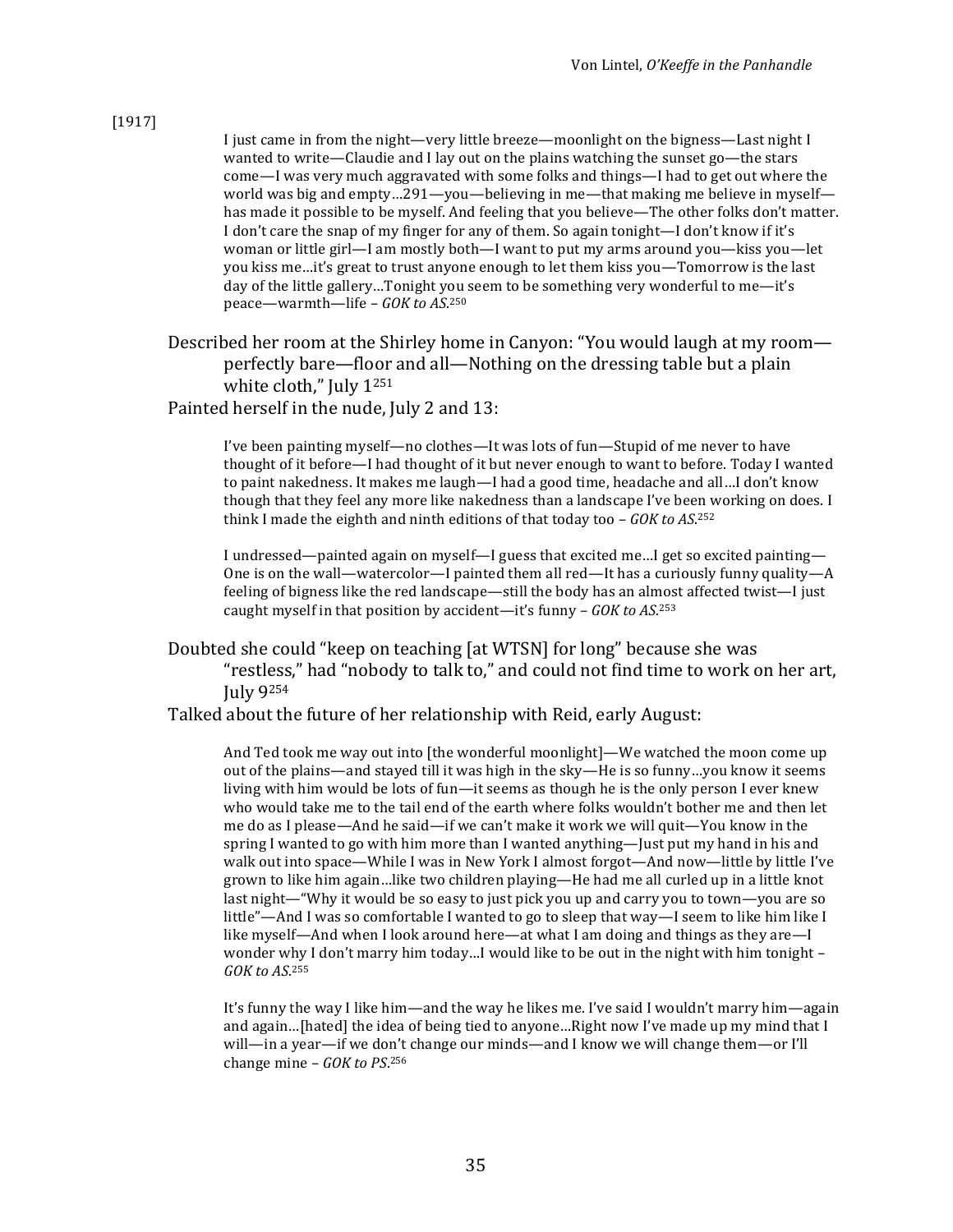[1917]

> I just came in from the night—very little breeze—moonlight on the bigness—Last night I wanted to write—Claudie and I lay out on the plains watching the sunset go—the stars come—I was very much aggravated with some folks and things—I had to get out where the world was big and empty…291—you—believing in me—that making me believe in myself—has made it possible to be myself. And feeling that you believe—The other folks don't matter. I don't care the snap of my finger for any of them. So again tonight—I don't know if it's woman or little girl—I am mostly both—I want to put my arms around you—kiss you—let you kiss me…it's great to trust anyone enough to let them kiss you—Tomorrow is the last day of the little gallery…Tonight you seem to be something very wonderful to me—it's peace—warmth—life – *GOK to AS*.[250]

Described her room at the Shirley home in Canyon: "You would laugh at my room—perfectly bare—floor and all—Nothing on the dressing table but a plain white cloth," July 1[251]

Painted herself in the nude, July 2 and 13:

> I've been painting myself—no clothes—It was lots of fun—Stupid of me never to have thought of it before—I had thought of it but never enough to want to before. Today I wanted to paint nakedness. It makes me laugh—I had a good time, headache and all…I don't know though that they feel any more like nakedness than a landscape I've been working on does. I think I made the eighth and ninth editions of that today too – *GOK to AS*.[252]

> I undressed—painted again on myself—I guess that excited me…I get so excited painting—One is on the wall—watercolor—I painted them all red—It has a curiously funny quality—A feeling of bigness like the red landscape—still the body has an almost affected twist—I just caught myself in that position by accident—it's funny – *GOK to AS*.[253]

Doubted she could "keep on teaching [at WTSN] for long" because she was "restless," had "nobody to talk to," and could not find time to work on her art, July 9[254]

Talked about the future of her relationship with Reid, early August:

> And Ted took me way out into [the wonderful moonlight]—We watched the moon come up out of the plains—and stayed till it was high in the sky—He is so funny…you know it seems living with him would be lots of fun—it seems as though he is the only person I ever knew who would take me to the tail end of the earth where folks wouldn't bother me and then let me do as I please—And he said—if we can't make it work we will quit—You know in the spring I wanted to go with him more than I wanted anything—Just put my hand in his and walk out into space—While I was in New York I almost forgot—And now—little by little I've grown to like him again…like two children playing—He had me all curled up in a little knot last night—"Why it would be so easy to just pick you up and carry you to town—you are so little"—And I was so comfortable I wanted to go to sleep that way—I seem to like him like I like myself—And when I look around here—at what I am doing and things as they are—I wonder why I don't marry him today…I would like to be out in the night with him tonight – *GOK to AS*.[255]

> It's funny the way I like him—and the way he likes me. I've said I wouldn't marry him—again and again…[hated] the idea of being tied to anyone…Right now I've made up my mind that I will—in a year—if we don't change our minds—and I know we will change them—or I'll change mine – *GOK to PS*.[256]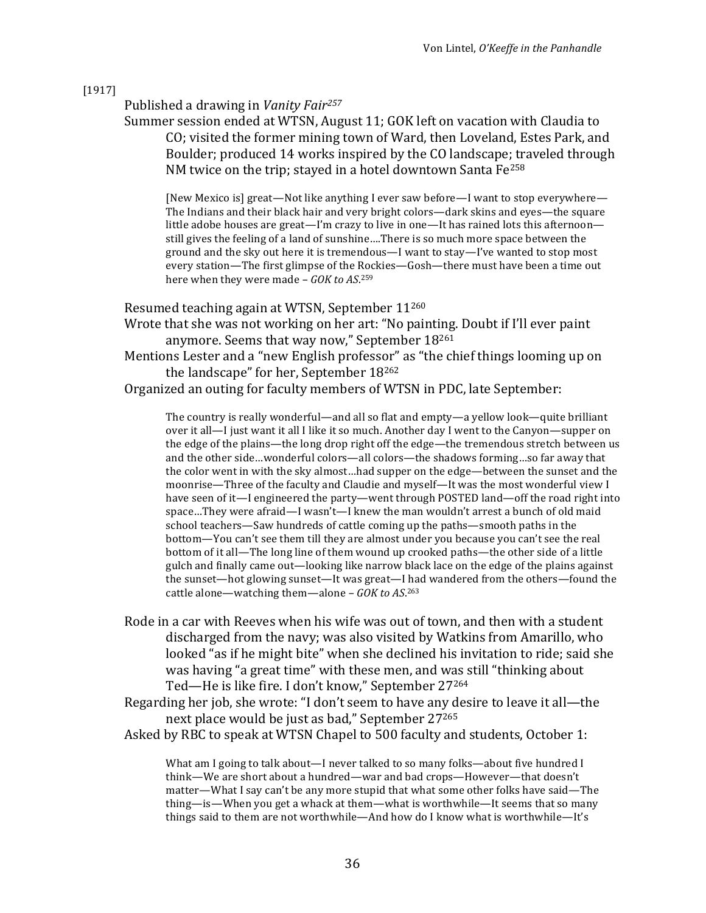[1917]

Published a drawing in *Vanity Fair*[257]

Summer session ended at WTSN, August 11; GOK left on vacation with Claudia to CO; visited the former mining town of Ward, then Loveland, Estes Park, and Boulder; produced 14 works inspired by the CO landscape; traveled through NM twice on the trip; stayed in a hotel downtown Santa Fe[258]

> [New Mexico is] great—Not like anything I ever saw before—I want to stop everywhere—The Indians and their black hair and very bright colors—dark skins and eyes—the square little adobe houses are great—I'm crazy to live in one—It has rained lots this afternoon—still gives the feeling of a land of sunshine….There is so much more space between the ground and the sky out here it is tremendous—I want to stay—I've wanted to stop most every station—The first glimpse of the Rockies—Gosh—there must have been a time out here when they were made – *GOK to AS*.[259]

Resumed teaching again at WTSN, September 11[260]

Wrote that she was not working on her art: "No painting. Doubt if I'll ever paint anymore. Seems that way now," September 18[261]

Mentions Lester and a "new English professor" as "the chief things looming up on the landscape" for her, September 18[262]

Organized an outing for faculty members of WTSN in PDC, late September:

> The country is really wonderful—and all so flat and empty—a yellow look—quite brilliant over it all—I just want it all I like it so much. Another day I went to the Canyon—supper on the edge of the plains—the long drop right off the edge—the tremendous stretch between us and the other side…wonderful colors—all colors—the shadows forming…so far away that the color went in with the sky almost…had supper on the edge—between the sunset and the moonrise—Three of the faculty and Claudie and myself—It was the most wonderful view I have seen of it—I engineered the party—went through POSTED land—off the road right into space…They were afraid—I wasn't—I knew the man wouldn't arrest a bunch of old maid school teachers—Saw hundreds of cattle coming up the paths—smooth paths in the bottom—You can't see them till they are almost under you because you can't see the real bottom of it all—The long line of them wound up crooked paths—the other side of a little gulch and finally came out—looking like narrow black lace on the edge of the plains against the sunset—hot glowing sunset—It was great—I had wandered from the others—found the cattle alone—watching them—alone – *GOK to AS*.[263]

Rode in a car with Reeves when his wife was out of town, and then with a student discharged from the navy; was also visited by Watkins from Amarillo, who looked "as if he might bite" when she declined his invitation to ride; said she was having "a great time" with these men, and was still "thinking about Ted—He is like fire. I don't know," September 27[264]

Regarding her job, she wrote: "I don't seem to have any desire to leave it all—the next place would be just as bad," September 27[265]

Asked by RBC to speak at WTSN Chapel to 500 faculty and students, October 1:

> What am I going to talk about—I never talked to so many folks—about five hundred I think—We are short about a hundred—war and bad crops—However—that doesn't matter—What I say can't be any more stupid that what some other folks have said—The thing—is—When you get a whack at them—what is worthwhile—It seems that so many things said to them are not worthwhile—And how do I know what is worthwhile—It's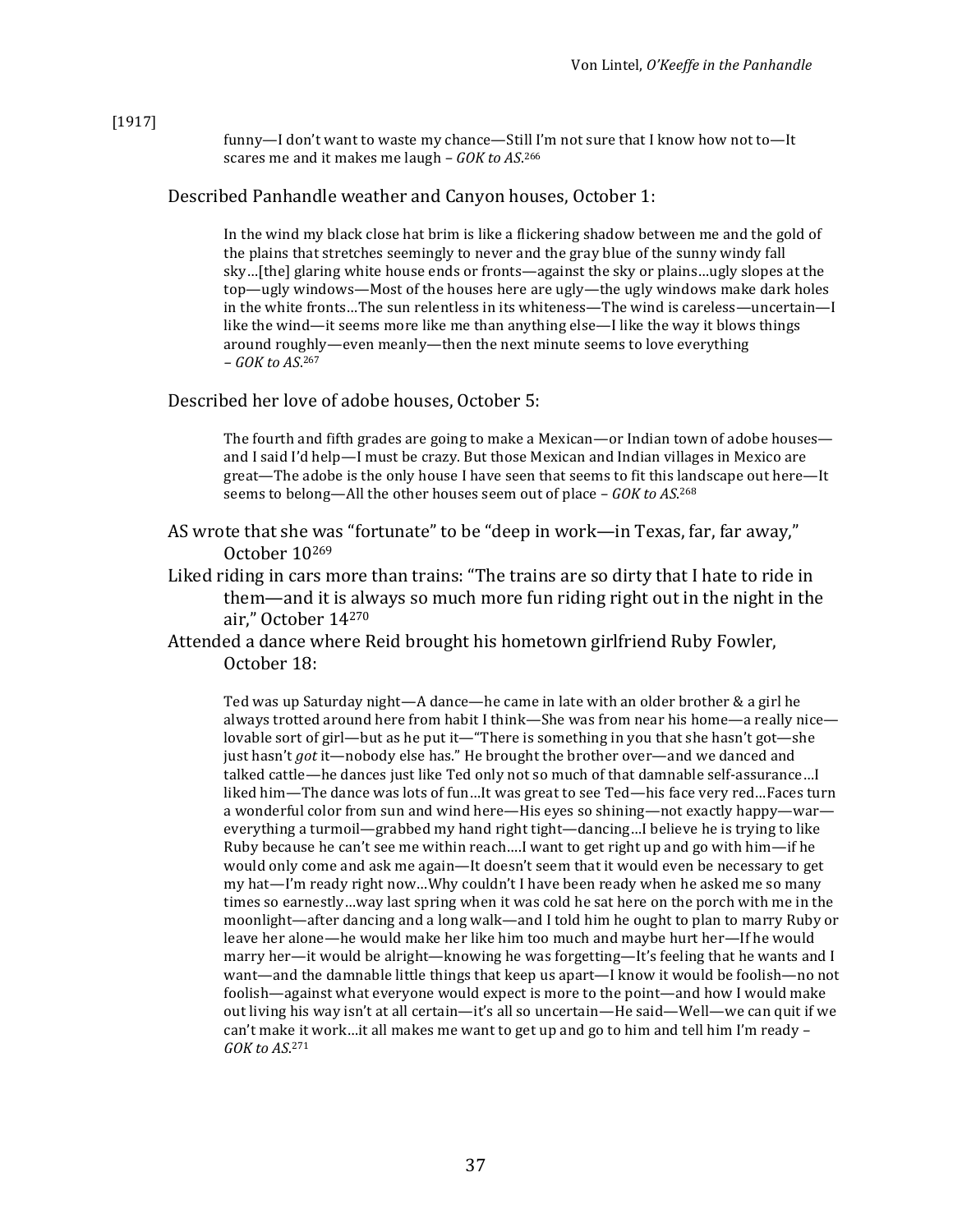[1917]

> funny—I don't want to waste my chance—Still I'm not sure that I know how not to—It scares me and it makes me laugh – *GOK to AS*.[266]

Described Panhandle weather and Canyon houses, October 1:

> In the wind my black close hat brim is like a flickering shadow between me and the gold of the plains that stretches seemingly to never and the gray blue of the sunny windy fall sky…[the] glaring white house ends or fronts—against the sky or plains…ugly slopes at the top—ugly windows—Most of the houses here are ugly—the ugly windows make dark holes in the white fronts…The sun relentless in its whiteness—The wind is careless—uncertain—I like the wind—it seems more like me than anything else—I like the way it blows things around roughly—even meanly—then the next minute seems to love everything – *GOK to AS*.[267]

Described her love of adobe houses, October 5:

> The fourth and fifth grades are going to make a Mexican—or Indian town of adobe houses—and I said I'd help—I must be crazy. But those Mexican and Indian villages in Mexico are great—The adobe is the only house I have seen that seems to fit this landscape out here—It seems to belong—All the other houses seem out of place – *GOK to AS*.[268]

AS wrote that she was "fortunate" to be "deep in work—in Texas, far, far away," October 10[269]

Liked riding in cars more than trains: "The trains are so dirty that I hate to ride in them—and it is always so much more fun riding right out in the night in the air," October 14[270]

Attended a dance where Reid brought his hometown girlfriend Ruby Fowler, October 18:

> Ted was up Saturday night—A dance—he came in late with an older brother & a girl he always trotted around here from habit I think—She was from near his home—a really nice—lovable sort of girl—but as he put it—"There is something in you that she hasn't got—she just hasn't *got* it—nobody else has." He brought the brother over—and we danced and talked cattle—he dances just like Ted only not so much of that damnable self-assurance…I liked him—The dance was lots of fun…It was great to see Ted—his face very red…Faces turn a wonderful color from sun and wind here—His eyes so shining—not exactly happy—war—everything a turmoil—grabbed my hand right tight—dancing…I believe he is trying to like Ruby because he can't see me within reach….I want to get right up and go with him—if he would only come and ask me again—It doesn't seem that it would even be necessary to get my hat—I'm ready right now…Why couldn't I have been ready when he asked me so many times so earnestly…way last spring when it was cold he sat here on the porch with me in the moonlight—after dancing and a long walk—and I told him he ought to plan to marry Ruby or leave her alone—he would make her like him too much and maybe hurt her—If he would marry her—it would be alright—knowing he was forgetting—It's feeling that he wants and I want—and the damnable little things that keep us apart—I know it would be foolish—no not foolish—against what everyone would expect is more to the point—and how I would make out living his way isn't at all certain—it's all so uncertain—He said—Well—we can quit if we can't make it work…it all makes me want to get up and go to him and tell him I'm ready – *GOK to AS*.[271]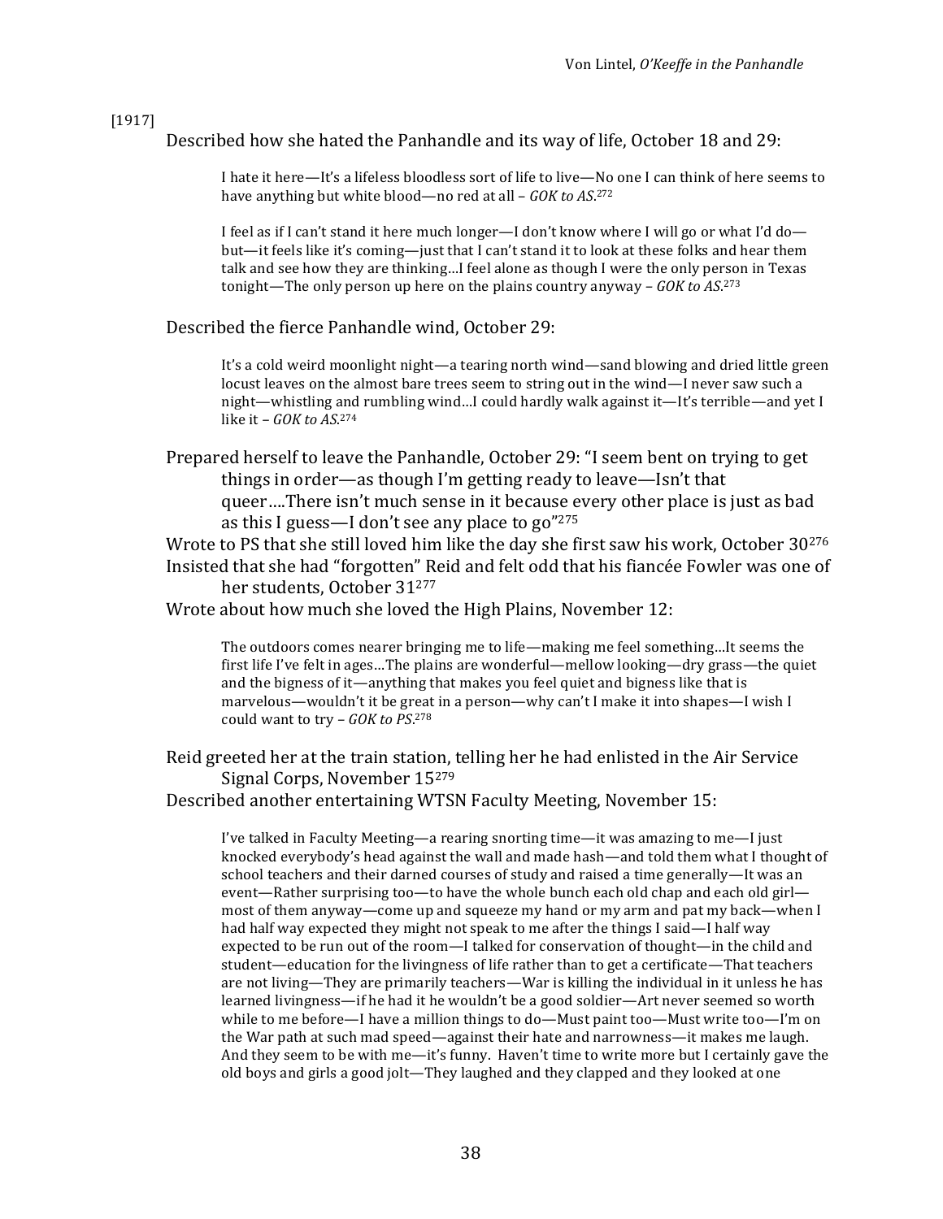[1917]

Described how she hated the Panhandle and its way of life, October 18 and 29:

> I hate it here—It's a lifeless bloodless sort of life to live—No one I can think of here seems to have anything but white blood—no red at all – *GOK to AS*.[272]

> I feel as if I can't stand it here much longer—I don't know where I will go or what I'd do—but—it feels like it's coming—just that I can't stand it to look at these folks and hear them talk and see how they are thinking…I feel alone as though I were the only person in Texas tonight—The only person up here on the plains country anyway – *GOK to AS*.[273]

Described the fierce Panhandle wind, October 29:

> It's a cold weird moonlight night—a tearing north wind—sand blowing and dried little green locust leaves on the almost bare trees seem to string out in the wind—I never saw such a night—whistling and rumbling wind…I could hardly walk against it—It's terrible—and yet I like it – *GOK to AS*.[274]

Prepared herself to leave the Panhandle, October 29: "I seem bent on trying to get things in order—as though I'm getting ready to leave—Isn't that queer….There isn't much sense in it because every other place is just as bad as this I guess—I don't see any place to go"[275]

Wrote to PS that she still loved him like the day she first saw his work, October 30[276]

Insisted that she had "forgotten" Reid and felt odd that his fiancée Fowler was one of her students, October 31[277]

Wrote about how much she loved the High Plains, November 12:

> The outdoors comes nearer bringing me to life—making me feel something…It seems the first life I've felt in ages…The plains are wonderful—mellow looking—dry grass—the quiet and the bigness of it—anything that makes you feel quiet and bigness like that is marvelous—wouldn't it be great in a person—why can't I make it into shapes—I wish I could want to try – *GOK to PS*.[278]

Reid greeted her at the train station, telling her he had enlisted in the Air Service Signal Corps, November 15[279]

Described another entertaining WTSN Faculty Meeting, November 15:

> I've talked in Faculty Meeting—a rearing snorting time—it was amazing to me—I just knocked everybody's head against the wall and made hash—and told them what I thought of school teachers and their darned courses of study and raised a time generally—It was an event—Rather surprising too—to have the whole bunch each old chap and each old girl—most of them anyway—come up and squeeze my hand or my arm and pat my back—when I had half way expected they might not speak to me after the things I said—I half way expected to be run out of the room—I talked for conservation of thought—in the child and student—education for the livingness of life rather than to get a certificate—That teachers are not living—They are primarily teachers—War is killing the individual in it unless he has learned livingness—if he had it he wouldn't be a good soldier—Art never seemed so worth while to me before—I have a million things to do—Must paint too—Must write too—I'm on the War path at such mad speed—against their hate and narrowness—it makes me laugh. And they seem to be with me—it's funny. Haven't time to write more but I certainly gave the old boys and girls a good jolt—They laughed and they clapped and they looked at one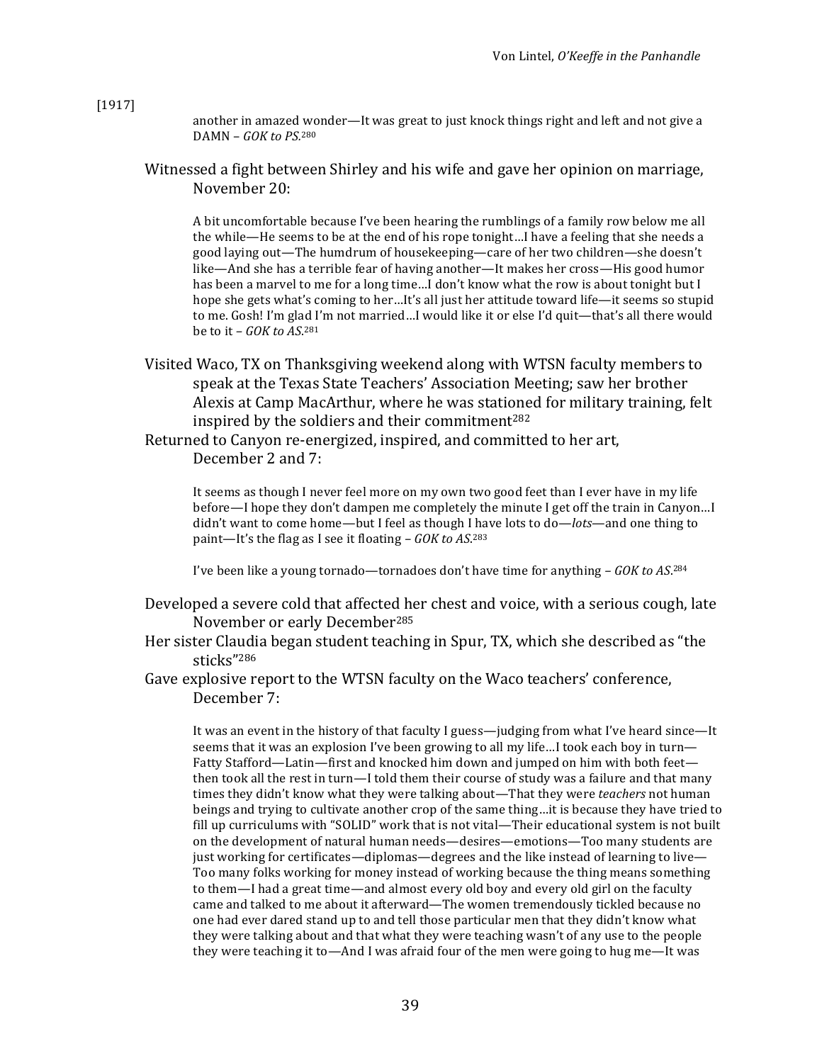[1917]

> another in amazed wonder—It was great to just knock things right and left and not give a DAMN – *GOK to PS*.[280]

Witnessed a fight between Shirley and his wife and gave her opinion on marriage, November 20:

> A bit uncomfortable because I've been hearing the rumblings of a family row below me all the while—He seems to be at the end of his rope tonight…I have a feeling that she needs a good laying out—The humdrum of housekeeping—care of her two children—she doesn't like—And she has a terrible fear of having another—It makes her cross—His good humor has been a marvel to me for a long time…I don't know what the row is about tonight but I hope she gets what's coming to her…It's all just her attitude toward life—it seems so stupid to me. Gosh! I'm glad I'm not married…I would like it or else I'd quit—that's all there would be to it – *GOK to AS*.[281]

Visited Waco, TX on Thanksgiving weekend along with WTSN faculty members to speak at the Texas State Teachers' Association Meeting; saw her brother Alexis at Camp MacArthur, where he was stationed for military training, felt inspired by the soldiers and their commitment[282]

Returned to Canyon re-energized, inspired, and committed to her art, December 2 and 7:

> It seems as though I never feel more on my own two good feet than I ever have in my life before—I hope they don't dampen me completely the minute I get off the train in Canyon…I didn't want to come home—but I feel as though I have lots to do—*lots*—and one thing to paint—It's the flag as I see it floating – *GOK to AS*.[283]
>
> I've been like a young tornado—tornadoes don't have time for anything – *GOK to AS*.[284]

Developed a severe cold that affected her chest and voice, with a serious cough, late November or early December[285]

Her sister Claudia began student teaching in Spur, TX, which she described as "the sticks"[286]

Gave explosive report to the WTSN faculty on the Waco teachers' conference, December 7:

> It was an event in the history of that faculty I guess—judging from what I've heard since—It seems that it was an explosion I've been growing to all my life…I took each boy in turn—Fatty Stafford—Latin—first and knocked him down and jumped on him with both feet—then took all the rest in turn—I told them their course of study was a failure and that many times they didn't know what they were talking about—That they were *teachers* not human beings and trying to cultivate another crop of the same thing…it is because they have tried to fill up curriculums with "SOLID" work that is not vital—Their educational system is not built on the development of natural human needs—desires—emotions—Too many students are just working for certificates—diplomas—degrees and the like instead of learning to live—Too many folks working for money instead of working because the thing means something to them—I had a great time—and almost every old boy and every old girl on the faculty came and talked to me about it afterward—The women tremendously tickled because no one had ever dared stand up to and tell those particular men that they didn't know what they were talking about and that what they were teaching wasn't of any use to the people they were teaching it to—And I was afraid four of the men were going to hug me—It was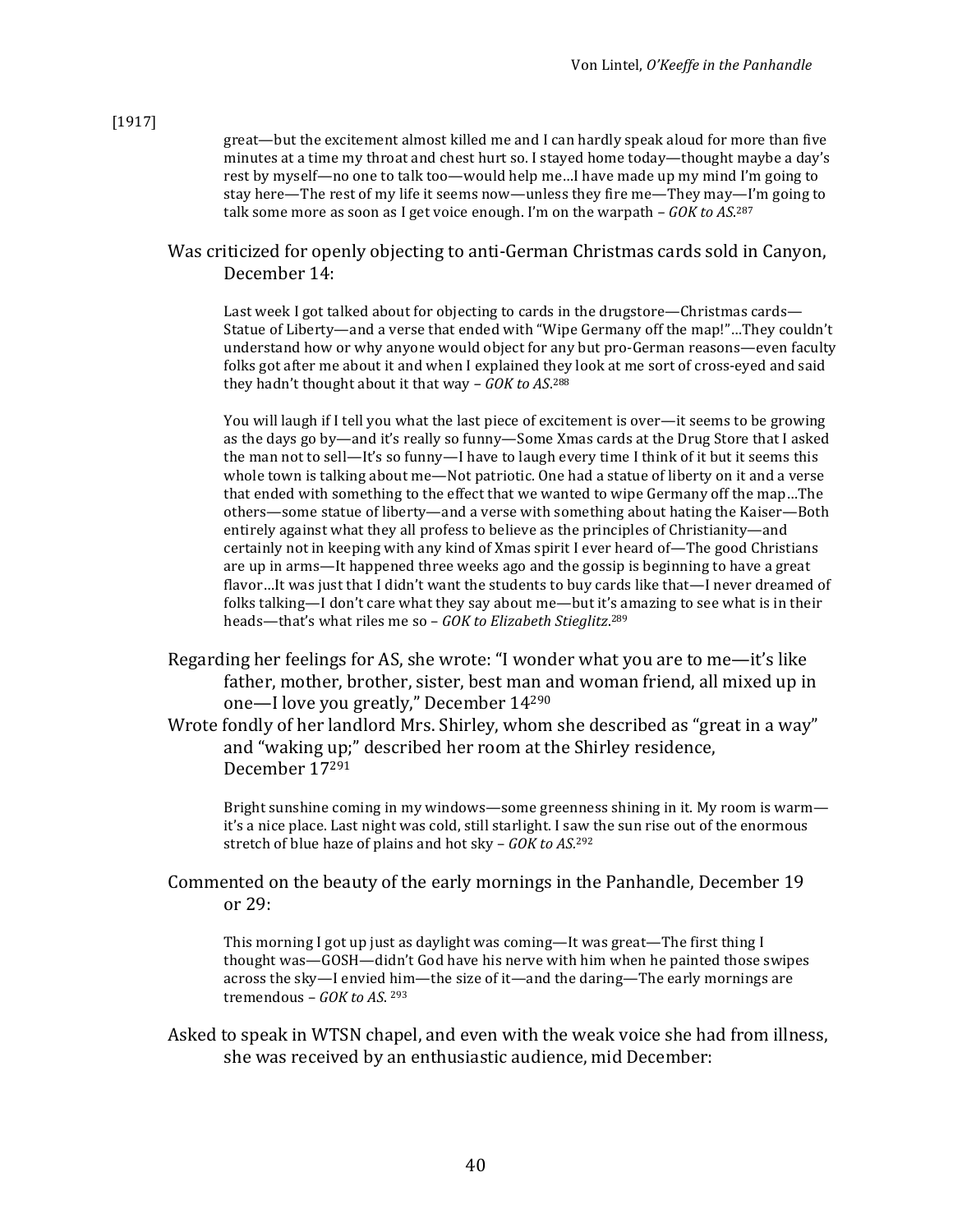[1917]

> great—but the excitement almost killed me and I can hardly speak aloud for more than five minutes at a time my throat and chest hurt so. I stayed home today—thought maybe a day's rest by myself—no one to talk too—would help me…I have made up my mind I'm going to stay here—The rest of my life it seems now—unless they fire me—They may—I'm going to talk some more as soon as I get voice enough. I'm on the warpath – *GOK to AS*.[287]

Was criticized for openly objecting to anti-German Christmas cards sold in Canyon, December 14:

> Last week I got talked about for objecting to cards in the drugstore—Christmas cards—Statue of Liberty—and a verse that ended with "Wipe Germany off the map!"…They couldn't understand how or why anyone would object for any but pro-German reasons—even faculty folks got after me about it and when I explained they look at me sort of cross-eyed and said they hadn't thought about it that way – *GOK to AS*.[288]

> You will laugh if I tell you what the last piece of excitement is over—it seems to be growing as the days go by—and it's really so funny—Some Xmas cards at the Drug Store that I asked the man not to sell—It's so funny—I have to laugh every time I think of it but it seems this whole town is talking about me—Not patriotic. One had a statue of liberty on it and a verse that ended with something to the effect that we wanted to wipe Germany off the map…The others—some statue of liberty—and a verse with something about hating the Kaiser—Both entirely against what they all profess to believe as the principles of Christianity—and certainly not in keeping with any kind of Xmas spirit I ever heard of—The good Christians are up in arms—It happened three weeks ago and the gossip is beginning to have a great flavor…It was just that I didn't want the students to buy cards like that—I never dreamed of folks talking—I don't care what they say about me—but it's amazing to see what is in their heads—that's what riles me so – *GOK to Elizabeth Stieglitz*.[289]

Regarding her feelings for AS, she wrote: "I wonder what you are to me—it's like father, mother, brother, sister, best man and woman friend, all mixed up in one—I love you greatly," December 14[290]

Wrote fondly of her landlord Mrs. Shirley, whom she described as "great in a way" and "waking up;" described her room at the Shirley residence, December 17[291]

> Bright sunshine coming in my windows—some greenness shining in it. My room is warm—it's a nice place. Last night was cold, still starlight. I saw the sun rise out of the enormous stretch of blue haze of plains and hot sky – *GOK to AS*.[292]

Commented on the beauty of the early mornings in the Panhandle, December 19 or 29:

> This morning I got up just as daylight was coming—It was great—The first thing I thought was—GOSH—didn't God have his nerve with him when he painted those swipes across the sky—I envied him—the size of it—and the daring—The early mornings are tremendous – *GOK to AS*. [293]

Asked to speak in WTSN chapel, and even with the weak voice she had from illness, she was received by an enthusiastic audience, mid December: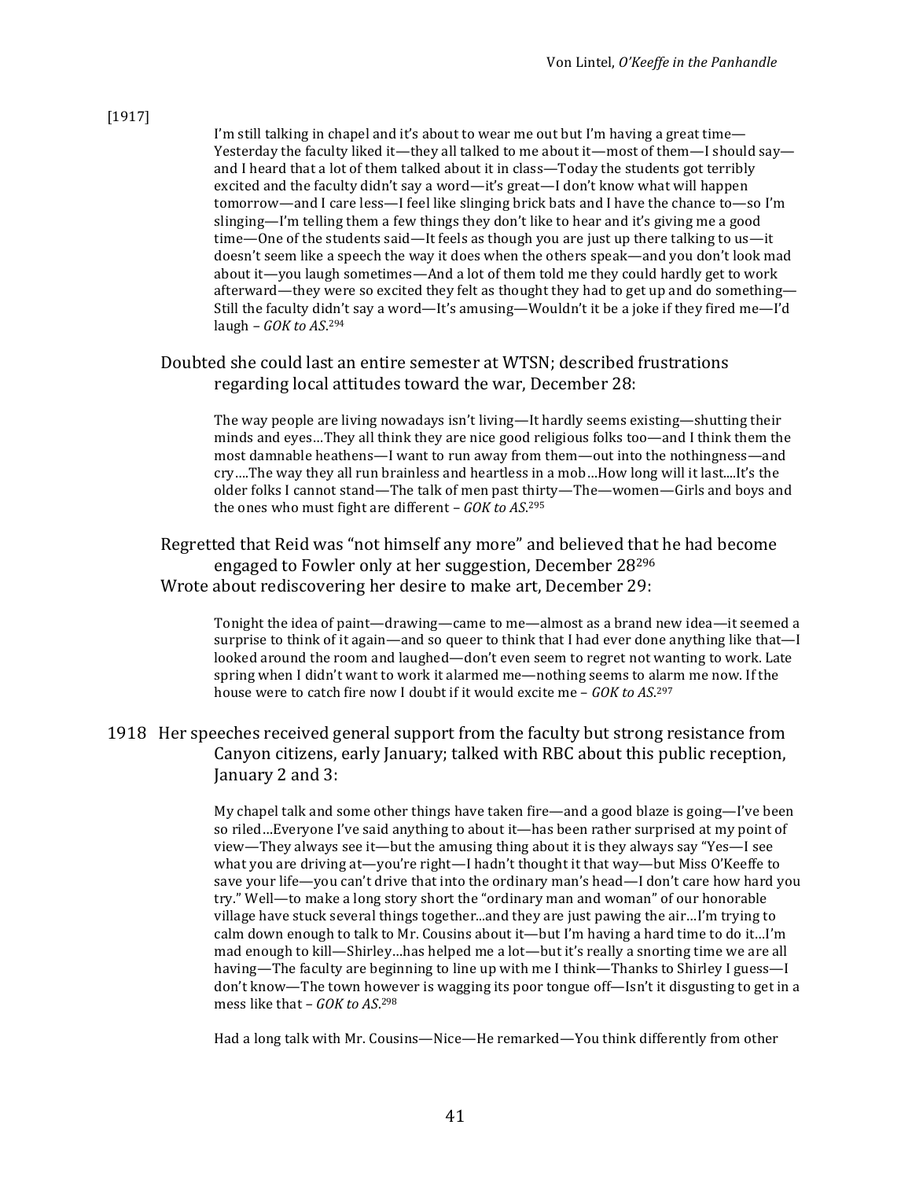[1917]

> I'm still talking in chapel and it's about to wear me out but I'm having a great time—Yesterday the faculty liked it—they all talked to me about it—most of them—I should say—and I heard that a lot of them talked about it in class—Today the students got terribly excited and the faculty didn't say a word—it's great—I don't know what will happen tomorrow—and I care less—I feel like slinging brick bats and I have the chance to—so I'm slinging—I'm telling them a few things they don't like to hear and it's giving me a good time—One of the students said—It feels as though you are just up there talking to us—it doesn't seem like a speech the way it does when the others speak—and you don't look mad about it—you laugh sometimes—And a lot of them told me they could hardly get to work afterward—they were so excited they felt as thought they had to get up and do something—Still the faculty didn't say a word—It's amusing—Wouldn't it be a joke if they fired me—I'd laugh – *GOK to AS*.[294]

Doubted she could last an entire semester at WTSN; described frustrations regarding local attitudes toward the war, December 28:

> The way people are living nowadays isn't living—It hardly seems existing—shutting their minds and eyes…They all think they are nice good religious folks too—and I think them the most damnable heathens—I want to run away from them—out into the nothingness—and cry….The way they all run brainless and heartless in a mob…How long will it last....It's the older folks I cannot stand—The talk of men past thirty—The—women—Girls and boys and the ones who must fight are different – *GOK to AS*.[295]

Regretted that Reid was "not himself any more" and believed that he had become engaged to Fowler only at her suggestion, December 28[296]

Wrote about rediscovering her desire to make art, December 29:

> Tonight the idea of paint—drawing—came to me—almost as a brand new idea—it seemed a surprise to think of it again—and so queer to think that I had ever done anything like that—I looked around the room and laughed—don't even seem to regret not wanting to work. Late spring when I didn't want to work it alarmed me—nothing seems to alarm me now. If the house were to catch fire now I doubt if it would excite me – *GOK to AS*.[297]

1918 Her speeches received general support from the faculty but strong resistance from Canyon citizens, early January; talked with RBC about this public reception, January 2 and 3:

> My chapel talk and some other things have taken fire—and a good blaze is going—I've been so riled…Everyone I've said anything to about it—has been rather surprised at my point of view—They always see it—but the amusing thing about it is they always say "Yes—I see what you are driving at—you're right—I hadn't thought it that way—but Miss O'Keeffe to save your life—you can't drive that into the ordinary man's head—I don't care how hard you try." Well—to make a long story short the "ordinary man and woman" of our honorable village have stuck several things together...and they are just pawing the air…I'm trying to calm down enough to talk to Mr. Cousins about it—but I'm having a hard time to do it…I'm mad enough to kill—Shirley…has helped me a lot—but it's really a snorting time we are all having—The faculty are beginning to line up with me I think—Thanks to Shirley I guess—I don't know—The town however is wagging its poor tongue off—Isn't it disgusting to get in a mess like that – *GOK to AS*.[298]
>
> Had a long talk with Mr. Cousins—Nice—He remarked—You think differently from other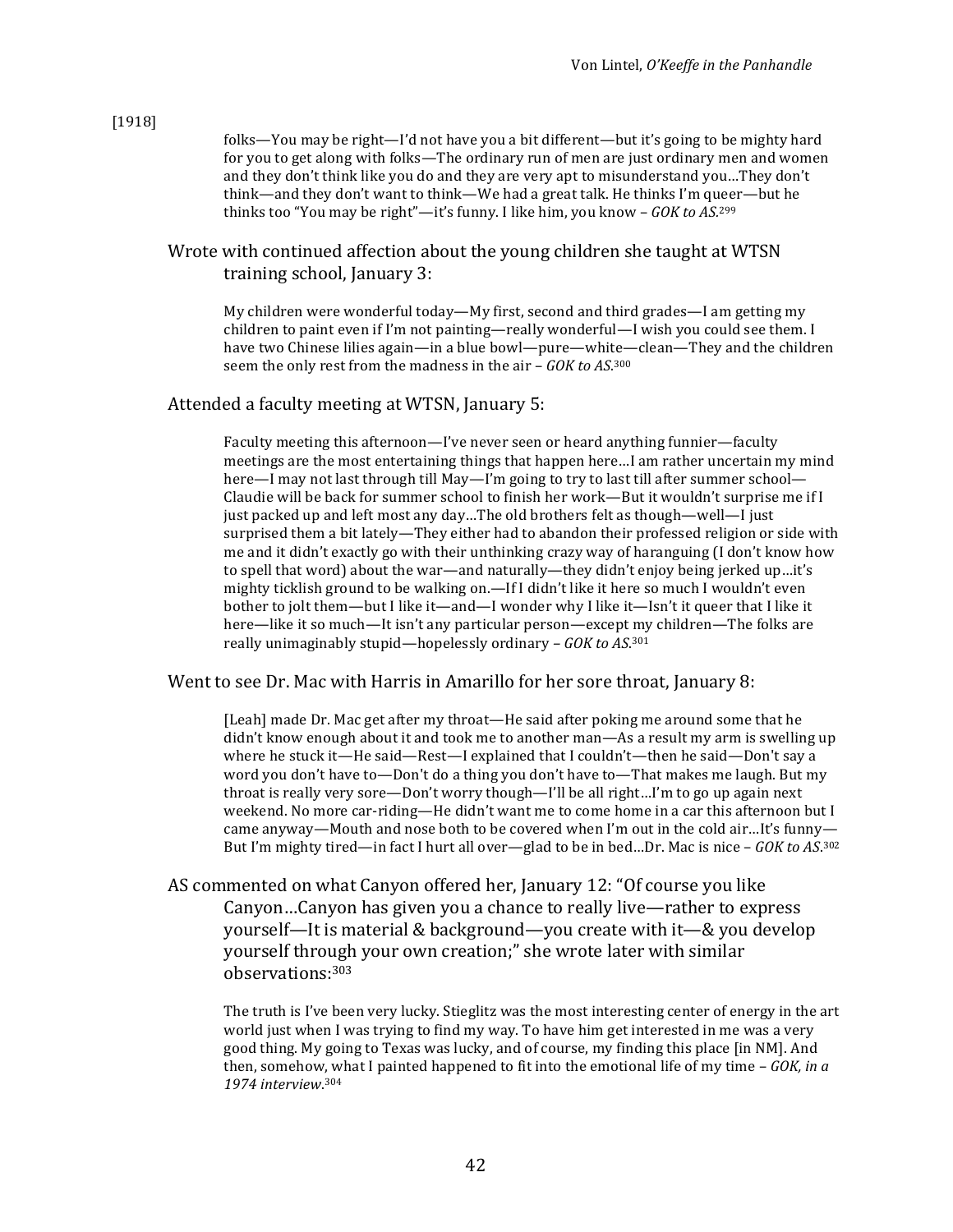[1918]

> folks—You may be right—I'd not have you a bit different—but it's going to be mighty hard for you to get along with folks—The ordinary run of men are just ordinary men and women and they don't think like you do and they are very apt to misunderstand you…They don't think—and they don't want to think—We had a great talk. He thinks I'm queer—but he thinks too "You may be right"—it's funny. I like him, you know – *GOK to AS*.[299]

Wrote with continued affection about the young children she taught at WTSN training school, January 3:

> My children were wonderful today—My first, second and third grades—I am getting my children to paint even if I'm not painting—really wonderful—I wish you could see them. I have two Chinese lilies again—in a blue bowl—pure—white—clean—They and the children seem the only rest from the madness in the air – *GOK to AS*.[300]

Attended a faculty meeting at WTSN, January 5:

> Faculty meeting this afternoon—I've never seen or heard anything funnier—faculty meetings are the most entertaining things that happen here…I am rather uncertain my mind here—I may not last through till May—I'm going to try to last till after summer school—Claudie will be back for summer school to finish her work—But it wouldn't surprise me if I just packed up and left most any day…The old brothers felt as though—well—I just surprised them a bit lately—They either had to abandon their professed religion or side with me and it didn't exactly go with their unthinking crazy way of haranguing (I don't know how to spell that word) about the war—and naturally—they didn't enjoy being jerked up…it's mighty ticklish ground to be walking on.—If I didn't like it here so much I wouldn't even bother to jolt them—but I like it—and—I wonder why I like it—Isn't it queer that I like it here—like it so much—It isn't any particular person—except my children—The folks are really unimaginably stupid—hopelessly ordinary – *GOK to AS*.[301]

Went to see Dr. Mac with Harris in Amarillo for her sore throat, January 8:

> [Leah] made Dr. Mac get after my throat—He said after poking me around some that he didn't know enough about it and took me to another man—As a result my arm is swelling up where he stuck it—He said—Rest—I explained that I couldn't—then he said—Don't say a word you don't have to—Don't do a thing you don't have to—That makes me laugh. But my throat is really very sore—Don't worry though—I'll be all right…I'm to go up again next weekend. No more car-riding—He didn't want me to come home in a car this afternoon but I came anyway—Mouth and nose both to be covered when I'm out in the cold air…It's funny—But I'm mighty tired—in fact I hurt all over—glad to be in bed…Dr. Mac is nice – *GOK to AS*.[302]

AS commented on what Canyon offered her, January 12: "Of course you like Canyon…Canyon has given you a chance to really live—rather to express yourself—It is material & background—you create with it—& you develop yourself through your own creation;" she wrote later with similar observations:[303]

> The truth is I've been very lucky. Stieglitz was the most interesting center of energy in the art world just when I was trying to find my way. To have him get interested in me was a very good thing. My going to Texas was lucky, and of course, my finding this place [in NM]. And then, somehow, what I painted happened to fit into the emotional life of my time – *GOK, in a 1974 interview*.[304]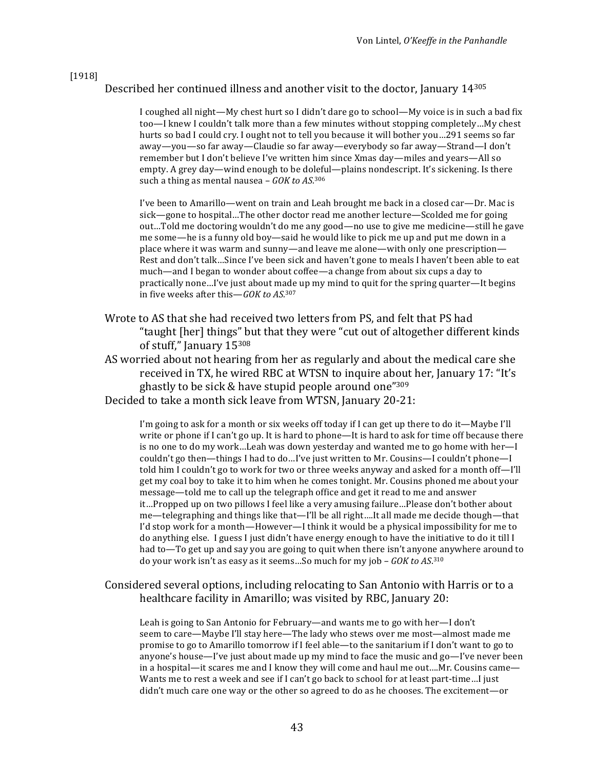[1918]

Described her continued illness and another visit to the doctor, January 14[305]

> I coughed all night—My chest hurt so I didn't dare go to school—My voice is in such a bad fix too—I knew I couldn't talk more than a few minutes without stopping completely…My chest hurts so bad I could cry. I ought not to tell you because it will bother you…291 seems so far away—you—so far away—Claudie so far away—everybody so far away—Strand—I don't remember but I don't believe I've written him since Xmas day—miles and years—All so empty. A grey day—wind enough to be doleful—plains nondescript. It's sickening. Is there such a thing as mental nausea – *GOK to AS.*[306]

> I've been to Amarillo—went on train and Leah brought me back in a closed car—Dr. Mac is sick—gone to hospital…The other doctor read me another lecture—Scolded me for going out…Told me doctoring wouldn't do me any good—no use to give me medicine—still he gave me some—he is a funny old boy—said he would like to pick me up and put me down in a place where it was warm and sunny—and leave me alone—with only one prescription—Rest and don't talk…Since I've been sick and haven't gone to meals I haven't been able to eat much—and I began to wonder about coffee—a change from about six cups a day to practically none…I've just about made up my mind to quit for the spring quarter—It begins in five weeks after this—*GOK to AS.*[307]

Wrote to AS that she had received two letters from PS, and felt that PS had "taught [her] things" but that they were "cut out of altogether different kinds of stuff," January 15[308]

AS worried about not hearing from her as regularly and about the medical care she received in TX, he wired RBC at WTSN to inquire about her, January 17: "It's ghastly to be sick & have stupid people around one"[309]

Decided to take a month sick leave from WTSN, January 20-21:

> I'm going to ask for a month or six weeks off today if I can get up there to do it—Maybe I'll write or phone if I can't go up. It is hard to phone—It is hard to ask for time off because there is no one to do my work…Leah was down yesterday and wanted me to go home with her—I couldn't go then—things I had to do…I've just written to Mr. Cousins—I couldn't phone—I told him I couldn't go to work for two or three weeks anyway and asked for a month off—I'll get my coal boy to take it to him when he comes tonight. Mr. Cousins phoned me about your message—told me to call up the telegraph office and get it read to me and answer it…Propped up on two pillows I feel like a very amusing failure…Please don't bother about me—telegraphing and things like that—I'll be all right….It all made me decide though—that I'd stop work for a month—However—I think it would be a physical impossibility for me to do anything else. I guess I just didn't have energy enough to have the initiative to do it till I had to—To get up and say you are going to quit when there isn't anyone anywhere around to do your work isn't as easy as it seems…So much for my job – *GOK to AS.*[310]

Considered several options, including relocating to San Antonio with Harris or to a healthcare facility in Amarillo; was visited by RBC, January 20:

> Leah is going to San Antonio for February—and wants me to go with her—I don't seem to care—Maybe I'll stay here—The lady who stews over me most—almost made me promise to go to Amarillo tomorrow if I feel able—to the sanitarium if I don't want to go to anyone's house—I've just about made up my mind to face the music and go—I've never been in a hospital—it scares me and I know they will come and haul me out….Mr. Cousins came—Wants me to rest a week and see if I can't go back to school for at least part-time…I just didn't much care one way or the other so agreed to do as he chooses. The excitement—or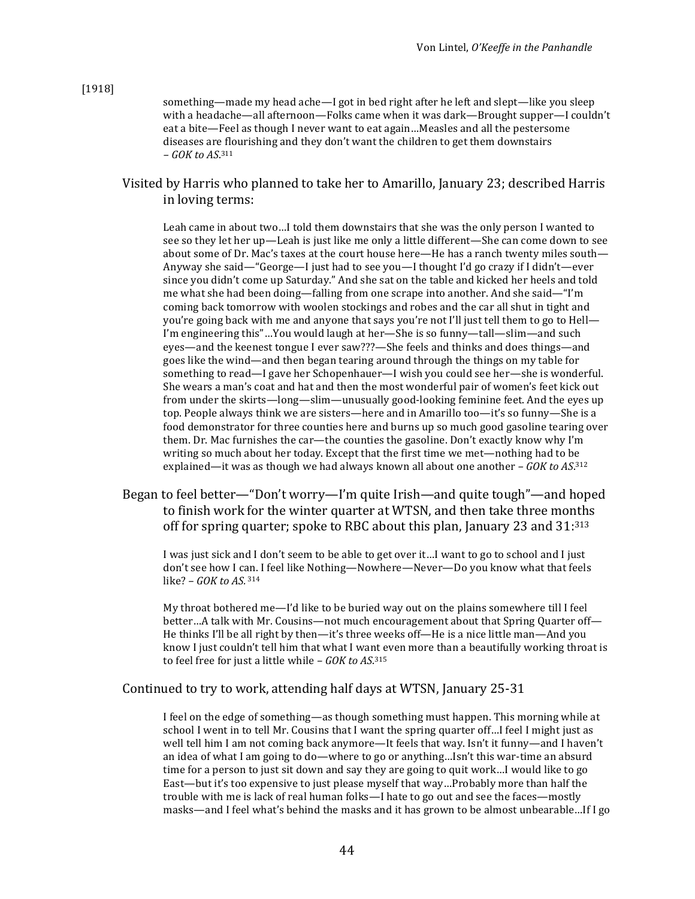[1918]

> something—made my head ache—I got in bed right after he left and slept—like you sleep with a headache—all afternoon—Folks came when it was dark—Brought supper—I couldn't eat a bite—Feel as though I never want to eat again…Measles and all the pestersome diseases are flourishing and they don't want the children to get them downstairs – *GOK to AS*.[311]

Visited by Harris who planned to take her to Amarillo, January 23; described Harris in loving terms:

> Leah came in about two…I told them downstairs that she was the only person I wanted to see so they let her up—Leah is just like me only a little different—She can come down to see about some of Dr. Mac's taxes at the court house here—He has a ranch twenty miles south—Anyway she said—"George—I just had to see you—I thought I'd go crazy if I didn't—ever since you didn't come up Saturday." And she sat on the table and kicked her heels and told me what she had been doing—falling from one scrape into another. And she said—"I'm coming back tomorrow with woolen stockings and robes and the car all shut in tight and you're going back with me and anyone that says you're not I'll just tell them to go to Hell—I'm engineering this"…You would laugh at her—She is so funny—tall—slim—and such eyes—and the keenest tongue I ever saw???—She feels and thinks and does things—and goes like the wind—and then began tearing around through the things on my table for something to read—I gave her Schopenhauer—I wish you could see her—she is wonderful. She wears a man's coat and hat and then the most wonderful pair of women's feet kick out from under the skirts—long—slim—unusually good-looking feminine feet. And the eyes up top. People always think we are sisters—here and in Amarillo too—it's so funny—She is a food demonstrator for three counties here and burns up so much good gasoline tearing over them. Dr. Mac furnishes the car—the counties the gasoline. Don't exactly know why I'm writing so much about her today. Except that the first time we met—nothing had to be explained—it was as though we had always known all about one another – *GOK to AS*.[312]

Began to feel better—"Don't worry—I'm quite Irish—and quite tough"—and hoped to finish work for the winter quarter at WTSN, and then take three months off for spring quarter; spoke to RBC about this plan, January 23 and 31:[313]

> I was just sick and I don't seem to be able to get over it…I want to go to school and I just don't see how I can. I feel like Nothing—Nowhere—Never—Do you know what that feels like? – *GOK to AS.*[314]

> My throat bothered me—I'd like to be buried way out on the plains somewhere till I feel better…A talk with Mr. Cousins—not much encouragement about that Spring Quarter off—He thinks I'll be all right by then—it's three weeks off—He is a nice little man—And you know I just couldn't tell him that what I want even more than a beautifully working throat is to feel free for just a little while – *GOK to AS*.[315]

Continued to try to work, attending half days at WTSN, January 25-31

> I feel on the edge of something—as though something must happen. This morning while at school I went in to tell Mr. Cousins that I want the spring quarter off…I feel I might just as well tell him I am not coming back anymore—It feels that way. Isn't it funny—and I haven't an idea of what I am going to do—where to go or anything…Isn't this war-time an absurd time for a person to just sit down and say they are going to quit work…I would like to go East—but it's too expensive to just please myself that way…Probably more than half the trouble with me is lack of real human folks—I hate to go out and see the faces—mostly masks—and I feel what's behind the masks and it has grown to be almost unbearable…If I go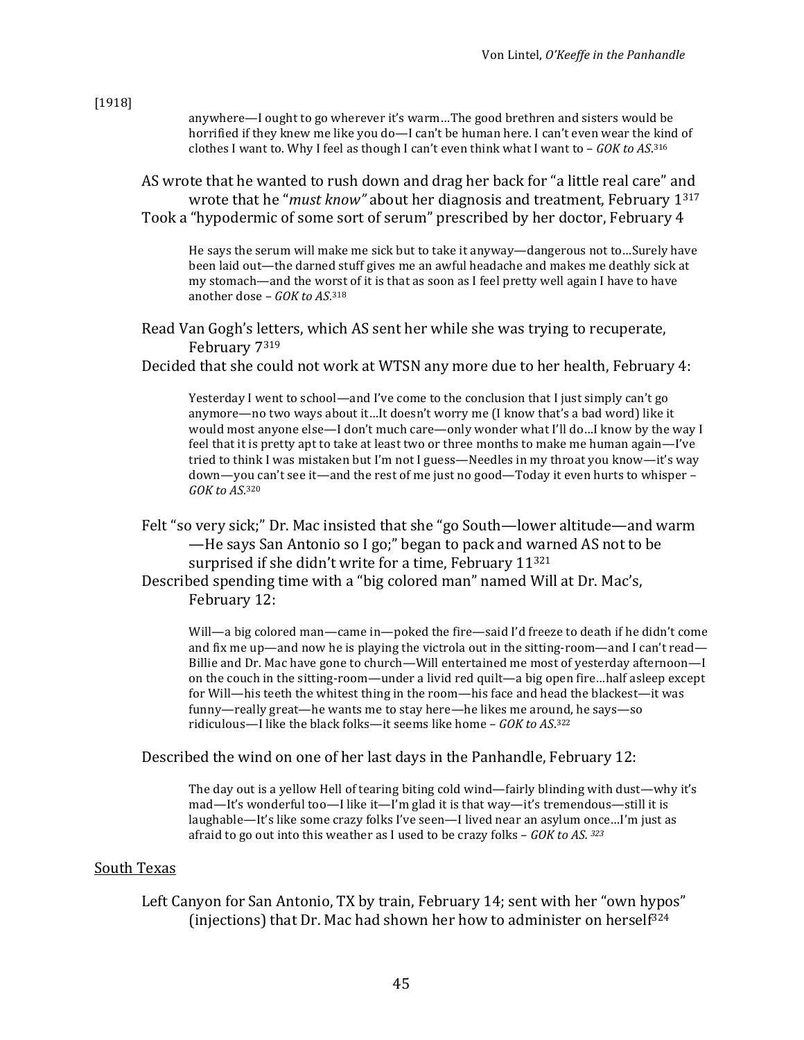[1918]

> anywhere—I ought to go wherever it's warm…The good brethren and sisters would be horrified if they knew me like you do—I can't be human here. I can't even wear the kind of clothes I want to. Why I feel as though I can't even think what I want to – *GOK to AS*.[316]

AS wrote that he wanted to rush down and drag her back for "a little real care" and wrote that he "*must know"* about her diagnosis and treatment, February 1[317]

Took a "hypodermic of some sort of serum" prescribed by her doctor, February 4

> He says the serum will make me sick but to take it anyway—dangerous not to…Surely have been laid out—the darned stuff gives me an awful headache and makes me deathly sick at my stomach—and the worst of it is that as soon as I feel pretty well again I have to have another dose – *GOK to AS*.[318]

Read Van Gogh's letters, which AS sent her while she was trying to recuperate, February 7[319]

Decided that she could not work at WTSN any more due to her health, February 4:

> Yesterday I went to school—and I've come to the conclusion that I just simply can't go anymore—no two ways about it…It doesn't worry me (I know that's a bad word) like it would most anyone else—I don't much care—only wonder what I'll do…I know by the way I feel that it is pretty apt to take at least two or three months to make me human again—I've tried to think I was mistaken but I'm not I guess—Needles in my throat you know—it's way down—you can't see it—and the rest of me just no good—Today it even hurts to whisper – *GOK to AS*.[320]

Felt "so very sick;" Dr. Mac insisted that she "go South—lower altitude—and warm —He says San Antonio so I go;" began to pack and warned AS not to be surprised if she didn't write for a time, February 11[321]

Described spending time with a "big colored man" named Will at Dr. Mac's, February 12:

> Will—a big colored man—came in—poked the fire—said I'd freeze to death if he didn't come and fix me up—and now he is playing the victrola out in the sitting-room—and I can't read—Billie and Dr. Mac have gone to church—Will entertained me most of yesterday afternoon—I on the couch in the sitting-room—under a livid red quilt—a big open fire…half asleep except for Will—his teeth the whitest thing in the room—his face and head the blackest—it was funny—really great—he wants me to stay here—he likes me around, he says—so ridiculous—I like the black folks—it seems like home – *GOK to AS*.[322]

Described the wind on one of her last days in the Panhandle, February 12:

> The day out is a yellow Hell of tearing biting cold wind—fairly blinding with dust—why it's mad—It's wonderful too—I like it—I'm glad it is that way—it's tremendous—still it is laughable—It's like some crazy folks I've seen—I lived near an asylum once…I'm just as afraid to go out into this weather as I used to be crazy folks – *GOK to AS.* [323]

## South Texas

Left Canyon for San Antonio, TX by train, February 14; sent with her "own hypos" (injections) that Dr. Mac had shown her how to administer on herself[324]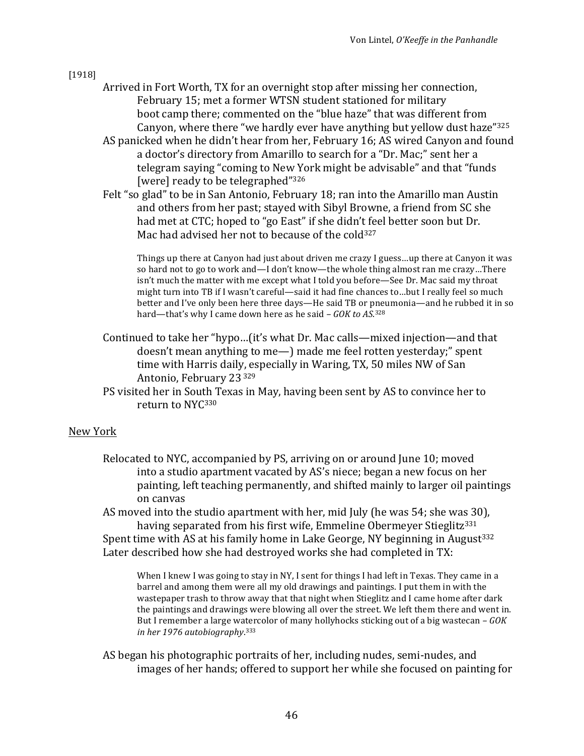[1918]

Arrived in Fort Worth, TX for an overnight stop after missing her connection, February 15; met a former WTSN student stationed for military boot camp there; commented on the "blue haze" that was different from Canyon, where there "we hardly ever have anything but yellow dust haze"[325]

AS panicked when he didn't hear from her, February 16; AS wired Canyon and found a doctor's directory from Amarillo to search for a "Dr. Mac;" sent her a telegram saying "coming to New York might be advisable" and that "funds [were] ready to be telegraphed"[326]

Felt "so glad" to be in San Antonio, February 18; ran into the Amarillo man Austin and others from her past; stayed with Sibyl Browne, a friend from SC she had met at CTC; hoped to "go East" if she didn't feel better soon but Dr. Mac had advised her not to because of the cold[327]

> Things up there at Canyon had just about driven me crazy I guess…up there at Canyon it was so hard not to go to work and—I don't know—the whole thing almost ran me crazy…There isn't much the matter with me except what I told you before—See Dr. Mac said my throat might turn into TB if I wasn't careful—said it had fine chances to…but I really feel so much better and I've only been here three days—He said TB or pneumonia—and he rubbed it in so hard—that's why I came down here as he said – *GOK to AS*.[328]

Continued to take her "hypo…(it's what Dr. Mac calls—mixed injection—and that doesn't mean anything to me—) made me feel rotten yesterday;" spent time with Harris daily, especially in Waring, TX, 50 miles NW of San Antonio, February 23[329]

PS visited her in South Texas in May, having been sent by AS to convince her to return to NYC[330]

<u>New York</u>

Relocated to NYC, accompanied by PS, arriving on or around June 10; moved into a studio apartment vacated by AS's niece; began a new focus on her painting, left teaching permanently, and shifted mainly to larger oil paintings on canvas

AS moved into the studio apartment with her, mid July (he was 54; she was 30), having separated from his first wife, Emmeline Obermeyer Stieglitz[331]

Spent time with AS at his family home in Lake George, NY beginning in August[332]

Later described how she had destroyed works she had completed in TX:

> When I knew I was going to stay in NY, I sent for things I had left in Texas. They came in a barrel and among them were all my old drawings and paintings. I put them in with the wastepaper trash to throw away that that night when Stieglitz and I came home after dark the paintings and drawings were blowing all over the street. We left them there and went in. But I remember a large watercolor of many hollyhocks sticking out of a big wastecan – *GOK in her 1976 autobiography*.[333]

AS began his photographic portraits of her, including nudes, semi-nudes, and images of her hands; offered to support her while she focused on painting for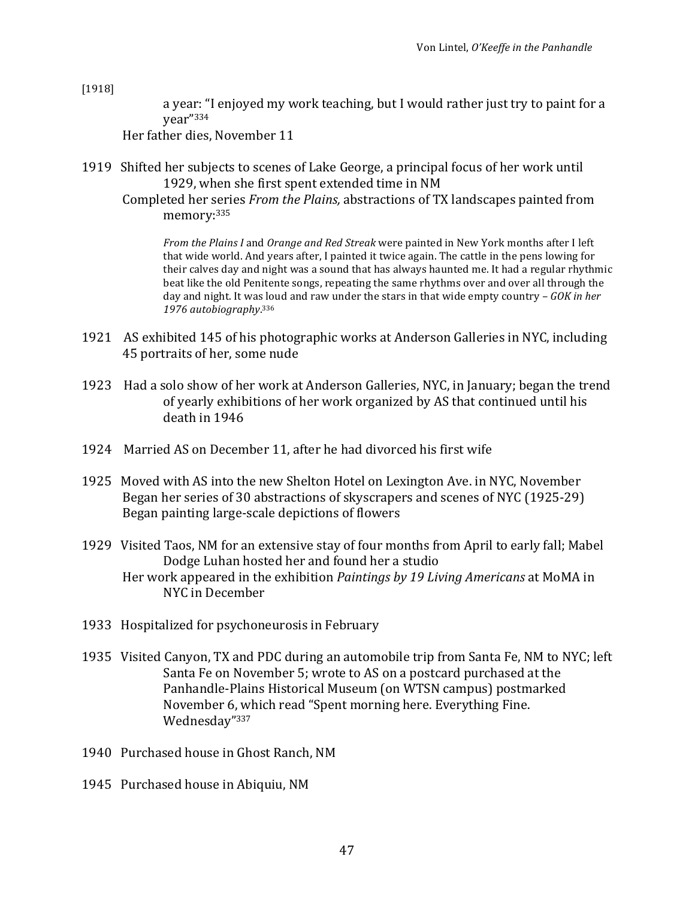[1918]

a year: "I enjoyed my work teaching, but I would rather just try to paint for a year"[334]

Her father dies, November 11

1919 Shifted her subjects to scenes of Lake George, a principal focus of her work until 1929, when she first spent extended time in NM

Completed her series *From the Plains,* abstractions of TX landscapes painted from memory:[335]

> *From the Plains I* and *Orange and Red Streak* were painted in New York months after I left that wide world. And years after, I painted it twice again. The cattle in the pens lowing for their calves day and night was a sound that has always haunted me. It had a regular rhythmic beat like the old Penitente songs, repeating the same rhythms over and over all through the day and night. It was loud and raw under the stars in that wide empty country – *GOK in her 1976 autobiography*.[336]

1921 AS exhibited 145 of his photographic works at Anderson Galleries in NYC, including 45 portraits of her, some nude

1923 Had a solo show of her work at Anderson Galleries, NYC, in January; began the trend of yearly exhibitions of her work organized by AS that continued until his death in 1946

1924 Married AS on December 11, after he had divorced his first wife

1925 Moved with AS into the new Shelton Hotel on Lexington Ave. in NYC, November

Began her series of 30 abstractions of skyscrapers and scenes of NYC (1925-29)

Began painting large-scale depictions of flowers

1929 Visited Taos, NM for an extensive stay of four months from April to early fall; Mabel Dodge Luhan hosted her and found her a studio

Her work appeared in the exhibition *Paintings by 19 Living Americans* at MoMA in NYC in December

1933 Hospitalized for psychoneurosis in February

1935 Visited Canyon, TX and PDC during an automobile trip from Santa Fe, NM to NYC; left Santa Fe on November 5; wrote to AS on a postcard purchased at the Panhandle-Plains Historical Museum (on WTSN campus) postmarked November 6, which read "Spent morning here. Everything Fine. Wednesday"[337]

1940 Purchased house in Ghost Ranch, NM

1945 Purchased house in Abiquiu, NM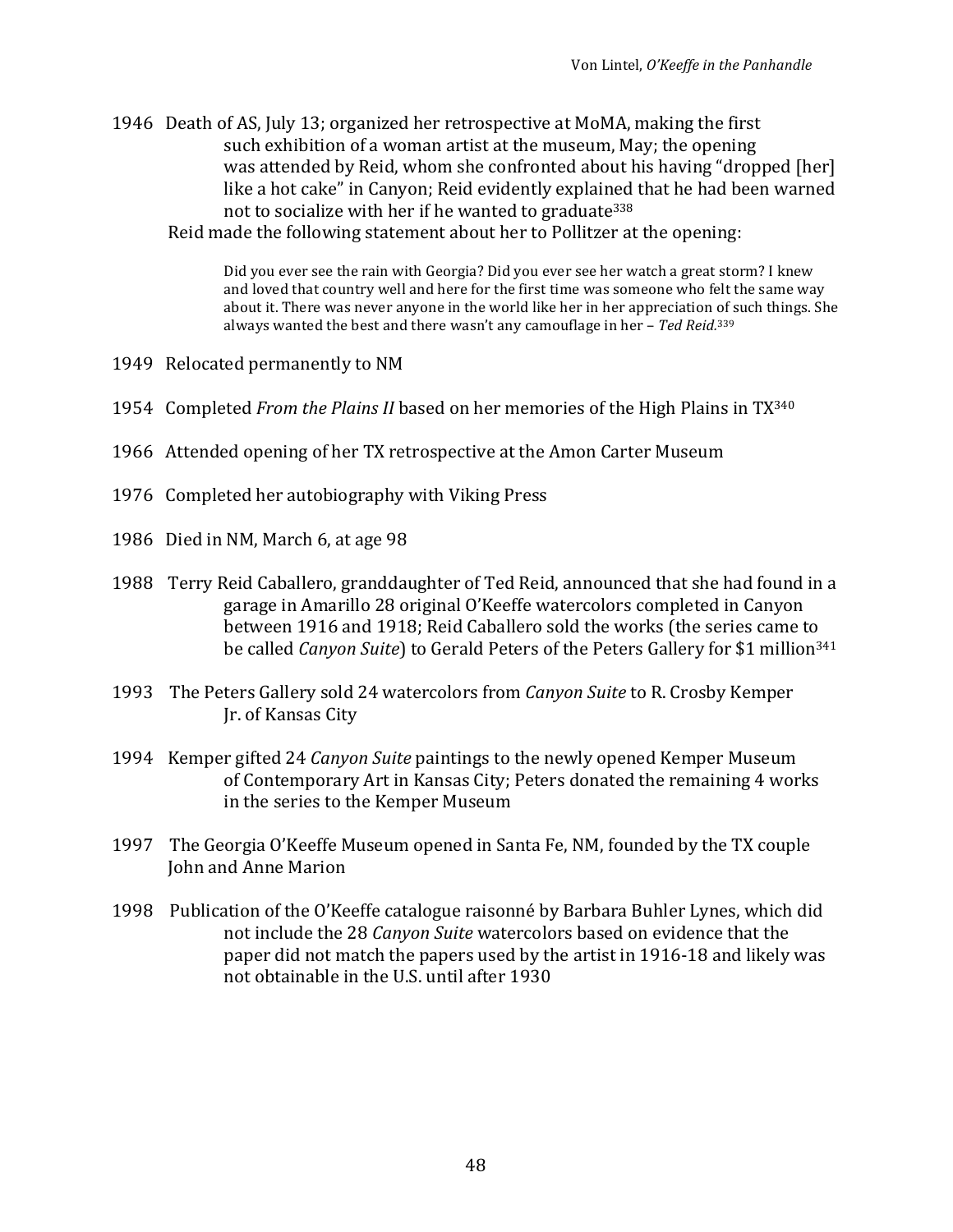1946 Death of AS, July 13; organized her retrospective at MoMA, making the first such exhibition of a woman artist at the museum, May; the opening was attended by Reid, whom she confronted about his having "dropped [her] like a hot cake" in Canyon; Reid evidently explained that he had been warned not to socialize with her if he wanted to graduate[338]

Reid made the following statement about her to Pollitzer at the opening:

> Did you ever see the rain with Georgia? Did you ever see her watch a great storm? I knew and loved that country well and here for the first time was someone who felt the same way about it. There was never anyone in the world like her in her appreciation of such things. She always wanted the best and there wasn't any camouflage in her – *Ted Reid*.[339]

1949 Relocated permanently to NM

1954 Completed *From the Plains II* based on her memories of the High Plains in TX[340]

1966 Attended opening of her TX retrospective at the Amon Carter Museum

1976 Completed her autobiography with Viking Press

1986 Died in NM, March 6, at age 98

1988 Terry Reid Caballero, granddaughter of Ted Reid, announced that she had found in a garage in Amarillo 28 original O'Keeffe watercolors completed in Canyon between 1916 and 1918; Reid Caballero sold the works (the series came to be called *Canyon Suite*) to Gerald Peters of the Peters Gallery for $1 million[341]

1993 The Peters Gallery sold 24 watercolors from *Canyon Suite* to R. Crosby Kemper Jr. of Kansas City

1994 Kemper gifted 24 *Canyon Suite* paintings to the newly opened Kemper Museum of Contemporary Art in Kansas City; Peters donated the remaining 4 works in the series to the Kemper Museum

1997 The Georgia O'Keeffe Museum opened in Santa Fe, NM, founded by the TX couple John and Anne Marion

1998 Publication of the O'Keeffe catalogue raisonné by Barbara Buhler Lynes, which did not include the 28 *Canyon Suite* watercolors based on evidence that the paper did not match the papers used by the artist in 1916-18 and likely was not obtainable in the U.S. until after 1930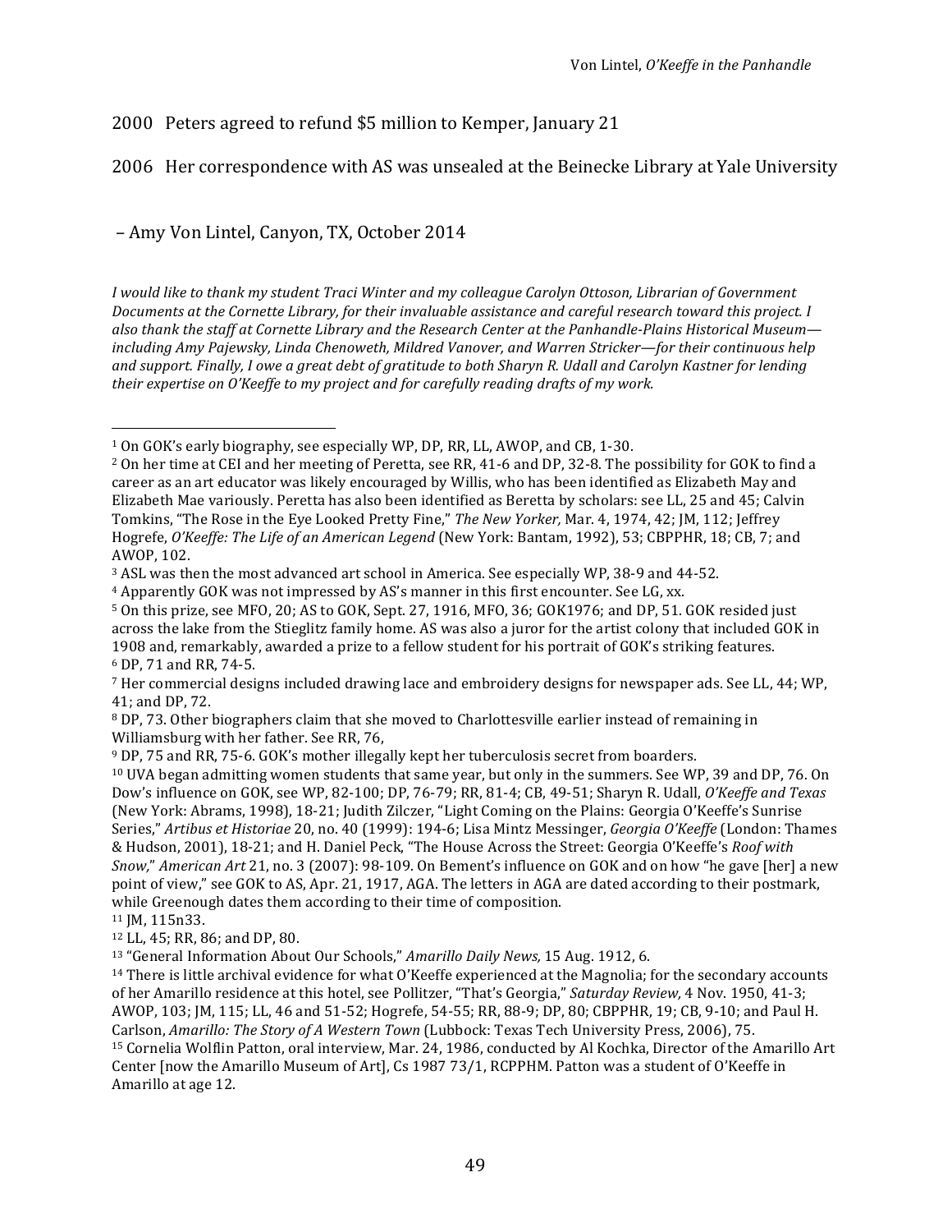2000 Peters agreed to refund $5 million to Kemper, January 21

2006 Her correspondence with AS was unsealed at the Beinecke Library at Yale University

– Amy Von Lintel, Canyon, TX, October 2014

*I would like to thank my student Traci Winter and my colleague Carolyn Ottoson, Librarian of Government Documents at the Cornette Library, for their invaluable assistance and careful research toward this project. I also thank the staff at Cornette Library and the Research Center at the Panhandle-Plains Historical Museum—including Amy Pajewsky, Linda Chenoweth, Mildred Vanover, and Warren Stricker—for their continuous help and support. Finally, I owe a great debt of gratitude to both Sharyn R. Udall and Carolyn Kastner for lending their expertise on O'Keeffe to my project and for carefully reading drafts of my work.*

---

[1] On GOK's early biography, see especially WP, DP, RR, LL, AWOP, and CB, 1-30.

[2] On her time at CEI and her meeting of Peretta, see RR, 41-6 and DP, 32-8. The possibility for GOK to find a career as an art educator was likely encouraged by Willis, who has been identified as Elizabeth May and Elizabeth Mae variously. Peretta has also been identified as Beretta by scholars: see LL, 25 and 45; Calvin Tomkins, "The Rose in the Eye Looked Pretty Fine," *The New Yorker,* Mar. 4, 1974, 42; JM, 112; Jeffrey Hogrefe, *O'Keeffe: The Life of an American Legend* (New York: Bantam, 1992), 53; CBPPHR, 18; CB, 7; and AWOP, 102.

[3] ASL was then the most advanced art school in America. See especially WP, 38-9 and 44-52.

[4] Apparently GOK was not impressed by AS's manner in this first encounter. See LG, xx.

[5] On this prize, see MFO, 20; AS to GOK, Sept. 27, 1916, MFO, 36; GOK1976; and DP, 51. GOK resided just across the lake from the Stieglitz family home. AS was also a juror for the artist colony that included GOK in 1908 and, remarkably, awarded a prize to a fellow student for his portrait of GOK's striking features.

[6] DP, 71 and RR, 74-5.

[7] Her commercial designs included drawing lace and embroidery designs for newspaper ads. See LL, 44; WP, 41; and DP, 72.

[8] DP, 73. Other biographers claim that she moved to Charlottesville earlier instead of remaining in Williamsburg with her father. See RR, 76,

[9] DP, 75 and RR, 75-6. GOK's mother illegally kept her tuberculosis secret from boarders.

[10] UVA began admitting women students that same year, but only in the summers. See WP, 39 and DP, 76. On Dow's influence on GOK, see WP, 82-100; DP, 76-79; RR, 81-4; CB, 49-51; Sharyn R. Udall, *O'Keeffe and Texas* (New York: Abrams, 1998), 18-21; Judith Zilczer, "Light Coming on the Plains: Georgia O'Keeffe's Sunrise Series," *Artibus et Historiae* 20, no. 40 (1999): 194-6; Lisa Mintz Messinger, *Georgia O'Keeffe* (London: Thames & Hudson, 2001), 18-21; and H. Daniel Peck, "The House Across the Street: Georgia O'Keeffe's *Roof with Snow,*" *American Art* 21, no. 3 (2007): 98-109. On Bement's influence on GOK and on how "he gave [her] a new point of view," see GOK to AS, Apr. 21, 1917, AGA. The letters in AGA are dated according to their postmark, while Greenough dates them according to their time of composition.

[11] JM, 115n33.

[12] LL, 45; RR, 86; and DP, 80.

[13] "General Information About Our Schools," *Amarillo Daily News,* 15 Aug. 1912, 6.

[14] There is little archival evidence for what O'Keeffe experienced at the Magnolia; for the secondary accounts of her Amarillo residence at this hotel, see Pollitzer, "That's Georgia," *Saturday Review,* 4 Nov. 1950, 41-3; AWOP, 103; JM, 115; LL, 46 and 51-52; Hogrefe, 54-55; RR, 88-9; DP, 80; CBPPHR, 19; CB, 9-10; and Paul H. Carlson, *Amarillo: The Story of A Western Town* (Lubbock: Texas Tech University Press, 2006), 75.

[15] Cornelia Wolflin Patton, oral interview, Mar. 24, 1986, conducted by Al Kochka, Director of the Amarillo Art Center [now the Amarillo Museum of Art], Cs 1987 73/1, RCPPHM. Patton was a student of O'Keeffe in Amarillo at age 12.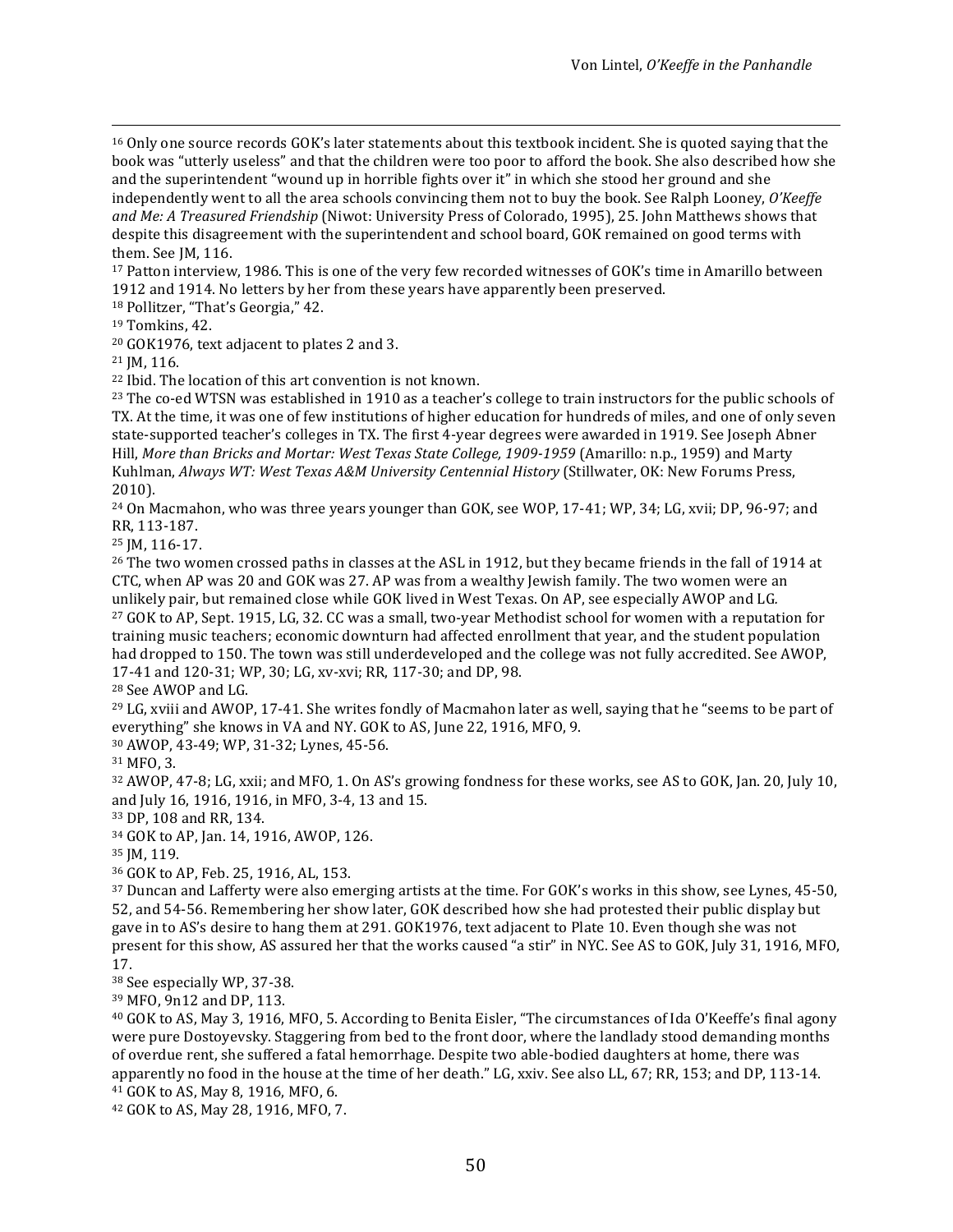[16] Only one source records GOK's later statements about this textbook incident. She is quoted saying that the book was "utterly useless" and that the children were too poor to afford the book. She also described how she and the superintendent "wound up in horrible fights over it" in which she stood her ground and she independently went to all the area schools convincing them not to buy the book. See Ralph Looney, *O'Keeffe and Me: A Treasured Friendship* (Niwot: University Press of Colorado, 1995), 25. John Matthews shows that despite this disagreement with the superintendent and school board, GOK remained on good terms with them. See JM, 116.

[17] Patton interview, 1986. This is one of the very few recorded witnesses of GOK's time in Amarillo between 1912 and 1914. No letters by her from these years have apparently been preserved.

[18] Pollitzer, "That's Georgia," 42.

[19] Tomkins, 42.

[20] GOK1976, text adjacent to plates 2 and 3.

[21] JM, 116.

[22] Ibid. The location of this art convention is not known.

[23] The co-ed WTSN was established in 1910 as a teacher's college to train instructors for the public schools of TX. At the time, it was one of few institutions of higher education for hundreds of miles, and one of only seven state-supported teacher's colleges in TX. The first 4-year degrees were awarded in 1919. See Joseph Abner Hill, *More than Bricks and Mortar: West Texas State College, 1909-1959* (Amarillo: n.p., 1959) and Marty Kuhlman, *Always WT: West Texas A&M University Centennial History* (Stillwater, OK: New Forums Press, 2010).

[24] On Macmahon, who was three years younger than GOK, see WOP, 17-41; WP, 34; LG, xvii; DP, 96-97; and RR, 113-187.

[25] JM, 116-17.

[26] The two women crossed paths in classes at the ASL in 1912, but they became friends in the fall of 1914 at CTC, when AP was 20 and GOK was 27. AP was from a wealthy Jewish family. The two women were an unlikely pair, but remained close while GOK lived in West Texas. On AP, see especially AWOP and LG.

[27] GOK to AP, Sept. 1915, LG, 32. CC was a small, two-year Methodist school for women with a reputation for training music teachers; economic downturn had affected enrollment that year, and the student population had dropped to 150. The town was still underdeveloped and the college was not fully accredited. See AWOP, 17-41 and 120-31; WP, 30; LG, xv-xvi; RR, 117-30; and DP, 98.

[28] See AWOP and LG.

[29] LG, xviii and AWOP, 17-41. She writes fondly of Macmahon later as well, saying that he "seems to be part of everything" she knows in VA and NY. GOK to AS, June 22, 1916, MFO, 9.

[30] AWOP, 43-49; WP, 31-32; Lynes, 45-56.

[31] MFO, 3.

[32] AWOP, 47-8; LG, xxii; and MFO, 1. On AS's growing fondness for these works, see AS to GOK, Jan. 20, July 10, and July 16, 1916, 1916, in MFO, 3-4, 13 and 15.

[33] DP, 108 and RR, 134.

[34] GOK to AP, Jan. 14, 1916, AWOP, 126.

[35] JM, 119.

[36] GOK to AP, Feb. 25, 1916, AL, 153.

[37] Duncan and Lafferty were also emerging artists at the time. For GOK's works in this show, see Lynes, 45-50, 52, and 54-56. Remembering her show later, GOK described how she had protested their public display but gave in to AS's desire to hang them at 291. GOK1976, text adjacent to Plate 10. Even though she was not present for this show, AS assured her that the works caused "a stir" in NYC. See AS to GOK, July 31, 1916, MFO, 17.

[38] See especially WP, 37-38.

[39] MFO, 9n12 and DP, 113.

[40] GOK to AS, May 3, 1916, MFO, 5. According to Benita Eisler, "The circumstances of Ida O'Keeffe's final agony were pure Dostoyevsky. Staggering from bed to the front door, where the landlady stood demanding months of overdue rent, she suffered a fatal hemorrhage. Despite two able-bodied daughters at home, there was apparently no food in the house at the time of her death." LG, xxiv. See also LL, 67; RR, 153; and DP, 113-14.

[41] GOK to AS, May 8, 1916, MFO, 6.

[42] GOK to AS, May 28, 1916, MFO, 7.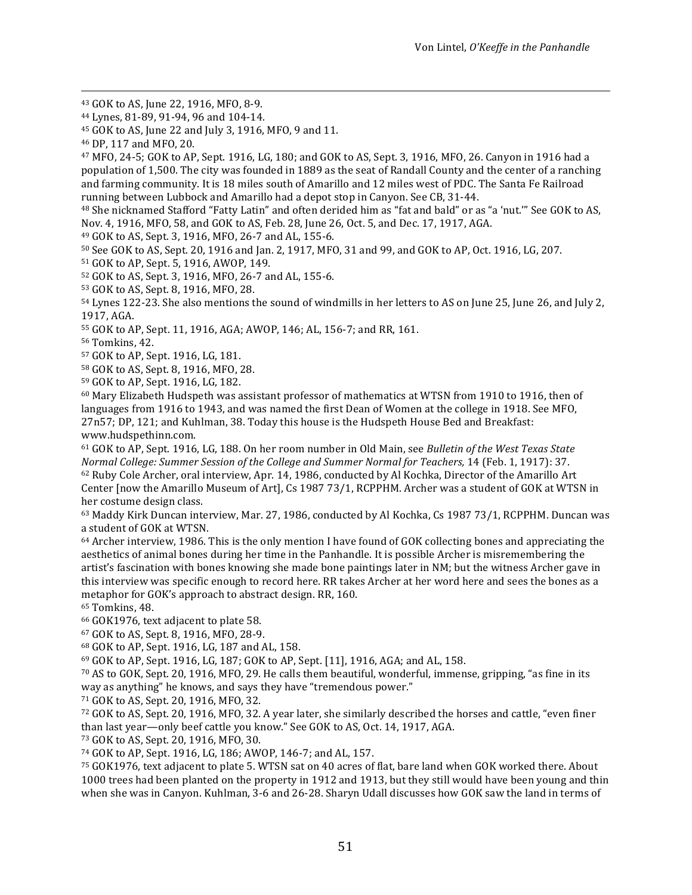[43] GOK to AS, June 22, 1916, MFO, 8-9.

[44] Lynes, 81-89, 91-94, 96 and 104-14.

[45] GOK to AS, June 22 and July 3, 1916, MFO, 9 and 11.

[46] DP, 117 and MFO, 20.

[47] MFO, 24-5; GOK to AP, Sept. 1916, LG, 180; and GOK to AS, Sept. 3, 1916, MFO, 26. Canyon in 1916 had a population of 1,500. The city was founded in 1889 as the seat of Randall County and the center of a ranching and farming community. It is 18 miles south of Amarillo and 12 miles west of PDC. The Santa Fe Railroad running between Lubbock and Amarillo had a depot stop in Canyon. See CB, 31-44.

[48] She nicknamed Stafford "Fatty Latin" and often derided him as "fat and bald" or as "a 'nut.'" See GOK to AS, Nov. 4, 1916, MFO, 58, and GOK to AS, Feb. 28, June 26, Oct. 5, and Dec. 17, 1917, AGA.

[49] GOK to AS, Sept. 3, 1916, MFO, 26-7 and AL, 155-6.

[50] See GOK to AS, Sept. 20, 1916 and Jan. 2, 1917, MFO, 31 and 99, and GOK to AP, Oct. 1916, LG, 207.

[51] GOK to AP, Sept. 5, 1916, AWOP, 149.

[52] GOK to AS, Sept. 3, 1916, MFO, 26-7 and AL, 155-6.

[53] GOK to AS, Sept. 8, 1916, MFO, 28.

[54] Lynes 122-23. She also mentions the sound of windmills in her letters to AS on June 25, June 26, and July 2, 1917, AGA.

[55] GOK to AP, Sept. 11, 1916, AGA; AWOP, 146; AL, 156-7; and RR, 161.

[56] Tomkins, 42.

[57] GOK to AP, Sept. 1916, LG, 181.

[58] GOK to AS, Sept. 8, 1916, MFO, 28.

[59] GOK to AP, Sept. 1916, LG, 182.

[60] Mary Elizabeth Hudspeth was assistant professor of mathematics at WTSN from 1910 to 1916, then of languages from 1916 to 1943, and was named the first Dean of Women at the college in 1918. See MFO, 27n57; DP, 121; and Kuhlman, 38. Today this house is the Hudspeth House Bed and Breakfast: www.hudspethinn.com.

[61] GOK to AP, Sept. 1916, LG, 188. On her room number in Old Main, see *Bulletin of the West Texas State Normal College: Summer Session of the College and Summer Normal for Teachers,* 14 (Feb. 1, 1917): 37.

[62] Ruby Cole Archer, oral interview, Apr. 14, 1986, conducted by Al Kochka, Director of the Amarillo Art Center [now the Amarillo Museum of Art], Cs 1987 73/1, RCPPHM. Archer was a student of GOK at WTSN in her costume design class.

[63] Maddy Kirk Duncan interview, Mar. 27, 1986, conducted by Al Kochka, Cs 1987 73/1, RCPPHM. Duncan was a student of GOK at WTSN.

[64] Archer interview, 1986. This is the only mention I have found of GOK collecting bones and appreciating the aesthetics of animal bones during her time in the Panhandle. It is possible Archer is misremembering the artist's fascination with bones knowing she made bone paintings later in NM; but the witness Archer gave in this interview was specific enough to record here. RR takes Archer at her word here and sees the bones as a metaphor for GOK's approach to abstract design. RR, 160.

[65] Tomkins, 48.

[66] GOK1976, text adjacent to plate 58.

[67] GOK to AS, Sept. 8, 1916, MFO, 28-9.

[68] GOK to AP, Sept. 1916, LG, 187 and AL, 158.

[69] GOK to AP, Sept. 1916, LG, 187; GOK to AP, Sept. [11], 1916, AGA; and AL, 158.

[70] AS to GOK, Sept. 20, 1916, MFO, 29. He calls them beautiful, wonderful, immense, gripping, "as fine in its way as anything" he knows, and says they have "tremendous power."

[71] GOK to AS, Sept. 20, 1916, MFO, 32.

[72] GOK to AS, Sept. 20, 1916, MFO, 32. A year later, she similarly described the horses and cattle, "even finer than last year—only beef cattle you know." See GOK to AS, Oct. 14, 1917, AGA.

[73] GOK to AS, Sept. 20, 1916, MFO, 30.

[74] GOK to AP, Sept. 1916, LG, 186; AWOP, 146-7; and AL, 157.

[75] GOK1976, text adjacent to plate 5. WTSN sat on 40 acres of flat, bare land when GOK worked there. About 1000 trees had been planted on the property in 1912 and 1913, but they still would have been young and thin when she was in Canyon. Kuhlman, 3-6 and 26-28. Sharyn Udall discusses how GOK saw the land in terms of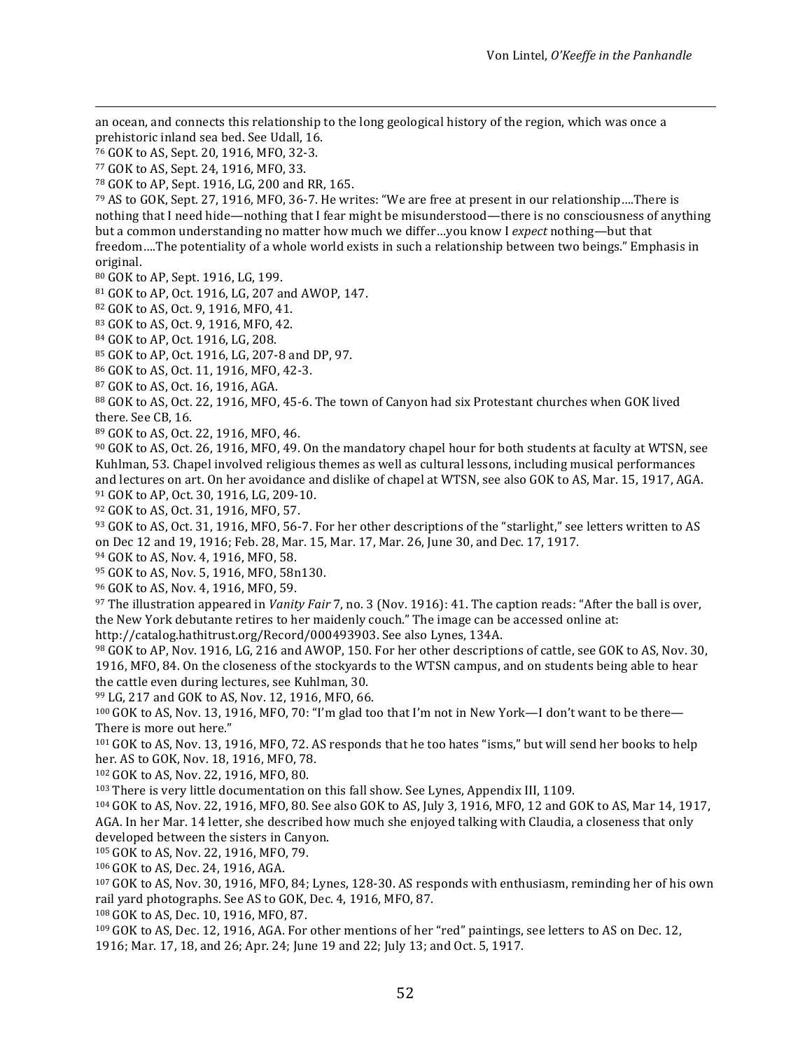an ocean, and connects this relationship to the long geological history of the region, which was once a prehistoric inland sea bed. See Udall, 16.

76 GOK to AS, Sept. 20, 1916, MFO, 32-3.

77 GOK to AS, Sept. 24, 1916, MFO, 33.

78 GOK to AP, Sept. 1916, LG, 200 and RR, 165.

79 AS to GOK, Sept. 27, 1916, MFO, 36-7. He writes: "We are free at present in our relationship….There is nothing that I need hide—nothing that I fear might be misunderstood—there is no consciousness of anything but a common understanding no matter how much we differ…you know I *expect* nothing—but that freedom….The potentiality of a whole world exists in such a relationship between two beings." Emphasis in original.

80 GOK to AP, Sept. 1916, LG, 199.

81 GOK to AP, Oct. 1916, LG, 207 and AWOP, 147.

82 GOK to AS, Oct. 9, 1916, MFO, 41.

83 GOK to AS, Oct. 9, 1916, MFO, 42.

84 GOK to AP, Oct. 1916, LG, 208.

85 GOK to AP, Oct. 1916, LG, 207-8 and DP, 97.

86 GOK to AS, Oct. 11, 1916, MFO, 42-3.

87 GOK to AS, Oct. 16, 1916, AGA.

88 GOK to AS, Oct. 22, 1916, MFO, 45-6. The town of Canyon had six Protestant churches when GOK lived there. See CB, 16.

89 GOK to AS, Oct. 22, 1916, MFO, 46.

90 GOK to AS, Oct. 26, 1916, MFO, 49. On the mandatory chapel hour for both students at faculty at WTSN, see Kuhlman, 53. Chapel involved religious themes as well as cultural lessons, including musical performances and lectures on art. On her avoidance and dislike of chapel at WTSN, see also GOK to AS, Mar. 15, 1917, AGA.

91 GOK to AP, Oct. 30, 1916, LG, 209-10.

92 GOK to AS, Oct. 31, 1916, MFO, 57.

93 GOK to AS, Oct. 31, 1916, MFO, 56-7. For her other descriptions of the "starlight," see letters written to AS on Dec 12 and 19, 1916; Feb. 28, Mar. 15, Mar. 17, Mar. 26, June 30, and Dec. 17, 1917.

94 GOK to AS, Nov. 4, 1916, MFO, 58.

95 GOK to AS, Nov. 5, 1916, MFO, 58n130.

96 GOK to AS, Nov. 4, 1916, MFO, 59.

97 The illustration appeared in *Vanity Fair* 7, no. 3 (Nov. 1916): 41. The caption reads: "After the ball is over, the New York debutante retires to her maidenly couch." The image can be accessed online at: http://catalog.hathitrust.org/Record/000493903. See also Lynes, 134A.

98 GOK to AP, Nov. 1916, LG, 216 and AWOP, 150. For her other descriptions of cattle, see GOK to AS, Nov. 30, 1916, MFO, 84. On the closeness of the stockyards to the WTSN campus, and on students being able to hear the cattle even during lectures, see Kuhlman, 30.

99 LG, 217 and GOK to AS, Nov. 12, 1916, MFO, 66.

100 GOK to AS, Nov. 13, 1916, MFO, 70: "I'm glad too that I'm not in New York—I don't want to be there—There is more out here."

101 GOK to AS, Nov. 13, 1916, MFO, 72. AS responds that he too hates "isms," but will send her books to help her. AS to GOK, Nov. 18, 1916, MFO, 78.

102 GOK to AS, Nov. 22, 1916, MFO, 80.

103 There is very little documentation on this fall show. See Lynes, Appendix III, 1109.

104 GOK to AS, Nov. 22, 1916, MFO, 80. See also GOK to AS, July 3, 1916, MFO, 12 and GOK to AS, Mar 14, 1917, AGA. In her Mar. 14 letter, she described how much she enjoyed talking with Claudia, a closeness that only developed between the sisters in Canyon.

105 GOK to AS, Nov. 22, 1916, MFO, 79.

106 GOK to AS, Dec. 24, 1916, AGA.

107 GOK to AS, Nov. 30, 1916, MFO, 84; Lynes, 128-30. AS responds with enthusiasm, reminding her of his own rail yard photographs. See AS to GOK, Dec. 4, 1916, MFO, 87.

108 GOK to AS, Dec. 10, 1916, MFO, 87.

109 GOK to AS, Dec. 12, 1916, AGA. For other mentions of her "red" paintings, see letters to AS on Dec. 12, 1916; Mar. 17, 18, and 26; Apr. 24; June 19 and 22; July 13; and Oct. 5, 1917.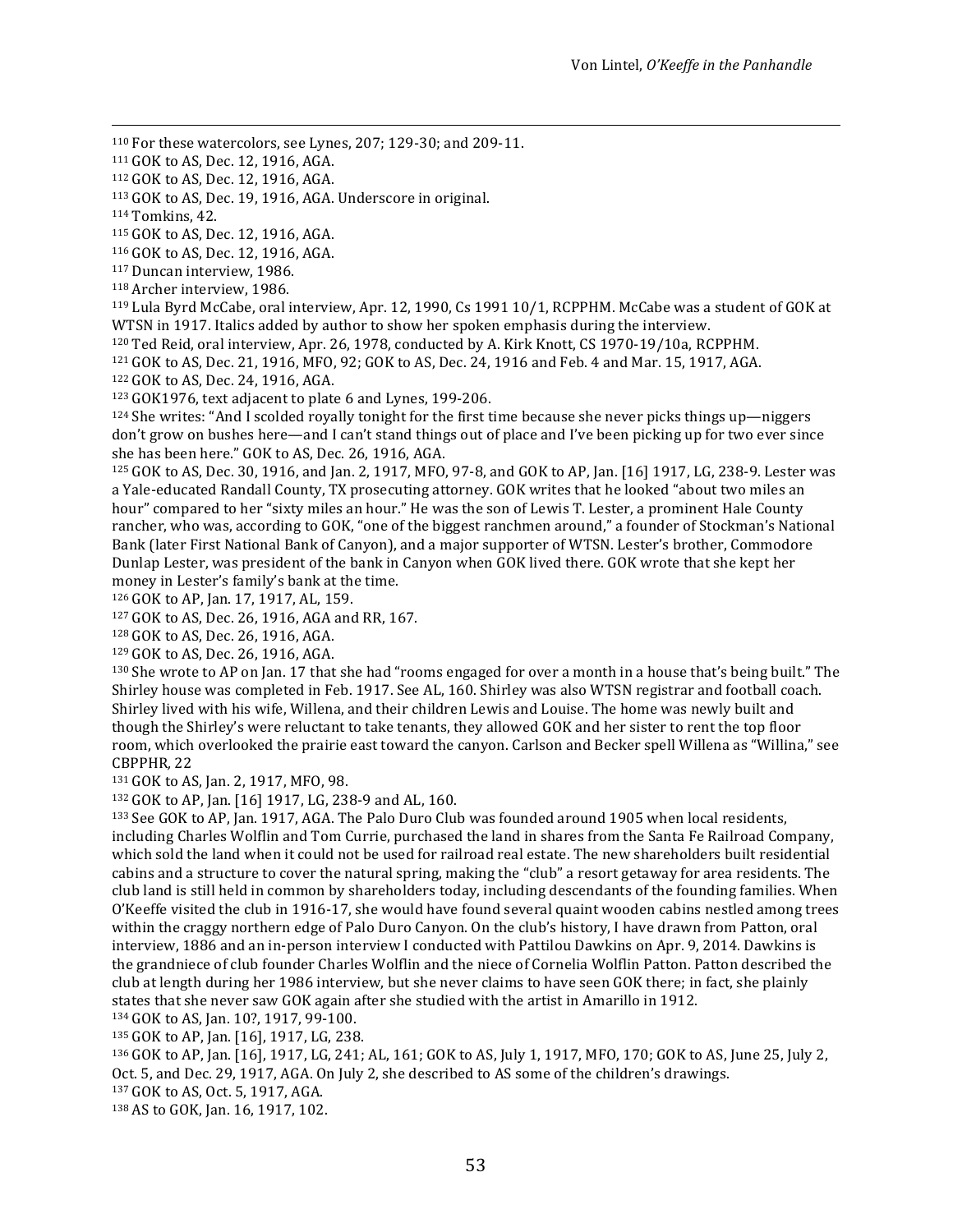[110] For these watercolors, see Lynes, 207; 129-30; and 209-11.
[111] GOK to AS, Dec. 12, 1916, AGA.
[112] GOK to AS, Dec. 12, 1916, AGA.
[113] GOK to AS, Dec. 19, 1916, AGA. Underscore in original.
[114] Tomkins, 42.
[115] GOK to AS, Dec. 12, 1916, AGA.
[116] GOK to AS, Dec. 12, 1916, AGA.
[117] Duncan interview, 1986.
[118] Archer interview, 1986.
[119] Lula Byrd McCabe, oral interview, Apr. 12, 1990, Cs 1991 10/1, RCPPHM. McCabe was a student of GOK at WTSN in 1917. Italics added by author to show her spoken emphasis during the interview.
[120] Ted Reid, oral interview, Apr. 26, 1978, conducted by A. Kirk Knott, CS 1970-19/10a, RCPPHM.
[121] GOK to AS, Dec. 21, 1916, MFO, 92; GOK to AS, Dec. 24, 1916 and Feb. 4 and Mar. 15, 1917, AGA.
[122] GOK to AS, Dec. 24, 1916, AGA.
[123] GOK1976, text adjacent to plate 6 and Lynes, 199-206.
[124] She writes: "And I scolded royally tonight for the first time because she never picks things up—niggers don't grow on bushes here—and I can't stand things out of place and I've been picking up for two ever since she has been here." GOK to AS, Dec. 26, 1916, AGA.
[125] GOK to AS, Dec. 30, 1916, and Jan. 2, 1917, MFO, 97-8, and GOK to AP, Jan. [16] 1917, LG, 238-9. Lester was a Yale-educated Randall County, TX prosecuting attorney. GOK writes that he looked "about two miles an hour" compared to her "sixty miles an hour." He was the son of Lewis T. Lester, a prominent Hale County rancher, who was, according to GOK, "one of the biggest ranchmen around," a founder of Stockman's National Bank (later First National Bank of Canyon), and a major supporter of WTSN. Lester's brother, Commodore Dunlap Lester, was president of the bank in Canyon when GOK lived there. GOK wrote that she kept her money in Lester's family's bank at the time.
[126] GOK to AP, Jan. 17, 1917, AL, 159.
[127] GOK to AS, Dec. 26, 1916, AGA and RR, 167.
[128] GOK to AS, Dec. 26, 1916, AGA.
[129] GOK to AS, Dec. 26, 1916, AGA.
[130] She wrote to AP on Jan. 17 that she had "rooms engaged for over a month in a house that's being built." The Shirley house was completed in Feb. 1917. See AL, 160. Shirley was also WTSN registrar and football coach. Shirley lived with his wife, Willena, and their children Lewis and Louise. The home was newly built and though the Shirley's were reluctant to take tenants, they allowed GOK and her sister to rent the top floor room, which overlooked the prairie east toward the canyon. Carlson and Becker spell Willena as "Willina," see CBPPHR, 22
[131] GOK to AS, Jan. 2, 1917, MFO, 98.
[132] GOK to AP, Jan. [16] 1917, LG, 238-9 and AL, 160.
[133] See GOK to AP, Jan. 1917, AGA. The Palo Duro Club was founded around 1905 when local residents, including Charles Wolflin and Tom Currie, purchased the land in shares from the Santa Fe Railroad Company, which sold the land when it could not be used for railroad real estate. The new shareholders built residential cabins and a structure to cover the natural spring, making the "club" a resort getaway for area residents. The club land is still held in common by shareholders today, including descendants of the founding families. When O'Keeffe visited the club in 1916-17, she would have found several quaint wooden cabins nestled among trees within the craggy northern edge of Palo Duro Canyon. On the club's history, I have drawn from Patton, oral interview, 1886 and an in-person interview I conducted with Pattilou Dawkins on Apr. 9, 2014. Dawkins is the grandniece of club founder Charles Wolflin and the niece of Cornelia Wolflin Patton. Patton described the club at length during her 1986 interview, but she never claims to have seen GOK there; in fact, she plainly states that she never saw GOK again after she studied with the artist in Amarillo in 1912.
[134] GOK to AS, Jan. 10?, 1917, 99-100.
[135] GOK to AP, Jan. [16], 1917, LG, 238.
[136] GOK to AP, Jan. [16], 1917, LG, 241; AL, 161; GOK to AS, July 1, 1917, MFO, 170; GOK to AS, June 25, July 2, Oct. 5, and Dec. 29, 1917, AGA. On July 2, she described to AS some of the children's drawings.
[137] GOK to AS, Oct. 5, 1917, AGA.
[138] AS to GOK, Jan. 16, 1917, 102.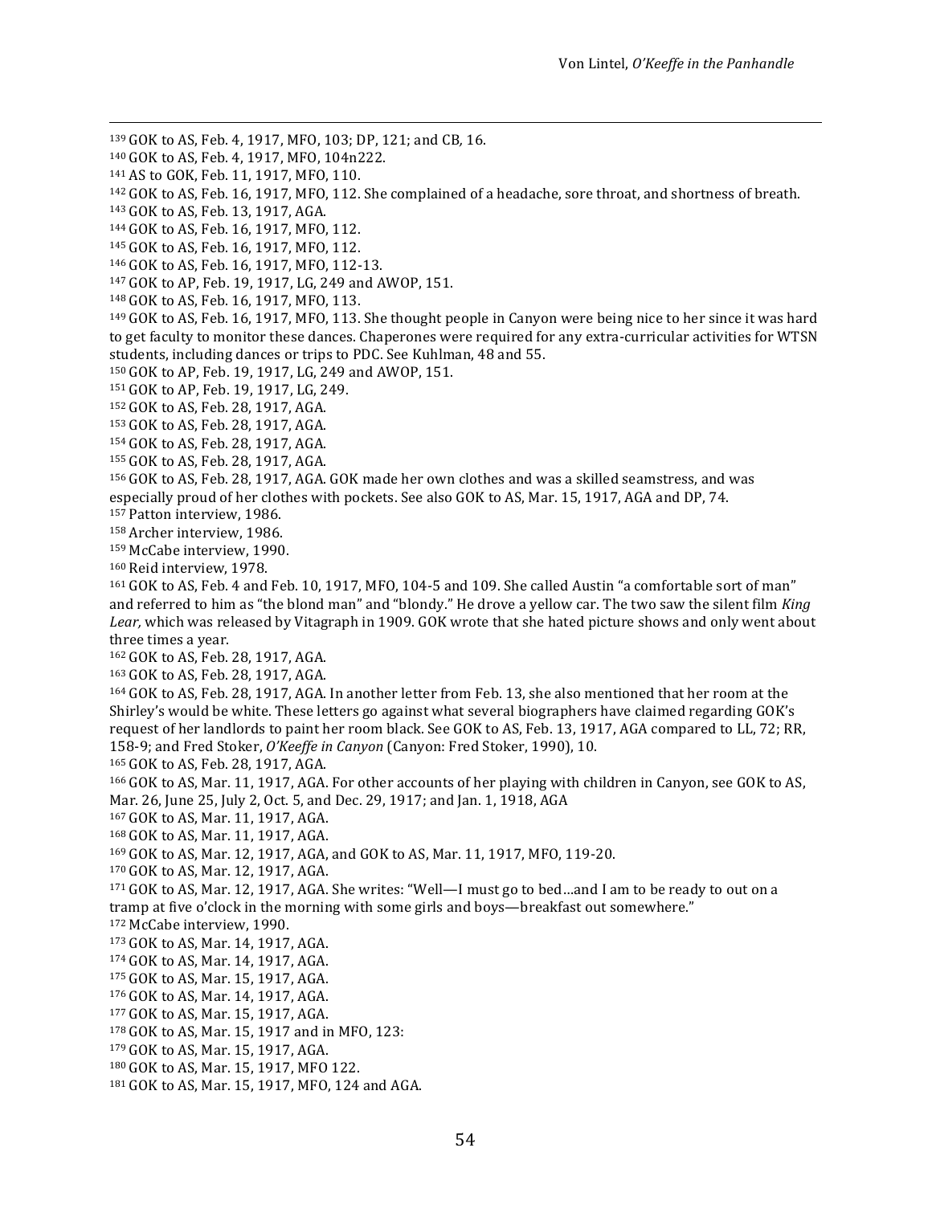[139] GOK to AS, Feb. 4, 1917, MFO, 103; DP, 121; and CB, 16.
[140] GOK to AS, Feb. 4, 1917, MFO, 104n222.
[141] AS to GOK, Feb. 11, 1917, MFO, 110.
[142] GOK to AS, Feb. 16, 1917, MFO, 112. She complained of a headache, sore throat, and shortness of breath.
[143] GOK to AS, Feb. 13, 1917, AGA.
[144] GOK to AS, Feb. 16, 1917, MFO, 112.
[145] GOK to AS, Feb. 16, 1917, MFO, 112.
[146] GOK to AS, Feb. 16, 1917, MFO, 112-13.
[147] GOK to AP, Feb. 19, 1917, LG, 249 and AWOP, 151.
[148] GOK to AS, Feb. 16, 1917, MFO, 113.
[149] GOK to AS, Feb. 16, 1917, MFO, 113. She thought people in Canyon were being nice to her since it was hard to get faculty to monitor these dances. Chaperones were required for any extra-curricular activities for WTSN students, including dances or trips to PDC. See Kuhlman, 48 and 55.
[150] GOK to AP, Feb. 19, 1917, LG, 249 and AWOP, 151.
[151] GOK to AP, Feb. 19, 1917, LG, 249.
[152] GOK to AS, Feb. 28, 1917, AGA.
[153] GOK to AS, Feb. 28, 1917, AGA.
[154] GOK to AS, Feb. 28, 1917, AGA.
[155] GOK to AS, Feb. 28, 1917, AGA.
[156] GOK to AS, Feb. 28, 1917, AGA. GOK made her own clothes and was a skilled seamstress, and was especially proud of her clothes with pockets. See also GOK to AS, Mar. 15, 1917, AGA and DP, 74.
[157] Patton interview, 1986.
[158] Archer interview, 1986.
[159] McCabe interview, 1990.
[160] Reid interview, 1978.
[161] GOK to AS, Feb. 4 and Feb. 10, 1917, MFO, 104-5 and 109. She called Austin "a comfortable sort of man" and referred to him as "the blond man" and "blondy." He drove a yellow car. The two saw the silent film *King Lear,* which was released by Vitagraph in 1909. GOK wrote that she hated picture shows and only went about three times a year.
[162] GOK to AS, Feb. 28, 1917, AGA.
[163] GOK to AS, Feb. 28, 1917, AGA.
[164] GOK to AS, Feb. 28, 1917, AGA. In another letter from Feb. 13, she also mentioned that her room at the Shirley's would be white. These letters go against what several biographers have claimed regarding GOK's request of her landlords to paint her room black. See GOK to AS, Feb. 13, 1917, AGA compared to LL, 72; RR, 158-9; and Fred Stoker, *O'Keeffe in Canyon* (Canyon: Fred Stoker, 1990), 10.
[165] GOK to AS, Feb. 28, 1917, AGA.
[166] GOK to AS, Mar. 11, 1917, AGA. For other accounts of her playing with children in Canyon, see GOK to AS, Mar. 26, June 25, July 2, Oct. 5, and Dec. 29, 1917; and Jan. 1, 1918, AGA
[167] GOK to AS, Mar. 11, 1917, AGA.
[168] GOK to AS, Mar. 11, 1917, AGA.
[169] GOK to AS, Mar. 12, 1917, AGA, and GOK to AS, Mar. 11, 1917, MFO, 119-20.
[170] GOK to AS, Mar. 12, 1917, AGA.
[171] GOK to AS, Mar. 12, 1917, AGA. She writes: "Well—I must go to bed…and I am to be ready to out on a tramp at five o'clock in the morning with some girls and boys—breakfast out somewhere."
[172] McCabe interview, 1990.
[173] GOK to AS, Mar. 14, 1917, AGA.
[174] GOK to AS, Mar. 14, 1917, AGA.
[175] GOK to AS, Mar. 15, 1917, AGA.
[176] GOK to AS, Mar. 14, 1917, AGA.
[177] GOK to AS, Mar. 15, 1917, AGA.
[178] GOK to AS, Mar. 15, 1917 and in MFO, 123:
[179] GOK to AS, Mar. 15, 1917, AGA.
[180] GOK to AS, Mar. 15, 1917, MFO 122.
[181] GOK to AS, Mar. 15, 1917, MFO, 124 and AGA.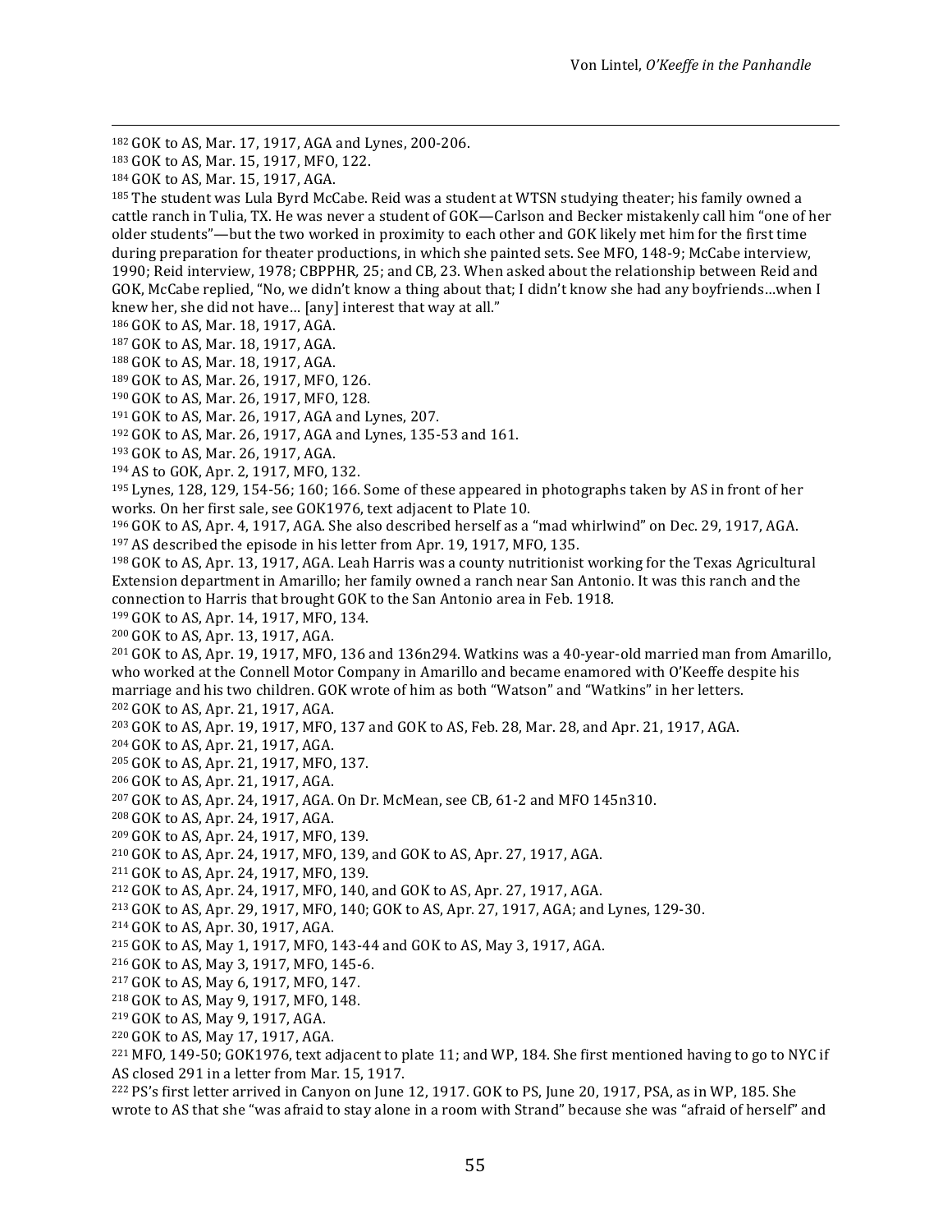[182] GOK to AS, Mar. 17, 1917, AGA and Lynes, 200-206.

[183] GOK to AS, Mar. 15, 1917, MFO, 122.

[184] GOK to AS, Mar. 15, 1917, AGA.

[185] The student was Lula Byrd McCabe. Reid was a student at WTSN studying theater; his family owned a cattle ranch in Tulia, TX. He was never a student of GOK—Carlson and Becker mistakenly call him "one of her older students"—but the two worked in proximity to each other and GOK likely met him for the first time during preparation for theater productions, in which she painted sets. See MFO, 148-9; McCabe interview, 1990; Reid interview, 1978; CBPPHR, 25; and CB, 23. When asked about the relationship between Reid and GOK, McCabe replied, "No, we didn't know a thing about that; I didn't know she had any boyfriends…when I knew her, she did not have… [any] interest that way at all."

[186] GOK to AS, Mar. 18, 1917, AGA.

[187] GOK to AS, Mar. 18, 1917, AGA.

[188] GOK to AS, Mar. 18, 1917, AGA.

[189] GOK to AS, Mar. 26, 1917, MFO, 126.

[190] GOK to AS, Mar. 26, 1917, MFO, 128.

[191] GOK to AS, Mar. 26, 1917, AGA and Lynes, 207.

[192] GOK to AS, Mar. 26, 1917, AGA and Lynes, 135-53 and 161.

[193] GOK to AS, Mar. 26, 1917, AGA.

[194] AS to GOK, Apr. 2, 1917, MFO, 132.

[195] Lynes, 128, 129, 154-56; 160; 166. Some of these appeared in photographs taken by AS in front of her works. On her first sale, see GOK1976, text adjacent to Plate 10.

[196] GOK to AS, Apr. 4, 1917, AGA. She also described herself as a "mad whirlwind" on Dec. 29, 1917, AGA.

[197] AS described the episode in his letter from Apr. 19, 1917, MFO, 135.

[198] GOK to AS, Apr. 13, 1917, AGA. Leah Harris was a county nutritionist working for the Texas Agricultural Extension department in Amarillo; her family owned a ranch near San Antonio. It was this ranch and the connection to Harris that brought GOK to the San Antonio area in Feb. 1918.

[199] GOK to AS, Apr. 14, 1917, MFO, 134.

[200] GOK to AS, Apr. 13, 1917, AGA.

[201] GOK to AS, Apr. 19, 1917, MFO, 136 and 136n294. Watkins was a 40-year-old married man from Amarillo, who worked at the Connell Motor Company in Amarillo and became enamored with O'Keeffe despite his marriage and his two children. GOK wrote of him as both "Watson" and "Watkins" in her letters.

[202] GOK to AS, Apr. 21, 1917, AGA.

[203] GOK to AS, Apr. 19, 1917, MFO, 137 and GOK to AS, Feb. 28, Mar. 28, and Apr. 21, 1917, AGA.

[204] GOK to AS, Apr. 21, 1917, AGA.

[205] GOK to AS, Apr. 21, 1917, MFO, 137.

[206] GOK to AS, Apr. 21, 1917, AGA.

[207] GOK to AS, Apr. 24, 1917, AGA. On Dr. McMean, see CB, 61-2 and MFO 145n310.

[208] GOK to AS, Apr. 24, 1917, AGA.

[209] GOK to AS, Apr. 24, 1917, MFO, 139.

[210] GOK to AS, Apr. 24, 1917, MFO, 139, and GOK to AS, Apr. 27, 1917, AGA.

[211] GOK to AS, Apr. 24, 1917, MFO, 139.

[212] GOK to AS, Apr. 24, 1917, MFO, 140, and GOK to AS, Apr. 27, 1917, AGA.

[213] GOK to AS, Apr. 29, 1917, MFO, 140; GOK to AS, Apr. 27, 1917, AGA; and Lynes, 129-30.

[214] GOK to AS, Apr. 30, 1917, AGA.

[215] GOK to AS, May 1, 1917, MFO, 143-44 and GOK to AS, May 3, 1917, AGA.

[216] GOK to AS, May 3, 1917, MFO, 145-6.

[217] GOK to AS, May 6, 1917, MFO, 147.

[218] GOK to AS, May 9, 1917, MFO, 148.

[219] GOK to AS, May 9, 1917, AGA.

[220] GOK to AS, May 17, 1917, AGA.

[221] MFO, 149-50; GOK1976, text adjacent to plate 11; and WP, 184. She first mentioned having to go to NYC if AS closed 291 in a letter from Mar. 15, 1917.

[222] PS's first letter arrived in Canyon on June 12, 1917. GOK to PS, June 20, 1917, PSA, as in WP, 185. She wrote to AS that she "was afraid to stay alone in a room with Strand" because she was "afraid of herself" and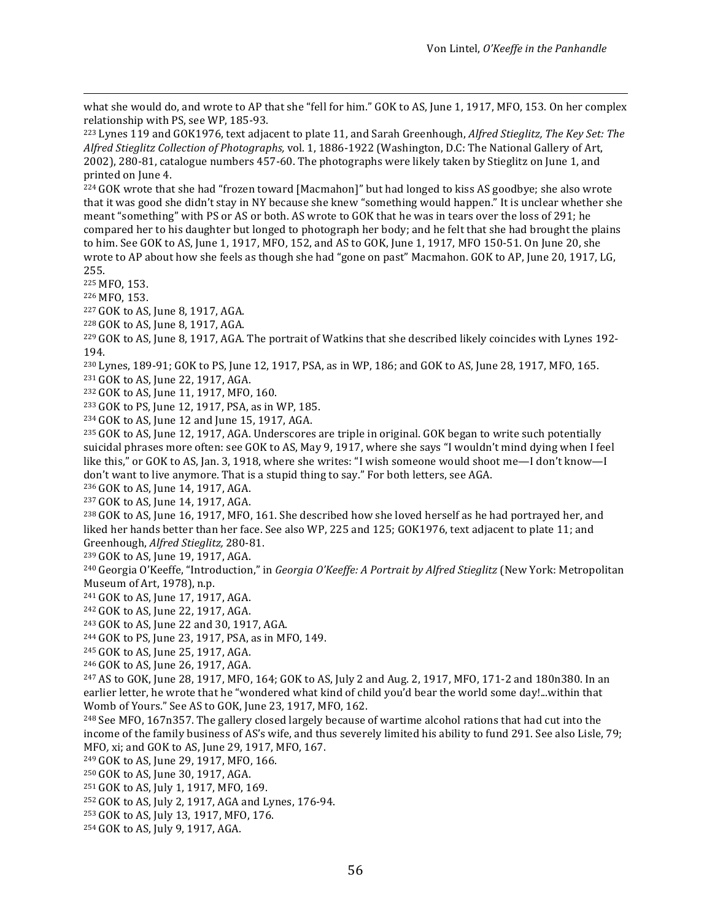what she would do, and wrote to AP that she "fell for him." GOK to AS, June 1, 1917, MFO, 153. On her complex relationship with PS, see WP, 185-93.

[223] Lynes 119 and GOK1976, text adjacent to plate 11, and Sarah Greenhough, *Alfred Stieglitz, The Key Set: The Alfred Stieglitz Collection of Photographs,* vol. 1, 1886-1922 (Washington, D.C: The National Gallery of Art, 2002), 280-81, catalogue numbers 457-60. The photographs were likely taken by Stieglitz on June 1, and printed on June 4.

[224] GOK wrote that she had "frozen toward [Macmahon]" but had longed to kiss AS goodbye; she also wrote that it was good she didn't stay in NY because she knew "something would happen." It is unclear whether she meant "something" with PS or AS or both. AS wrote to GOK that he was in tears over the loss of 291; he compared her to his daughter but longed to photograph her body; and he felt that she had brought the plains to him. See GOK to AS, June 1, 1917, MFO, 152, and AS to GOK, June 1, 1917, MFO 150-51. On June 20, she wrote to AP about how she feels as though she had "gone on past" Macmahon. GOK to AP, June 20, 1917, LG, 255.

[225] MFO, 153.

[226] MFO, 153.

[227] GOK to AS, June 8, 1917, AGA.

[228] GOK to AS, June 8, 1917, AGA.

[229] GOK to AS, June 8, 1917, AGA. The portrait of Watkins that she described likely coincides with Lynes 192-194.

[230] Lynes, 189-91; GOK to PS, June 12, 1917, PSA, as in WP, 186; and GOK to AS, June 28, 1917, MFO, 165.

[231] GOK to AS, June 22, 1917, AGA.

[232] GOK to AS, June 11, 1917, MFO, 160.

[233] GOK to PS, June 12, 1917, PSA, as in WP, 185.

[234] GOK to AS, June 12 and June 15, 1917, AGA.

[235] GOK to AS, June 12, 1917, AGA. Underscores are triple in original. GOK began to write such potentially suicidal phrases more often: see GOK to AS, May 9, 1917, where she says "I wouldn't mind dying when I feel like this," or GOK to AS, Jan. 3, 1918, where she writes: "I wish someone would shoot me—I don't know—I don't want to live anymore. That is a stupid thing to say." For both letters, see AGA.

[236] GOK to AS, June 14, 1917, AGA.

[237] GOK to AS, June 14, 1917, AGA.

[238] GOK to AS, June 16, 1917, MFO, 161. She described how she loved herself as he had portrayed her, and liked her hands better than her face. See also WP, 225 and 125; GOK1976, text adjacent to plate 11; and Greenhough, *Alfred Stieglitz,* 280-81.

[239] GOK to AS, June 19, 1917, AGA.

[240] Georgia O'Keeffe, "Introduction," in *Georgia O'Keeffe: A Portrait by Alfred Stieglitz* (New York: Metropolitan Museum of Art, 1978), n.p.

[241] GOK to AS, June 17, 1917, AGA.

[242] GOK to AS, June 22, 1917, AGA.

[243] GOK to AS, June 22 and 30, 1917, AGA.

[244] GOK to PS, June 23, 1917, PSA, as in MFO, 149.

[245] GOK to AS, June 25, 1917, AGA.

[246] GOK to AS, June 26, 1917, AGA.

[247] AS to GOK, June 28, 1917, MFO, 164; GOK to AS, July 2 and Aug. 2, 1917, MFO, 171-2 and 180n380. In an earlier letter, he wrote that he "wondered what kind of child you'd bear the world some day!...within that Womb of Yours." See AS to GOK, June 23, 1917, MFO, 162.

[248] See MFO, 167n357. The gallery closed largely because of wartime alcohol rations that had cut into the income of the family business of AS's wife, and thus severely limited his ability to fund 291. See also Lisle, 79; MFO*,* xi; and GOK to AS, June 29, 1917, MFO, 167.

[249] GOK to AS, June 29, 1917, MFO, 166.

[250] GOK to AS, June 30, 1917, AGA.

[251] GOK to AS, July 1, 1917, MFO, 169.

[252] GOK to AS, July 2, 1917, AGA and Lynes, 176-94.

[253] GOK to AS, July 13, 1917, MFO, 176.

[254] GOK to AS, July 9, 1917, AGA.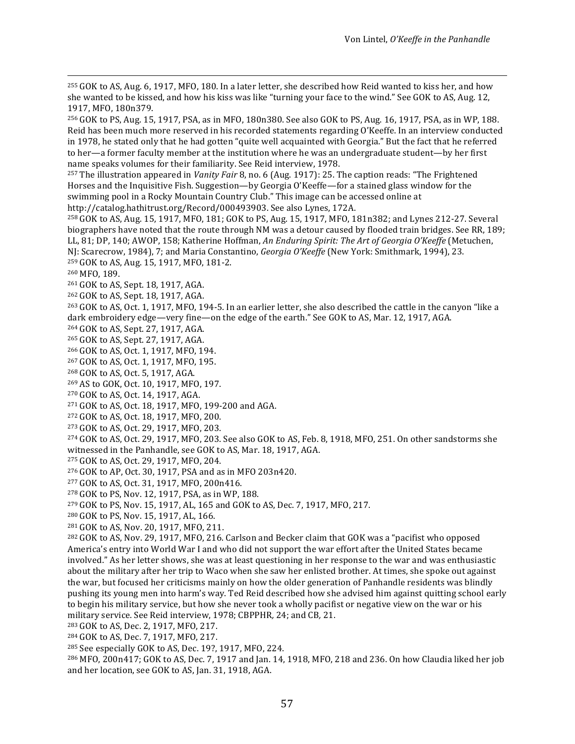[255] GOK to AS, Aug. 6, 1917, MFO, 180. In a later letter, she described how Reid wanted to kiss her, and how she wanted to be kissed, and how his kiss was like "turning your face to the wind." See GOK to AS, Aug. 12, 1917, MFO, 180n379.

[256] GOK to PS, Aug. 15, 1917, PSA, as in MFO, 180n380. See also GOK to PS, Aug. 16, 1917, PSA, as in WP, 188. Reid has been much more reserved in his recorded statements regarding O'Keeffe. In an interview conducted in 1978, he stated only that he had gotten "quite well acquainted with Georgia." But the fact that he referred to her—a former faculty member at the institution where he was an undergraduate student—by her first name speaks volumes for their familiarity. See Reid interview, 1978.

[257] The illustration appeared in *Vanity Fair* 8, no. 6 (Aug. 1917): 25. The caption reads: "The Frightened Horses and the Inquisitive Fish. Suggestion—by Georgia O'Keeffe—for a stained glass window for the swimming pool in a Rocky Mountain Country Club." This image can be accessed online at http://catalog.hathitrust.org/Record/000493903. See also Lynes, 172A.

[258] GOK to AS, Aug. 15, 1917, MFO, 181; GOK to PS, Aug. 15, 1917, MFO, 181n382; and Lynes 212-27. Several biographers have noted that the route through NM was a detour caused by flooded train bridges. See RR, 189; LL, 81; DP, 140; AWOP, 158; Katherine Hoffman, *An Enduring Spirit: The Art of Georgia O'Keeffe* (Metuchen, NJ: Scarecrow, 1984), 7; and Maria Constantino, *Georgia O'Keeffe* (New York: Smithmark, 1994), 23.

[259] GOK to AS, Aug. 15, 1917, MFO, 181-2.

[260] MFO, 189.

[261] GOK to AS, Sept. 18, 1917, AGA.

[262] GOK to AS, Sept. 18, 1917, AGA.

[263] GOK to AS, Oct. 1, 1917, MFO, 194-5. In an earlier letter, she also described the cattle in the canyon "like a dark embroidery edge—very fine—on the edge of the earth." See GOK to AS, Mar. 12, 1917, AGA.

[264] GOK to AS, Sept. 27, 1917, AGA.

[265] GOK to AS, Sept. 27, 1917, AGA.

[266] GOK to AS, Oct. 1, 1917, MFO, 194.

[267] GOK to AS, Oct. 1, 1917, MFO, 195.

[268] GOK to AS, Oct. 5, 1917, AGA.

[269] AS to GOK, Oct. 10, 1917, MFO, 197.

[270] GOK to AS, Oct. 14, 1917, AGA.

[271] GOK to AS, Oct. 18, 1917, MFO, 199-200 and AGA.

[272] GOK to AS, Oct. 18, 1917, MFO, 200.

[273] GOK to AS, Oct. 29, 1917, MFO, 203.

[274] GOK to AS, Oct. 29, 1917, MFO, 203. See also GOK to AS, Feb. 8, 1918, MFO, 251. On other sandstorms she witnessed in the Panhandle, see GOK to AS, Mar. 18, 1917, AGA.

[275] GOK to AS, Oct. 29, 1917, MFO, 204.

[276] GOK to AP, Oct. 30, 1917, PSA and as in MFO 203n420.

[277] GOK to AS, Oct. 31, 1917, MFO, 200n416.

[278] GOK to PS, Nov. 12, 1917, PSA, as in WP, 188.

[279] GOK to PS, Nov. 15, 1917, AL, 165 and GOK to AS, Dec. 7, 1917, MFO, 217.

[280] GOK to PS, Nov. 15, 1917, AL, 166.

[281] GOK to AS, Nov. 20, 1917, MFO, 211.

[282] GOK to AS, Nov. 29, 1917, MFO, 216. Carlson and Becker claim that GOK was a "pacifist who opposed America's entry into World War I and who did not support the war effort after the United States became involved." As her letter shows, she was at least questioning in her response to the war and was enthusiastic about the military after her trip to Waco when she saw her enlisted brother. At times, she spoke out against the war, but focused her criticisms mainly on how the older generation of Panhandle residents was blindly pushing its young men into harm's way. Ted Reid described how she advised him against quitting school early to begin his military service, but how she never took a wholly pacifist or negative view on the war or his military service. See Reid interview, 1978; CBPPHR*,* 24; and CB*,* 21.

[283] GOK to AS, Dec. 2, 1917, MFO, 217.

[284] GOK to AS, Dec. 7, 1917, MFO, 217.

[285] See especially GOK to AS, Dec. 19?, 1917, MFO, 224.

[286] MFO, 200n417; GOK to AS, Dec. 7, 1917 and Jan. 14, 1918, MFO, 218 and 236. On how Claudia liked her job and her location, see GOK to AS, Jan. 31, 1918, AGA.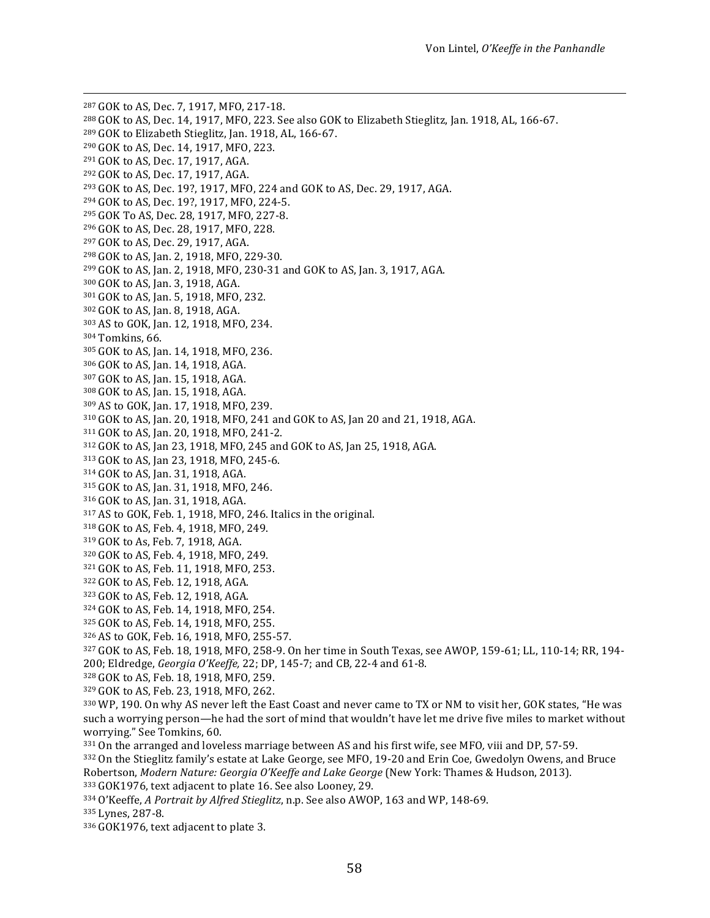[287] GOK to AS, Dec. 7, 1917, MFO, 217-18.
[288] GOK to AS, Dec. 14, 1917, MFO, 223. See also GOK to Elizabeth Stieglitz, Jan. 1918, AL, 166-67.
[289] GOK to Elizabeth Stieglitz, Jan. 1918, AL, 166-67.
[290] GOK to AS, Dec. 14, 1917, MFO, 223.
[291] GOK to AS, Dec. 17, 1917, AGA.
[292] GOK to AS, Dec. 17, 1917, AGA.
[293] GOK to AS, Dec. 19?, 1917, MFO, 224 and GOK to AS, Dec. 29, 1917, AGA.
[294] GOK to AS, Dec. 19?, 1917, MFO, 224-5.
[295] GOK To AS, Dec. 28, 1917, MFO, 227-8.
[296] GOK to AS, Dec. 28, 1917, MFO, 228.
[297] GOK to AS, Dec. 29, 1917, AGA.
[298] GOK to AS, Jan. 2, 1918, MFO, 229-30.
[299] GOK to AS, Jan. 2, 1918, MFO, 230-31 and GOK to AS, Jan. 3, 1917, AGA.
[300] GOK to AS, Jan. 3, 1918, AGA.
[301] GOK to AS, Jan. 5, 1918, MFO, 232.
[302] GOK to AS, Jan. 8, 1918, AGA.
[303] AS to GOK, Jan. 12, 1918, MFO, 234.
[304] Tomkins, 66.
[305] GOK to AS, Jan. 14, 1918, MFO, 236.
[306] GOK to AS, Jan. 14, 1918, AGA.
[307] GOK to AS, Jan. 15, 1918, AGA.
[308] GOK to AS, Jan. 15, 1918, AGA.
[309] AS to GOK, Jan. 17, 1918, MFO, 239.
[310] GOK to AS, Jan. 20, 1918, MFO, 241 and GOK to AS, Jan 20 and 21, 1918, AGA.
[311] GOK to AS, Jan. 20, 1918, MFO, 241-2.
[312] GOK to AS, Jan 23, 1918, MFO, 245 and GOK to AS, Jan 25, 1918, AGA.
[313] GOK to AS, Jan 23, 1918, MFO, 245-6.
[314] GOK to AS, Jan. 31, 1918, AGA.
[315] GOK to AS, Jan. 31, 1918, MFO, 246.
[316] GOK to AS, Jan. 31, 1918, AGA.
[317] AS to GOK, Feb. 1, 1918, MFO, 246. Italics in the original.
[318] GOK to AS, Feb. 4, 1918, MFO, 249.
[319] GOK to As, Feb. 7, 1918, AGA.
[320] GOK to AS, Feb. 4, 1918, MFO, 249.
[321] GOK to AS, Feb. 11, 1918, MFO, 253.
[322] GOK to AS, Feb. 12, 1918, AGA.
[323] GOK to AS, Feb. 12, 1918, AGA.
[324] GOK to AS, Feb. 14, 1918, MFO, 254.
[325] GOK to AS, Feb. 14, 1918, MFO, 255.
[326] AS to GOK, Feb. 16, 1918, MFO, 255-57.
[327] GOK to AS, Feb. 18, 1918, MFO, 258-9. On her time in South Texas, see AWOP, 159-61; LL, 110-14; RR, 194-200; Eldredge, *Georgia O'Keeffe,* 22; DP, 145-7; and CB, 22-4 and 61-8.
[328] GOK to AS, Feb. 18, 1918, MFO, 259.
[329] GOK to AS, Feb. 23, 1918, MFO, 262.
[330] WP, 190. On why AS never left the East Coast and never came to TX or NM to visit her, GOK states, "He was such a worrying person—he had the sort of mind that wouldn't have let me drive five miles to market without worrying." See Tomkins, 60.
[331] On the arranged and loveless marriage between AS and his first wife, see MFO, viii and DP, 57-59.
[332] On the Stieglitz family's estate at Lake George, see MFO, 19-20 and Erin Coe, Gwedolyn Owens, and Bruce Robertson, *Modern Nature: Georgia O'Keeffe and Lake George* (New York: Thames & Hudson, 2013).
[333] GOK1976, text adjacent to plate 16. See also Looney, 29.
[334] O'Keeffe, *A Portrait by Alfred Stieglitz*, n.p. See also AWOP, 163 and WP, 148-69.
[335] Lynes, 287-8.
[336] GOK1976, text adjacent to plate 3.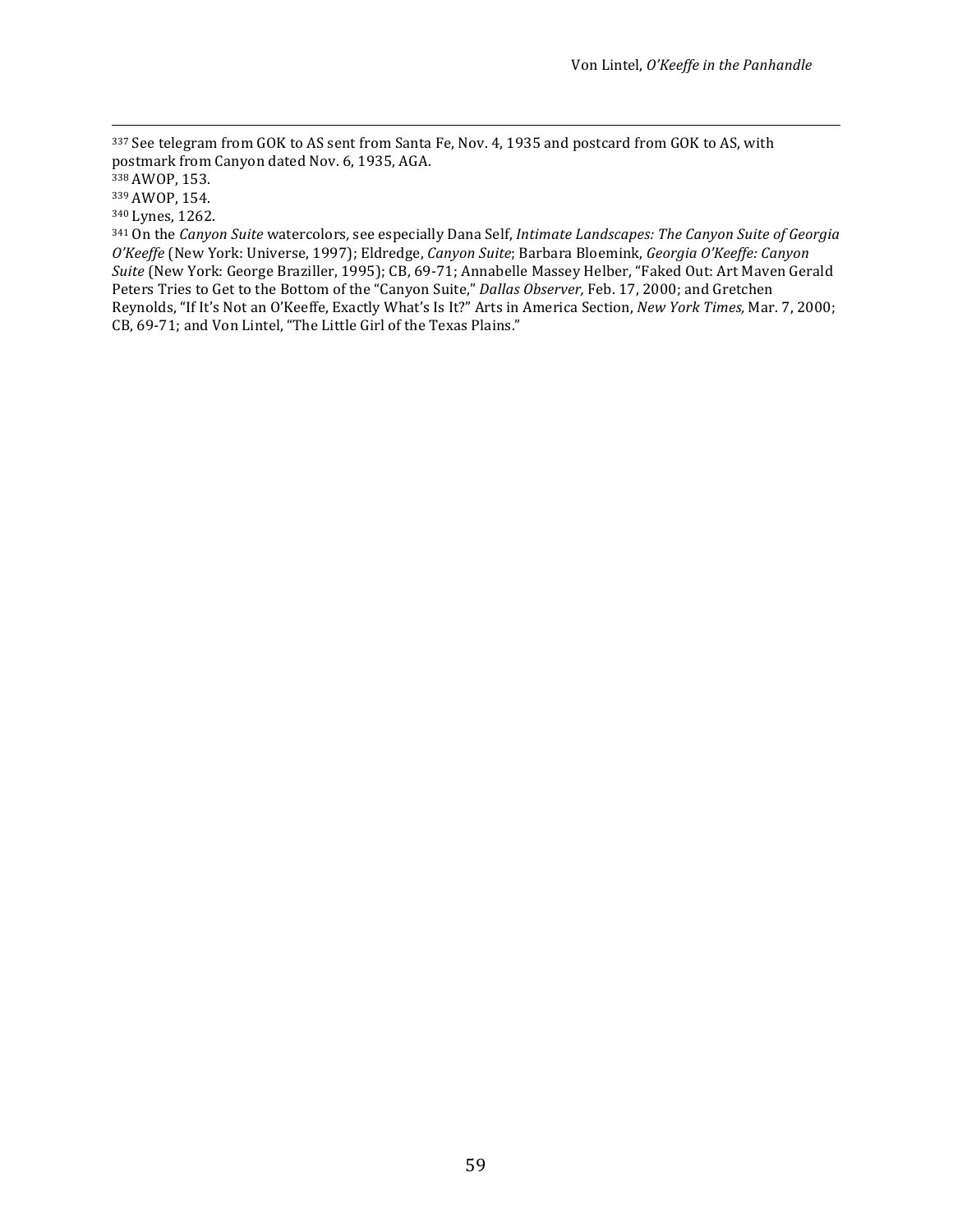[337] See telegram from GOK to AS sent from Santa Fe, Nov. 4, 1935 and postcard from GOK to AS, with postmark from Canyon dated Nov. 6, 1935, AGA.

[338] AWOP, 153.

[339] AWOP, 154.

[340] Lynes, 1262.

[341] On the *Canyon Suite* watercolors*,* see especially Dana Self, *Intimate Landscapes: The Canyon Suite of Georgia O'Keeffe* (New York: Universe, 1997); Eldredge, *Canyon Suite*; Barbara Bloemink, *Georgia O'Keeffe: Canyon Suite* (New York: George Braziller, 1995); CB, 69-71; Annabelle Massey Helber, "Faked Out: Art Maven Gerald Peters Tries to Get to the Bottom of the "Canyon Suite," *Dallas Observer,* Feb. 17, 2000; and Gretchen Reynolds, "If It's Not an O'Keeffe, Exactly What's Is It?" Arts in America Section, *New York Times,* Mar. 7, 2000; CB, 69-71; and Von Lintel, "The Little Girl of the Texas Plains."